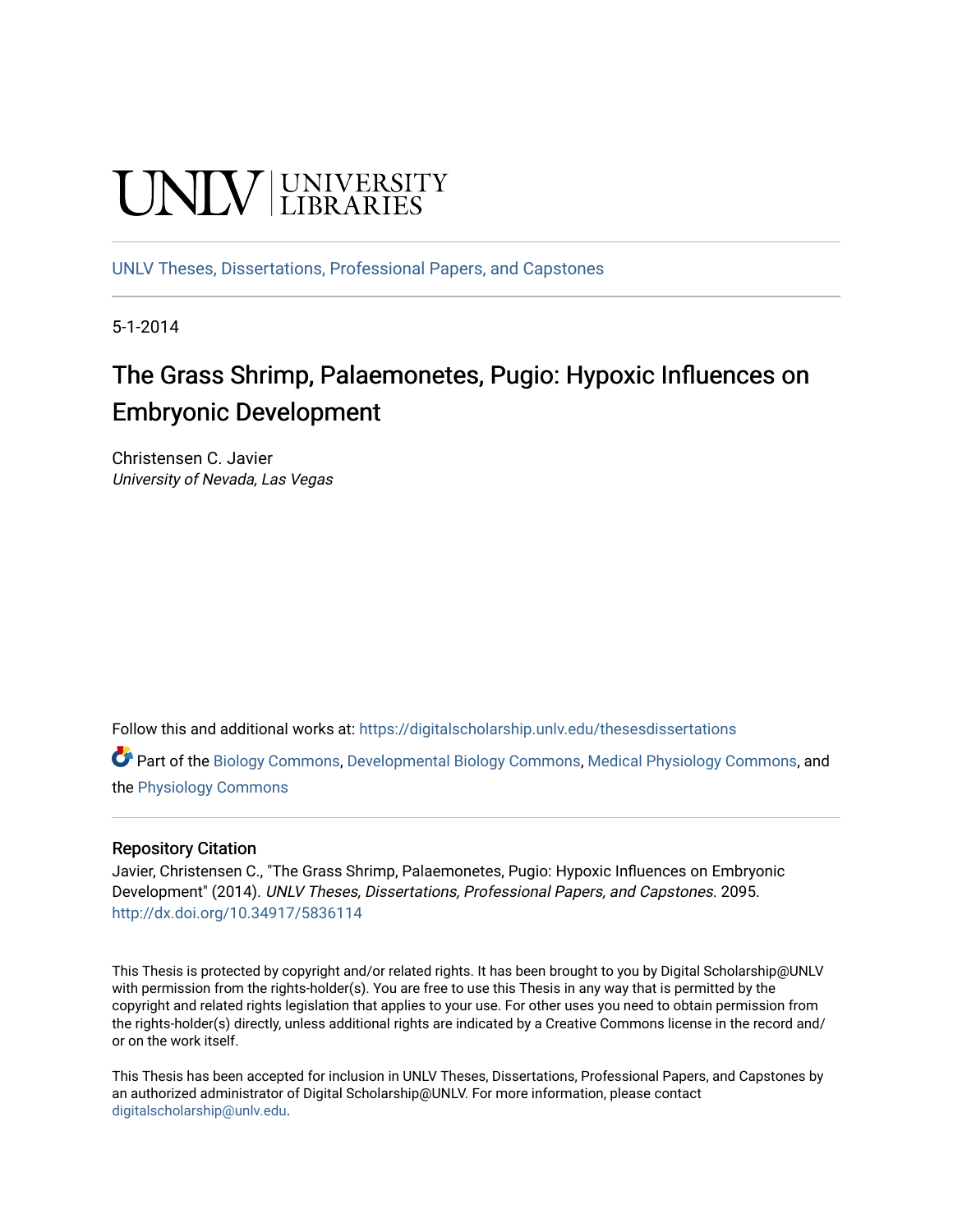UNLV | UNIVERSITY LIBRARIES

UNLV Theses, Dissertations, Professional Papers, and Capstones

5-1-2014

# The Grass Shrimp, Palaemonetes, Pugio: Hypoxic Influences on Embryonic Development

Christensen C. Javier
*University of Nevada, Las Vegas*

Follow this and additional works at: https://digitalscholarship.unlv.edu/thesesdissertations

Part of the Biology Commons, Developmental Biology Commons, Medical Physiology Commons, and the Physiology Commons

## Repository Citation

Javier, Christensen C., "The Grass Shrimp, Palaemonetes, Pugio: Hypoxic Influences on Embryonic Development" (2014). *UNLV Theses, Dissertations, Professional Papers, and Capstones.* 2095.
http://dx.doi.org/10.34917/5836114

This Thesis is protected by copyright and/or related rights. It has been brought to you by Digital Scholarship@UNLV with permission from the rights-holder(s). You are free to use this Thesis in any way that is permitted by the copyright and related rights legislation that applies to your use. For other uses you need to obtain permission from the rights-holder(s) directly, unless additional rights are indicated by a Creative Commons license in the record and/or on the work itself.

This Thesis has been accepted for inclusion in UNLV Theses, Dissertations, Professional Papers, and Capstones by an authorized administrator of Digital Scholarship@UNLV. For more information, please contact digitalscholarship@unlv.edu.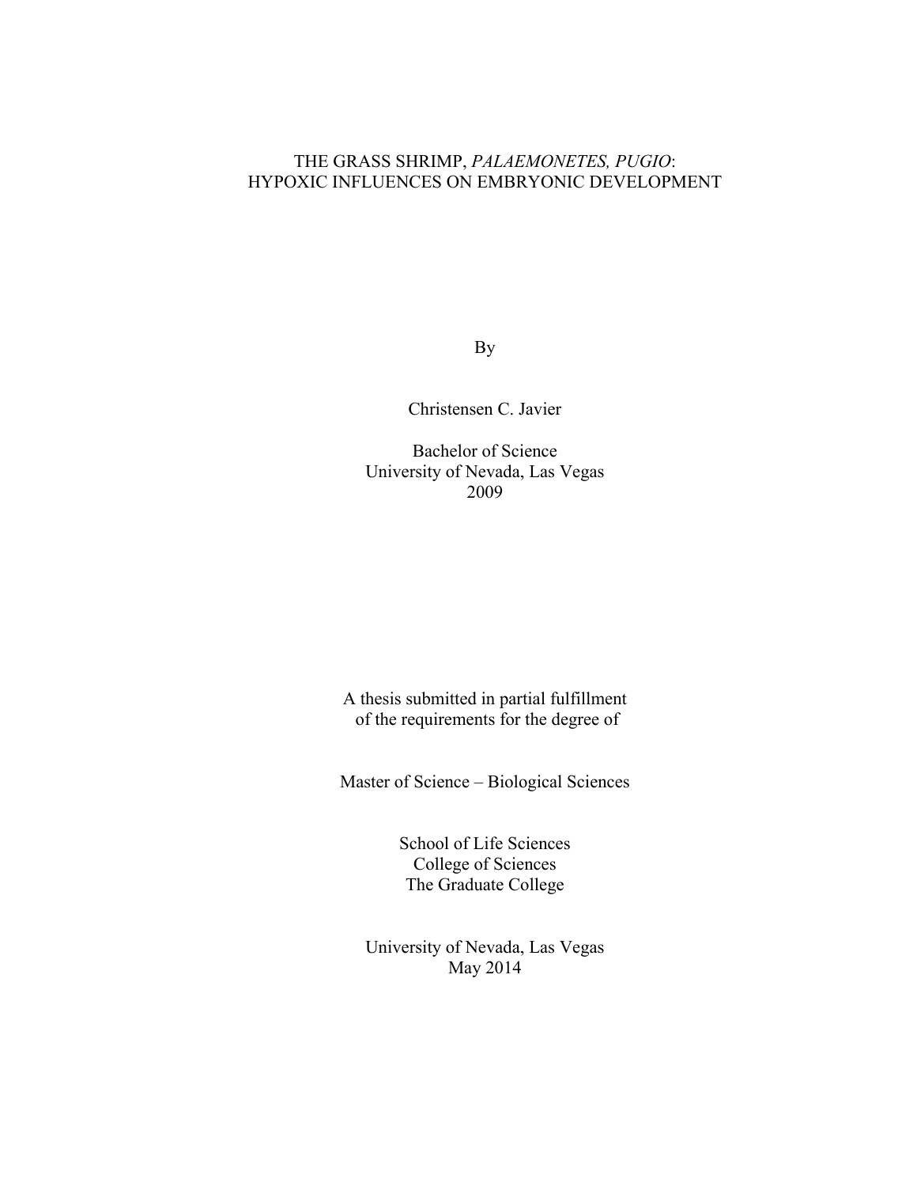# THE GRASS SHRIMP, *PALAEMONETES, PUGIO*: HYPOXIC INFLUENCES ON EMBRYONIC DEVELOPMENT

By

Christensen C. Javier

Bachelor of Science
University of Nevada, Las Vegas
2009

A thesis submitted in partial fulfillment
of the requirements for the degree of

Master of Science – Biological Sciences

School of Life Sciences
College of Sciences
The Graduate College

University of Nevada, Las Vegas
May 2014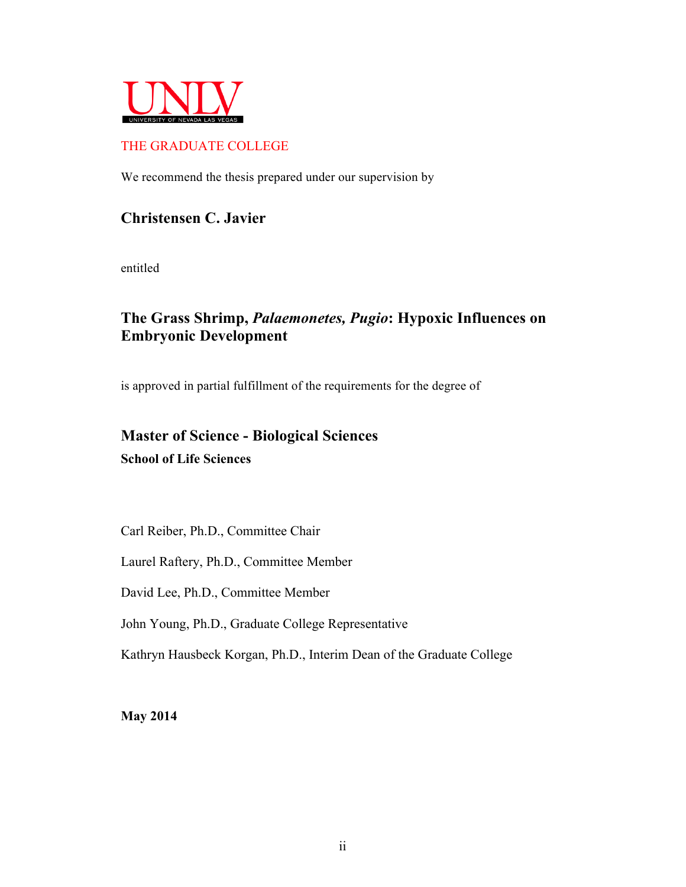UNLV
UNIVERSITY OF NEVADA LAS VEGAS

THE GRADUATE COLLEGE

We recommend the thesis prepared under our supervision by

**Christensen C. Javier**

entitled

**The Grass Shrimp, *Palaemonetes, Pugio*: Hypoxic Influences on Embryonic Development**

is approved in partial fulfillment of the requirements for the degree of

**Master of Science - Biological Sciences**
**School of Life Sciences**

Carl Reiber, Ph.D., Committee Chair

Laurel Raftery, Ph.D., Committee Member

David Lee, Ph.D., Committee Member

John Young, Ph.D., Graduate College Representative

Kathryn Hausbeck Korgan, Ph.D., Interim Dean of the Graduate College

**May 2014**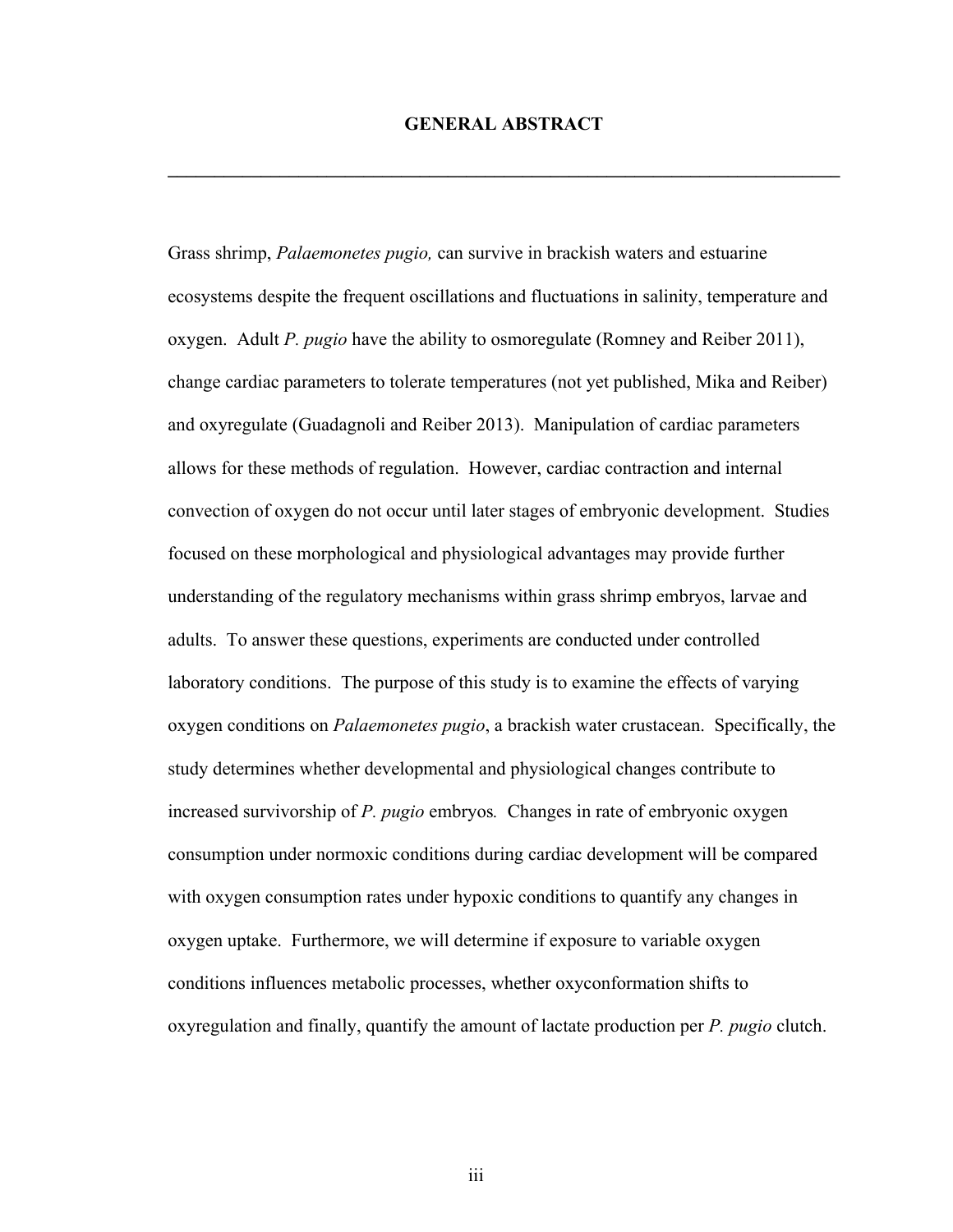# GENERAL ABSTRACT

---

Grass shrimp, *Palaemonetes pugio,* can survive in brackish waters and estuarine ecosystems despite the frequent oscillations and fluctuations in salinity, temperature and oxygen. Adult *P. pugio* have the ability to osmoregulate (Romney and Reiber 2011), change cardiac parameters to tolerate temperatures (not yet published, Mika and Reiber) and oxyregulate (Guadagnoli and Reiber 2013). Manipulation of cardiac parameters allows for these methods of regulation. However, cardiac contraction and internal convection of oxygen do not occur until later stages of embryonic development. Studies focused on these morphological and physiological advantages may provide further understanding of the regulatory mechanisms within grass shrimp embryos, larvae and adults. To answer these questions, experiments are conducted under controlled laboratory conditions. The purpose of this study is to examine the effects of varying oxygen conditions on *Palaemonetes pugio*, a brackish water crustacean. Specifically, the study determines whether developmental and physiological changes contribute to increased survivorship of *P. pugio* embryos*.* Changes in rate of embryonic oxygen consumption under normoxic conditions during cardiac development will be compared with oxygen consumption rates under hypoxic conditions to quantify any changes in oxygen uptake. Furthermore, we will determine if exposure to variable oxygen conditions influences metabolic processes, whether oxyconformation shifts to oxyregulation and finally, quantify the amount of lactate production per *P. pugio* clutch.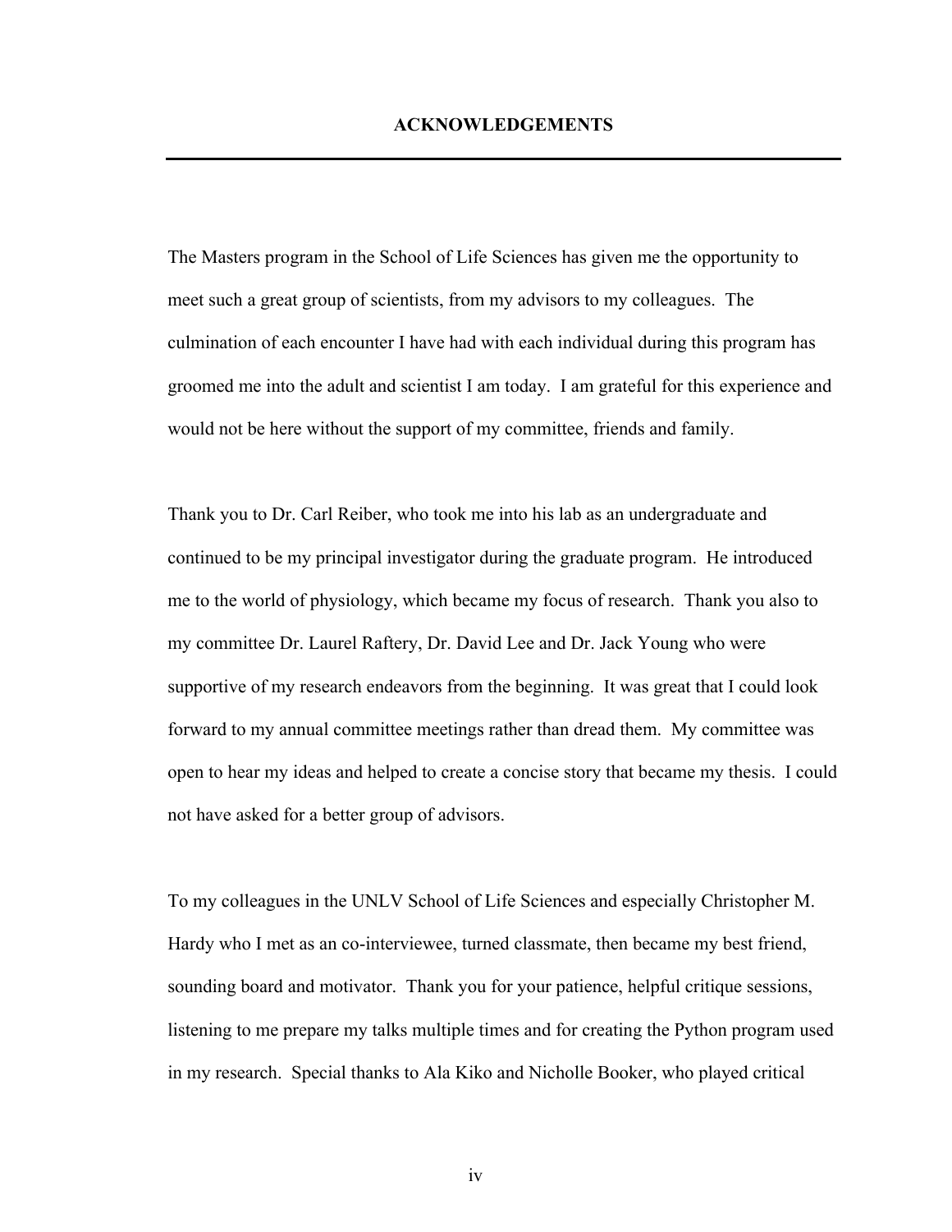# ACKNOWLEDGEMENTS

The Masters program in the School of Life Sciences has given me the opportunity to meet such a great group of scientists, from my advisors to my colleagues. The culmination of each encounter I have had with each individual during this program has groomed me into the adult and scientist I am today. I am grateful for this experience and would not be here without the support of my committee, friends and family.

Thank you to Dr. Carl Reiber, who took me into his lab as an undergraduate and continued to be my principal investigator during the graduate program. He introduced me to the world of physiology, which became my focus of research. Thank you also to my committee Dr. Laurel Raftery, Dr. David Lee and Dr. Jack Young who were supportive of my research endeavors from the beginning. It was great that I could look forward to my annual committee meetings rather than dread them. My committee was open to hear my ideas and helped to create a concise story that became my thesis. I could not have asked for a better group of advisors.

To my colleagues in the UNLV School of Life Sciences and especially Christopher M. Hardy who I met as an co-interviewee, turned classmate, then became my best friend, sounding board and motivator. Thank you for your patience, helpful critique sessions, listening to me prepare my talks multiple times and for creating the Python program used in my research. Special thanks to Ala Kiko and Nicholle Booker, who played critical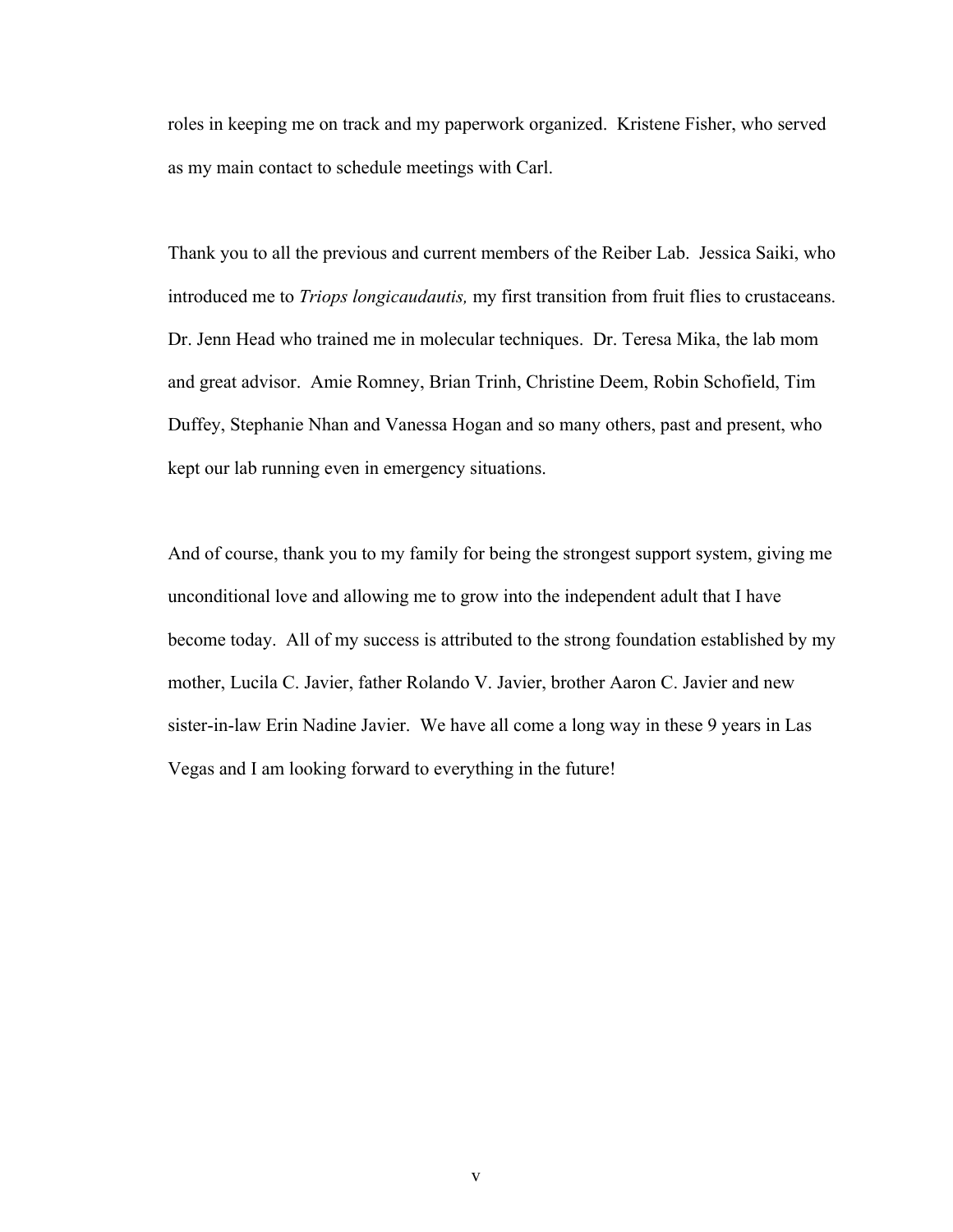roles in keeping me on track and my paperwork organized. Kristene Fisher, who served as my main contact to schedule meetings with Carl.

Thank you to all the previous and current members of the Reiber Lab. Jessica Saiki, who introduced me to *Triops longicaudautis,* my first transition from fruit flies to crustaceans. Dr. Jenn Head who trained me in molecular techniques. Dr. Teresa Mika, the lab mom and great advisor. Amie Romney, Brian Trinh, Christine Deem, Robin Schofield, Tim Duffey, Stephanie Nhan and Vanessa Hogan and so many others, past and present, who kept our lab running even in emergency situations.

And of course, thank you to my family for being the strongest support system, giving me unconditional love and allowing me to grow into the independent adult that I have become today. All of my success is attributed to the strong foundation established by my mother, Lucila C. Javier, father Rolando V. Javier, brother Aaron C. Javier and new sister-in-law Erin Nadine Javier. We have all come a long way in these 9 years in Las Vegas and I am looking forward to everything in the future!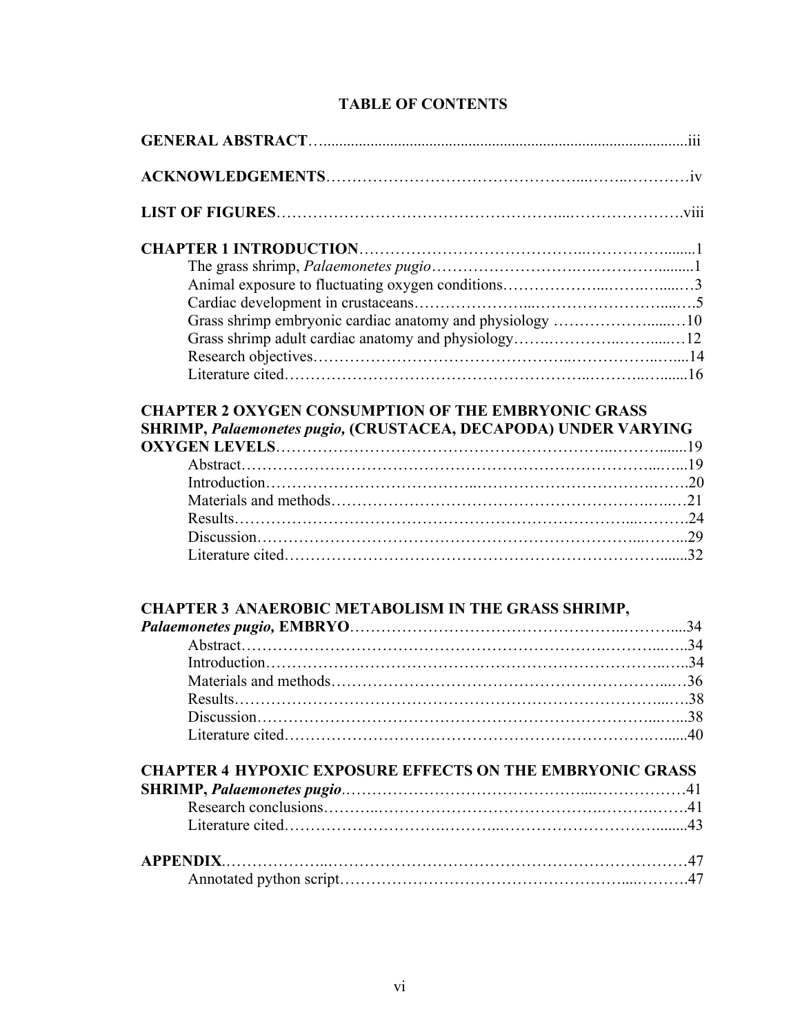# TABLE OF CONTENTS

**GENERAL ABSTRACT**……..........................................................................................iii

**ACKNOWLEDGEMENTS**………………………………………...……..…………iv

**LIST OF FIGURES**……………………………………………...………………….viii

**CHAPTER 1 INTRODUCTION**…………………………………..……………........1

- The grass shrimp, *Palaemonetes pugio*……………………….….………..........1
- Animal exposure to fluctuating oxygen conditions………………...…….….....…3
- Cardiac development in crustaceans…………………...………………….....….5
- Grass shrimp embryonic cardiac anatomy and physiology ………………......…10
- Grass shrimp adult cardiac anatomy and physiology…….………….……......…12
- Research objectives……………………………………..……………..…....14
- Literature cited……………………………………………..………..…......16

**CHAPTER 2 OXYGEN CONSUMPTION OF THE EMBRYONIC GRASS SHRIMP, *Palaemonetes pugio,* (CRUSTACEA, DECAPODA) UNDER VARYING OXYGEN LEVELS**…………………………………………………..………......19

- Abstract……………………………………………………………………...…..19
- Introduction…………………………..…………………………………….…….20
- Materials and methods…………………………………………………….…..…21
- Results………………………………………………………………...……….24
- Discussion………………………………………………………………...……...29
- Literature cited…………………………………………………………….......32

**CHAPTER 3 ANAEROBIC METABOLISM IN THE GRASS SHRIMP, *Palaemonetes pugio,* EMBRYO**………………………………………..………....34

- Abstract………………………………………………………….………...…..34
- Introduction……………………………………………………………...…..34
- Materials and methods……………………………………………………...…36
- Results………………………………………………………………………...….38
- Discussion………………………………………………………………...…...38
- Literature cited…………………………………………………………..…......40

**CHAPTER 4 HYPOXIC EXPOSURE EFFECTS ON THE EMBRYONIC GRASS SHRIMP, *Palaemonetes pugio***.…………………………………...………………41

- Research conclusions………..………….…………………………….…….…….41
- Literature cited……………………….………..…………………………........43

**APPENDIX**.………………..……………………………………………………………47

- Annotated python script……………………………………………....……….47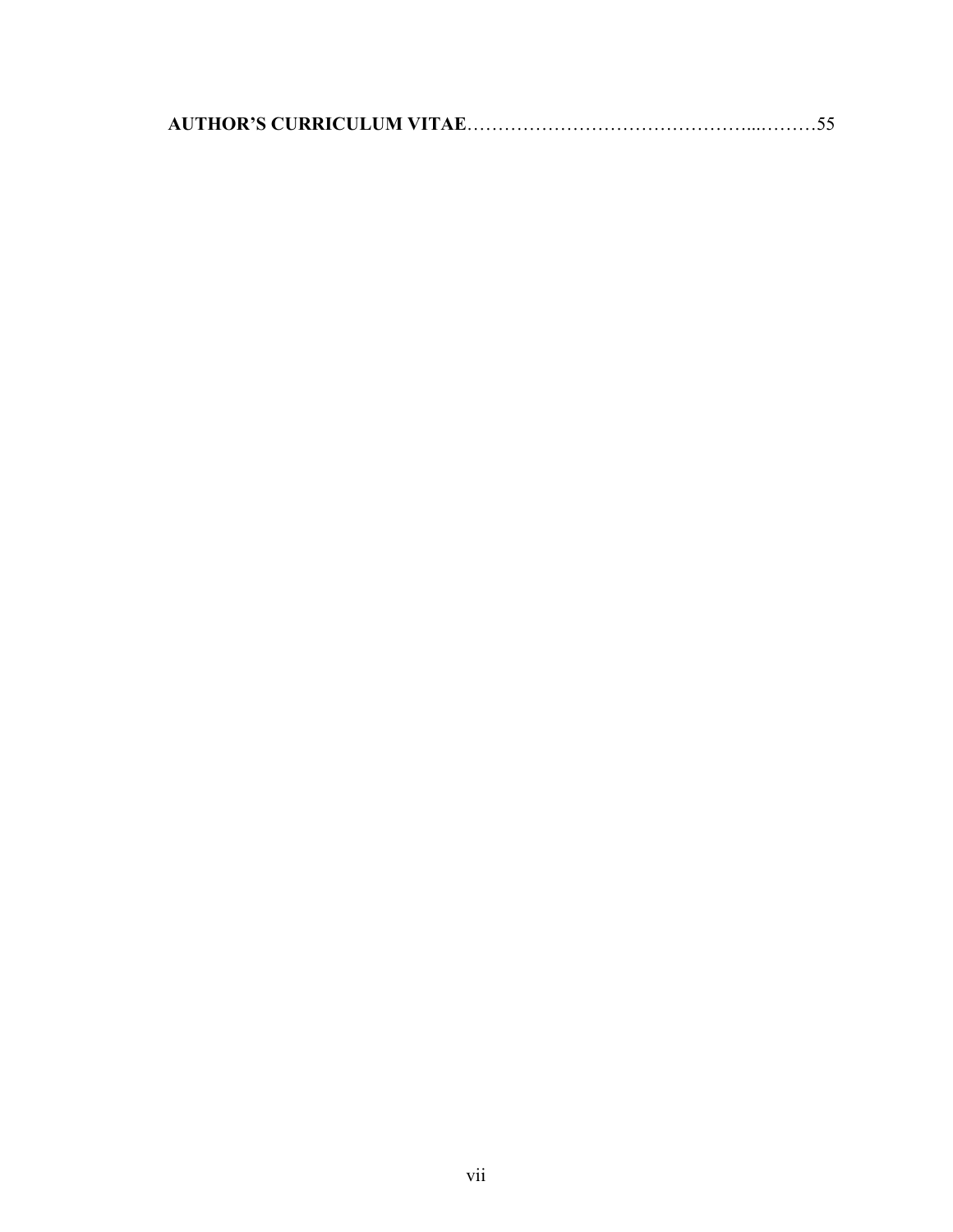**AUTHOR'S CURRICULUM VITAE**……………………………………...………55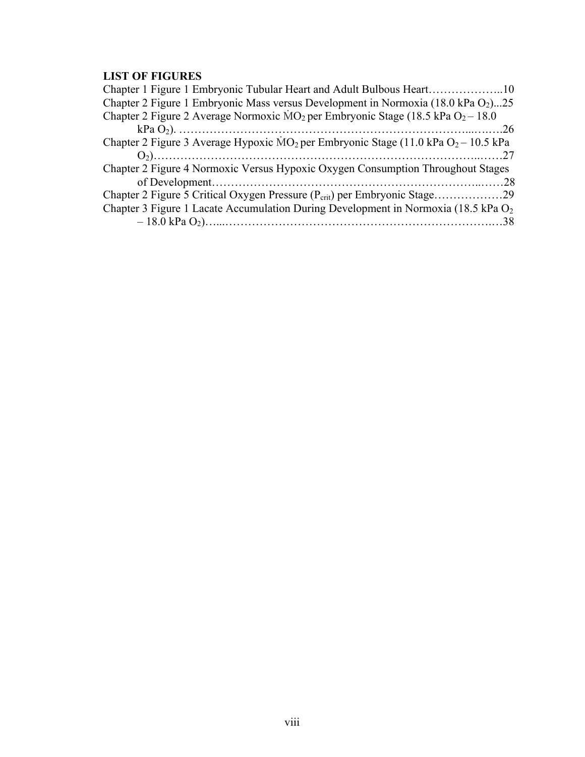**LIST OF FIGURES**

Chapter 1 Figure 1 Embryonic Tubular Heart and Adult Bulbous Heart………………..10

Chapter 2 Figure 1 Embryonic Mass versus Development in Normoxia (18.0 kPa $O_2$)...25

Chapter 2 Figure 2 Average Normoxic $\dot{M}O_2$ per Embryonic Stage (18.5 kPa $O_2$ – 18.0 kPa $O_2$). ……………………………………………………………………...….…26

Chapter 2 Figure 3 Average Hypoxic $\dot{M}O_2$ per Embryonic Stage (11.0 kPa $O_2$ – 10.5 kPa $O_2$)………………………………………………………………………...……27

Chapter 2 Figure 4 Normoxic Versus Hypoxic Oxygen Consumption Throughout Stages of Development……………………………………………………………..……28

Chapter 2 Figure 5 Critical Oxygen Pressure ($P_{crit}$) per Embryonic Stage………………29

Chapter 3 Figure 1 Lacate Accumulation During Development in Normoxia (18.5 kPa $O_2$ – 18.0 kPa $O_2$)…...…………………………………………………………….…38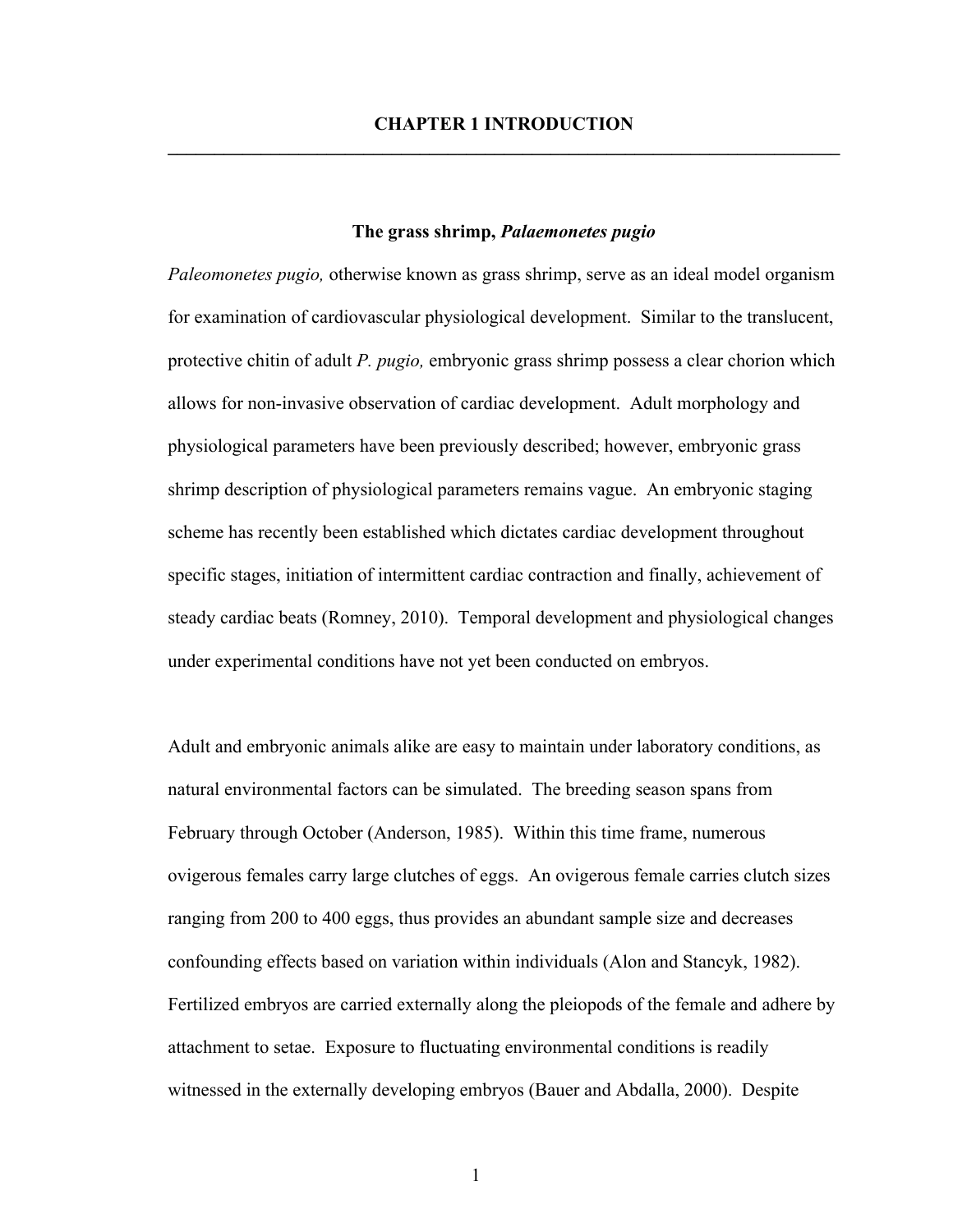# CHAPTER 1 INTRODUCTION

## The grass shrimp, *Palaemonetes pugio*

*Paleomonetes pugio,* otherwise known as grass shrimp, serve as an ideal model organism for examination of cardiovascular physiological development. Similar to the translucent, protective chitin of adult *P. pugio,* embryonic grass shrimp possess a clear chorion which allows for non-invasive observation of cardiac development. Adult morphology and physiological parameters have been previously described; however, embryonic grass shrimp description of physiological parameters remains vague. An embryonic staging scheme has recently been established which dictates cardiac development throughout specific stages, initiation of intermittent cardiac contraction and finally, achievement of steady cardiac beats (Romney, 2010). Temporal development and physiological changes under experimental conditions have not yet been conducted on embryos.

Adult and embryonic animals alike are easy to maintain under laboratory conditions, as natural environmental factors can be simulated. The breeding season spans from February through October (Anderson, 1985). Within this time frame, numerous ovigerous females carry large clutches of eggs. An ovigerous female carries clutch sizes ranging from 200 to 400 eggs, thus provides an abundant sample size and decreases confounding effects based on variation within individuals (Alon and Stancyk, 1982). Fertilized embryos are carried externally along the pleiopods of the female and adhere by attachment to setae. Exposure to fluctuating environmental conditions is readily witnessed in the externally developing embryos (Bauer and Abdalla, 2000). Despite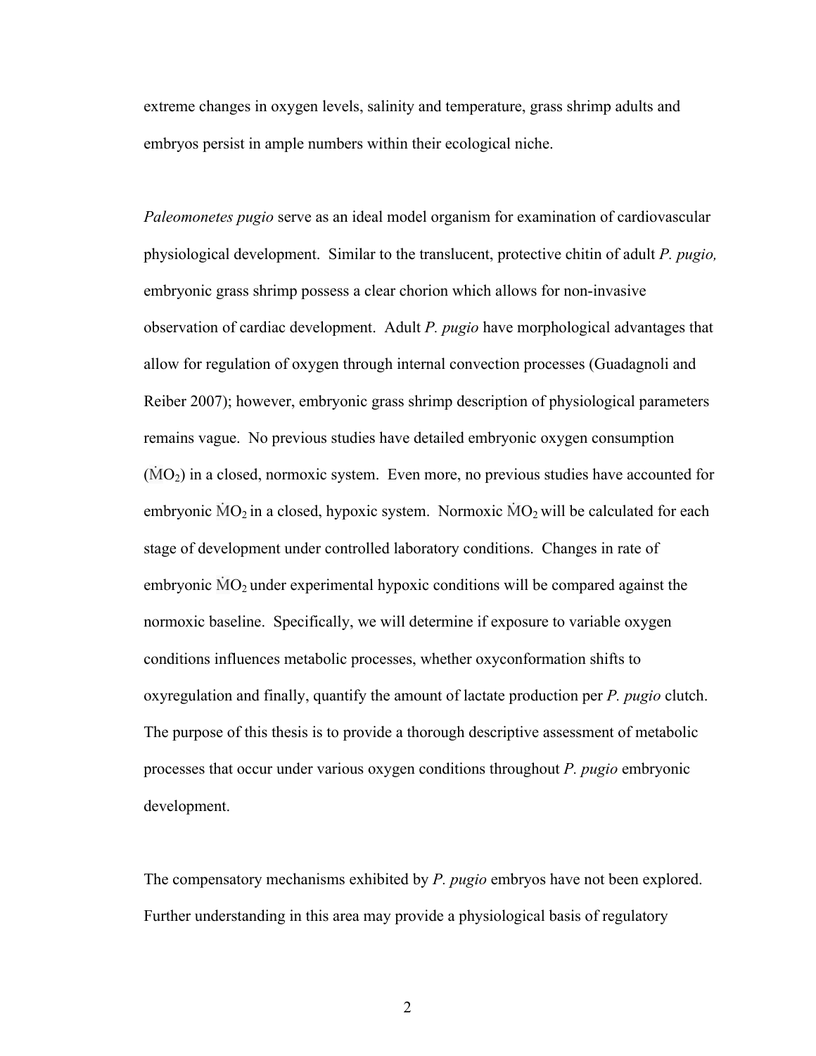extreme changes in oxygen levels, salinity and temperature, grass shrimp adults and embryos persist in ample numbers within their ecological niche.

*Paleomonetes pugio* serve as an ideal model organism for examination of cardiovascular physiological development. Similar to the translucent, protective chitin of adult *P. pugio,* embryonic grass shrimp possess a clear chorion which allows for non-invasive observation of cardiac development. Adult *P. pugio* have morphological advantages that allow for regulation of oxygen through internal convection processes (Guadagnoli and Reiber 2007); however, embryonic grass shrimp description of physiological parameters remains vague. No previous studies have detailed embryonic oxygen consumption ($\dot{M}O_2$) in a closed, normoxic system. Even more, no previous studies have accounted for embryonic $\dot{M}O_2$ in a closed, hypoxic system. Normoxic $\dot{M}O_2$ will be calculated for each stage of development under controlled laboratory conditions. Changes in rate of embryonic $\dot{M}O_2$ under experimental hypoxic conditions will be compared against the normoxic baseline. Specifically, we will determine if exposure to variable oxygen conditions influences metabolic processes, whether oxyconformation shifts to oxyregulation and finally, quantify the amount of lactate production per *P. pugio* clutch. The purpose of this thesis is to provide a thorough descriptive assessment of metabolic processes that occur under various oxygen conditions throughout *P. pugio* embryonic development.

The compensatory mechanisms exhibited by *P. pugio* embryos have not been explored. Further understanding in this area may provide a physiological basis of regulatory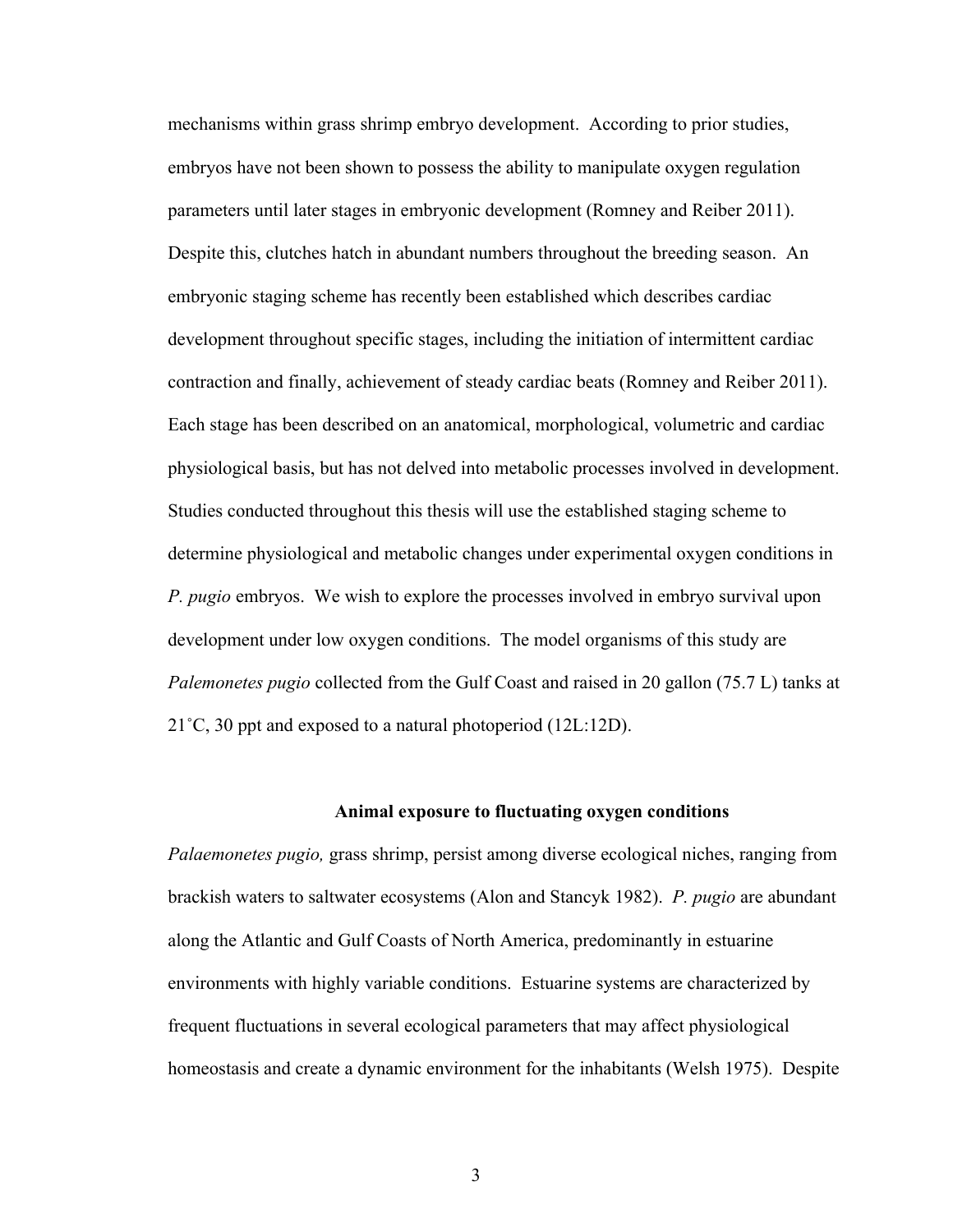mechanisms within grass shrimp embryo development. According to prior studies, embryos have not been shown to possess the ability to manipulate oxygen regulation parameters until later stages in embryonic development (Romney and Reiber 2011). Despite this, clutches hatch in abundant numbers throughout the breeding season. An embryonic staging scheme has recently been established which describes cardiac development throughout specific stages, including the initiation of intermittent cardiac contraction and finally, achievement of steady cardiac beats (Romney and Reiber 2011). Each stage has been described on an anatomical, morphological, volumetric and cardiac physiological basis, but has not delved into metabolic processes involved in development. Studies conducted throughout this thesis will use the established staging scheme to determine physiological and metabolic changes under experimental oxygen conditions in *P. pugio* embryos. We wish to explore the processes involved in embryo survival upon development under low oxygen conditions. The model organisms of this study are *Palemonetes pugio* collected from the Gulf Coast and raised in 20 gallon (75.7 L) tanks at 21˚C, 30 ppt and exposed to a natural photoperiod (12L:12D).

### Animal exposure to fluctuating oxygen conditions

*Palaemonetes pugio,* grass shrimp, persist among diverse ecological niches, ranging from brackish waters to saltwater ecosystems (Alon and Stancyk 1982). *P. pugio* are abundant along the Atlantic and Gulf Coasts of North America, predominantly in estuarine environments with highly variable conditions. Estuarine systems are characterized by frequent fluctuations in several ecological parameters that may affect physiological homeostasis and create a dynamic environment for the inhabitants (Welsh 1975). Despite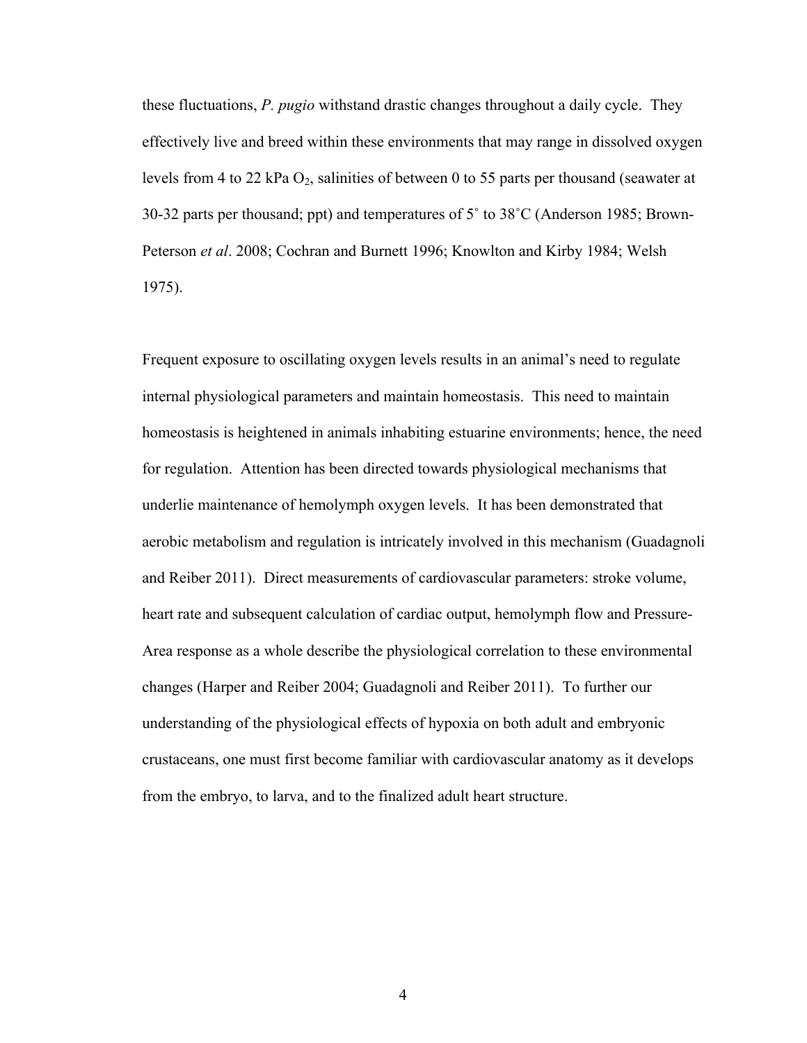these fluctuations, *P. pugio* withstand drastic changes throughout a daily cycle. They effectively live and breed within these environments that may range in dissolved oxygen levels from 4 to 22 kPa $O_2$, salinities of between 0 to 55 parts per thousand (seawater at 30-32 parts per thousand; ppt) and temperatures of 5˚ to 38˚C (Anderson 1985; Brown-Peterson *et al*. 2008; Cochran and Burnett 1996; Knowlton and Kirby 1984; Welsh 1975).

Frequent exposure to oscillating oxygen levels results in an animal's need to regulate internal physiological parameters and maintain homeostasis. This need to maintain homeostasis is heightened in animals inhabiting estuarine environments; hence, the need for regulation. Attention has been directed towards physiological mechanisms that underlie maintenance of hemolymph oxygen levels. It has been demonstrated that aerobic metabolism and regulation is intricately involved in this mechanism (Guadagnoli and Reiber 2011). Direct measurements of cardiovascular parameters: stroke volume, heart rate and subsequent calculation of cardiac output, hemolymph flow and Pressure-Area response as a whole describe the physiological correlation to these environmental changes (Harper and Reiber 2004; Guadagnoli and Reiber 2011). To further our understanding of the physiological effects of hypoxia on both adult and embryonic crustaceans, one must first become familiar with cardiovascular anatomy as it develops from the embryo, to larva, and to the finalized adult heart structure.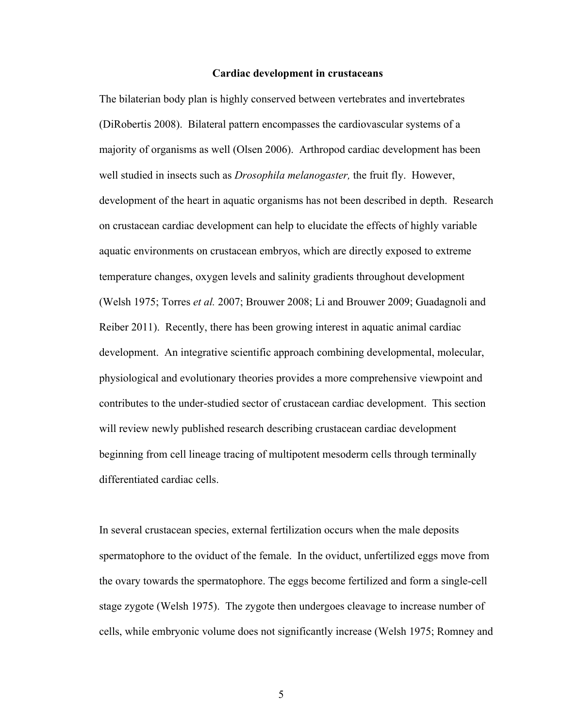## Cardiac development in crustaceans

The bilaterian body plan is highly conserved between vertebrates and invertebrates (DiRobertis 2008). Bilateral pattern encompasses the cardiovascular systems of a majority of organisms as well (Olsen 2006). Arthropod cardiac development has been well studied in insects such as *Drosophila melanogaster,* the fruit fly. However, development of the heart in aquatic organisms has not been described in depth. Research on crustacean cardiac development can help to elucidate the effects of highly variable aquatic environments on crustacean embryos, which are directly exposed to extreme temperature changes, oxygen levels and salinity gradients throughout development (Welsh 1975; Torres *et al.* 2007; Brouwer 2008; Li and Brouwer 2009; Guadagnoli and Reiber 2011). Recently, there has been growing interest in aquatic animal cardiac development. An integrative scientific approach combining developmental, molecular, physiological and evolutionary theories provides a more comprehensive viewpoint and contributes to the under-studied sector of crustacean cardiac development. This section will review newly published research describing crustacean cardiac development beginning from cell lineage tracing of multipotent mesoderm cells through terminally differentiated cardiac cells.

In several crustacean species, external fertilization occurs when the male deposits spermatophore to the oviduct of the female. In the oviduct, unfertilized eggs move from the ovary towards the spermatophore. The eggs become fertilized and form a single-cell stage zygote (Welsh 1975). The zygote then undergoes cleavage to increase number of cells, while embryonic volume does not significantly increase (Welsh 1975; Romney and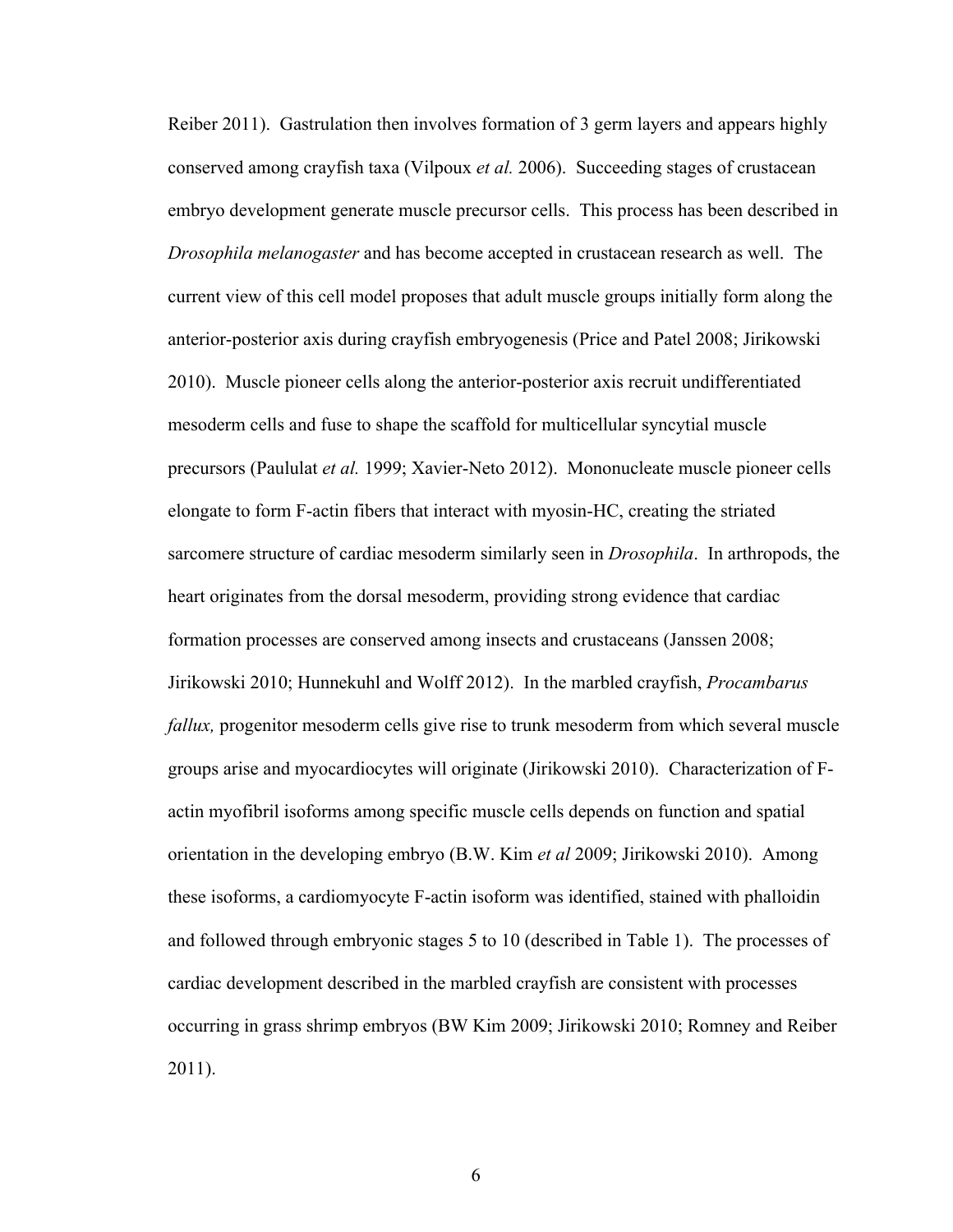Reiber 2011). Gastrulation then involves formation of 3 germ layers and appears highly conserved among crayfish taxa (Vilpoux *et al.* 2006). Succeeding stages of crustacean embryo development generate muscle precursor cells. This process has been described in *Drosophila melanogaster* and has become accepted in crustacean research as well. The current view of this cell model proposes that adult muscle groups initially form along the anterior-posterior axis during crayfish embryogenesis (Price and Patel 2008; Jirikowski 2010). Muscle pioneer cells along the anterior-posterior axis recruit undifferentiated mesoderm cells and fuse to shape the scaffold for multicellular syncytial muscle precursors (Paululat *et al.* 1999; Xavier-Neto 2012). Mononucleate muscle pioneer cells elongate to form F-actin fibers that interact with myosin-HC, creating the striated sarcomere structure of cardiac mesoderm similarly seen in *Drosophila*. In arthropods, the heart originates from the dorsal mesoderm, providing strong evidence that cardiac formation processes are conserved among insects and crustaceans (Janssen 2008; Jirikowski 2010; Hunnekuhl and Wolff 2012). In the marbled crayfish, *Procambarus fallux,* progenitor mesoderm cells give rise to trunk mesoderm from which several muscle groups arise and myocardiocytes will originate (Jirikowski 2010). Characterization of F-actin myofibril isoforms among specific muscle cells depends on function and spatial orientation in the developing embryo (B.W. Kim *et al* 2009; Jirikowski 2010). Among these isoforms, a cardiomyocyte F-actin isoform was identified, stained with phalloidin and followed through embryonic stages 5 to 10 (described in Table 1). The processes of cardiac development described in the marbled crayfish are consistent with processes occurring in grass shrimp embryos (BW Kim 2009; Jirikowski 2010; Romney and Reiber 2011).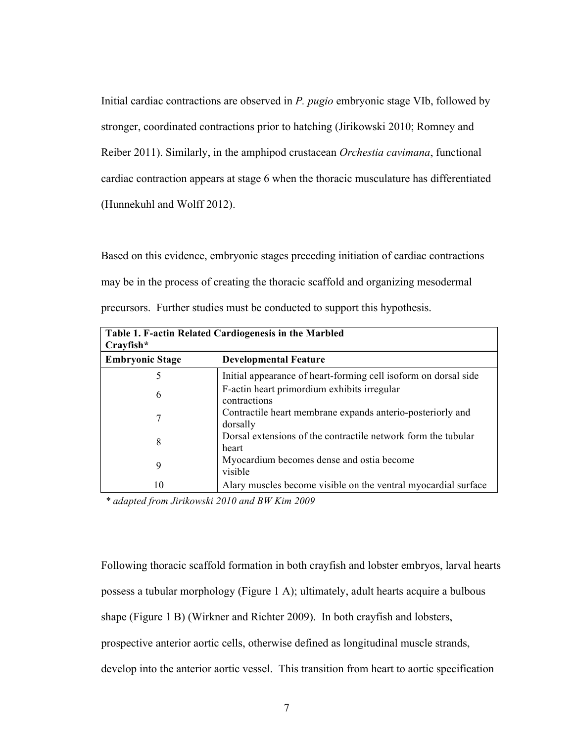Initial cardiac contractions are observed in *P. pugio* embryonic stage VIb, followed by stronger, coordinated contractions prior to hatching (Jirikowski 2010; Romney and Reiber 2011). Similarly, in the amphipod crustacean *Orchestia cavimana*, functional cardiac contraction appears at stage 6 when the thoracic musculature has differentiated (Hunnekuhl and Wolff 2012).

Based on this evidence, embryonic stages preceding initiation of cardiac contractions may be in the process of creating the thoracic scaffold and organizing mesodermal precursors. Further studies must be conducted to support this hypothesis.

**Table 1. F-actin Related Cardiogenesis in the Marbled Crayfish***

| Embryonic Stage | Developmental Feature |
|---|---|
| 5 | Initial appearance of heart-forming cell isoform on dorsal side |
| 6 | F-actin heart primordium exhibits irregular contractions |
| 7 | Contractile heart membrane expands anterio-posteriorly and dorsally |
| 8 | Dorsal extensions of the contractile network form the tubular heart |
| 9 | Myocardium becomes dense and ostia become visible |
| 10 | Alary muscles become visible on the ventral myocardial surface |

* *adapted from Jirikowski 2010 and BW Kim 2009*

Following thoracic scaffold formation in both crayfish and lobster embryos, larval hearts possess a tubular morphology (Figure 1 A); ultimately, adult hearts acquire a bulbous shape (Figure 1 B) (Wirkner and Richter 2009). In both crayfish and lobsters, prospective anterior aortic cells, otherwise defined as longitudinal muscle strands, develop into the anterior aortic vessel. This transition from heart to aortic specification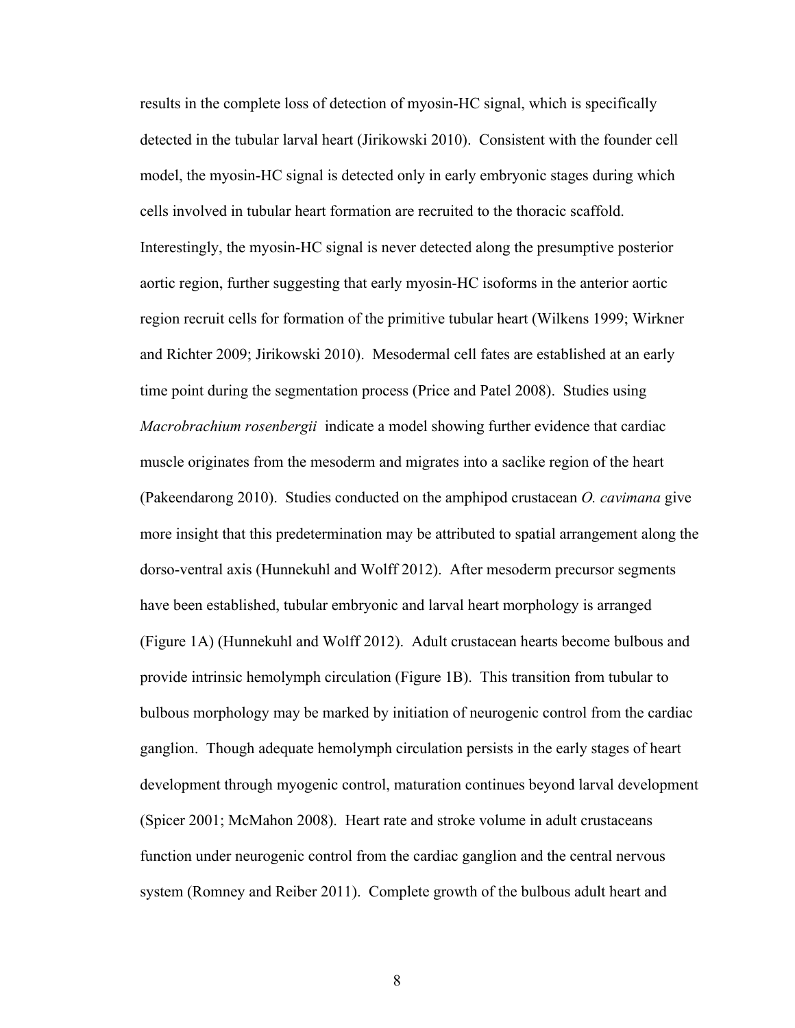results in the complete loss of detection of myosin-HC signal, which is specifically detected in the tubular larval heart (Jirikowski 2010). Consistent with the founder cell model, the myosin-HC signal is detected only in early embryonic stages during which cells involved in tubular heart formation are recruited to the thoracic scaffold. Interestingly, the myosin-HC signal is never detected along the presumptive posterior aortic region, further suggesting that early myosin-HC isoforms in the anterior aortic region recruit cells for formation of the primitive tubular heart (Wilkens 1999; Wirkner and Richter 2009; Jirikowski 2010). Mesodermal cell fates are established at an early time point during the segmentation process (Price and Patel 2008). Studies using *Macrobrachium rosenbergii* indicate a model showing further evidence that cardiac muscle originates from the mesoderm and migrates into a saclike region of the heart (Pakeendarong 2010). Studies conducted on the amphipod crustacean *O. cavimana* give more insight that this predetermination may be attributed to spatial arrangement along the dorso-ventral axis (Hunnekuhl and Wolff 2012). After mesoderm precursor segments have been established, tubular embryonic and larval heart morphology is arranged (Figure 1A) (Hunnekuhl and Wolff 2012). Adult crustacean hearts become bulbous and provide intrinsic hemolymph circulation (Figure 1B). This transition from tubular to bulbous morphology may be marked by initiation of neurogenic control from the cardiac ganglion. Though adequate hemolymph circulation persists in the early stages of heart development through myogenic control, maturation continues beyond larval development (Spicer 2001; McMahon 2008). Heart rate and stroke volume in adult crustaceans function under neurogenic control from the cardiac ganglion and the central nervous system (Romney and Reiber 2011). Complete growth of the bulbous adult heart and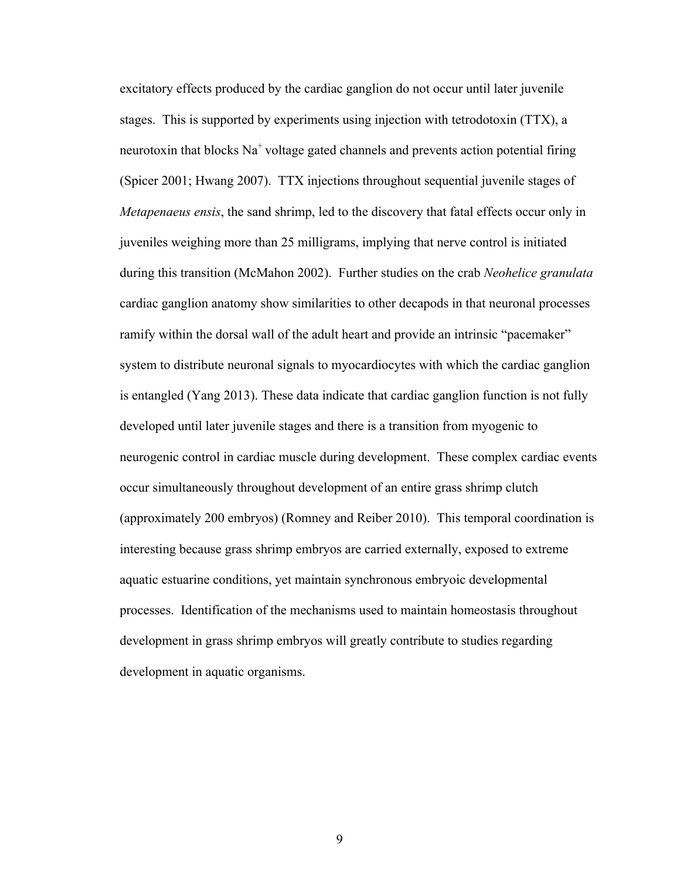excitatory effects produced by the cardiac ganglion do not occur until later juvenile stages. This is supported by experiments using injection with tetrodotoxin (TTX), a neurotoxin that blocks $Na^+$ voltage gated channels and prevents action potential firing (Spicer 2001; Hwang 2007). TTX injections throughout sequential juvenile stages of *Metapenaeus ensis*, the sand shrimp, led to the discovery that fatal effects occur only in juveniles weighing more than 25 milligrams, implying that nerve control is initiated during this transition (McMahon 2002). Further studies on the crab *Neohelice granulata* cardiac ganglion anatomy show similarities to other decapods in that neuronal processes ramify within the dorsal wall of the adult heart and provide an intrinsic "pacemaker" system to distribute neuronal signals to myocardiocytes with which the cardiac ganglion is entangled (Yang 2013). These data indicate that cardiac ganglion function is not fully developed until later juvenile stages and there is a transition from myogenic to neurogenic control in cardiac muscle during development. These complex cardiac events occur simultaneously throughout development of an entire grass shrimp clutch (approximately 200 embryos) (Romney and Reiber 2010). This temporal coordination is interesting because grass shrimp embryos are carried externally, exposed to extreme aquatic estuarine conditions, yet maintain synchronous embryoic developmental processes. Identification of the mechanisms used to maintain homeostasis throughout development in grass shrimp embryos will greatly contribute to studies regarding development in aquatic organisms.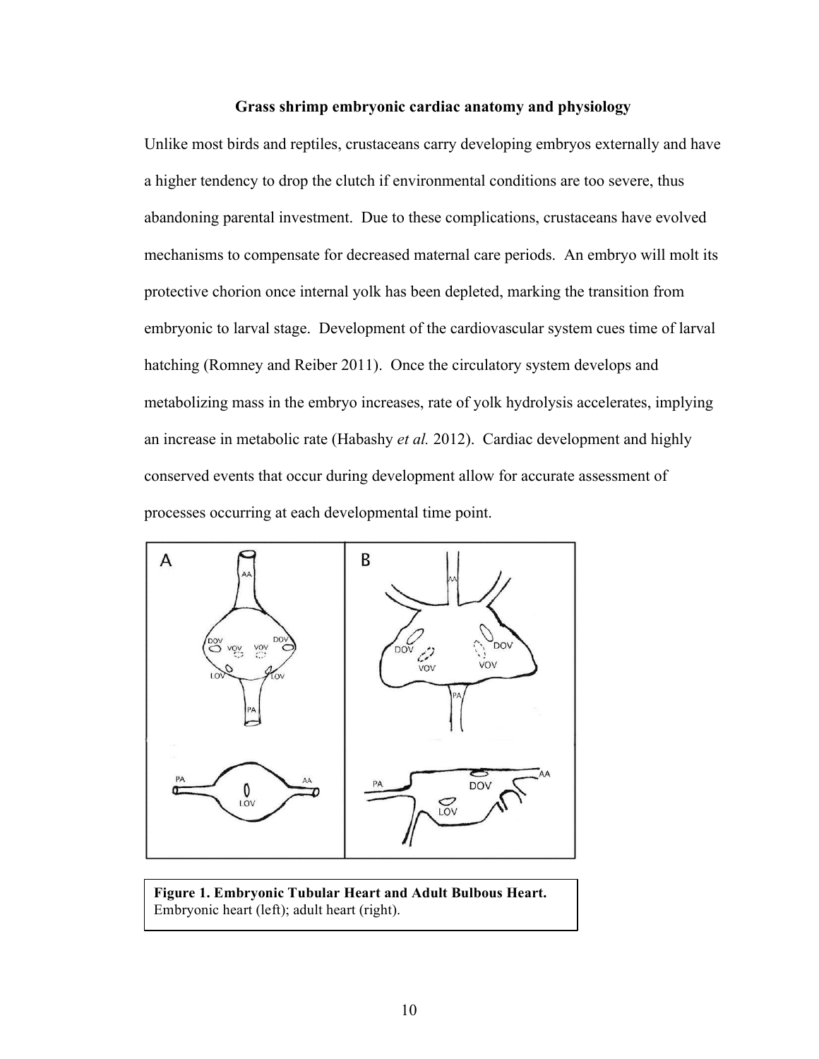**Grass shrimp embryonic cardiac anatomy and physiology**

Unlike most birds and reptiles, crustaceans carry developing embryos externally and have a higher tendency to drop the clutch if environmental conditions are too severe, thus abandoning parental investment. Due to these complications, crustaceans have evolved mechanisms to compensate for decreased maternal care periods. An embryo will molt its protective chorion once internal yolk has been depleted, marking the transition from embryonic to larval stage. Development of the cardiovascular system cues time of larval hatching (Romney and Reiber 2011). Once the circulatory system develops and metabolizing mass in the embryo increases, rate of yolk hydrolysis accelerates, implying an increase in metabolic rate (Habashy *et al.* 2012). Cardiac development and highly conserved events that occur during development allow for accurate assessment of processes occurring at each developmental time point.

**Figure 1. Embryonic Tubular Heart and Adult Bulbous Heart.** Embryonic heart (left); adult heart (right).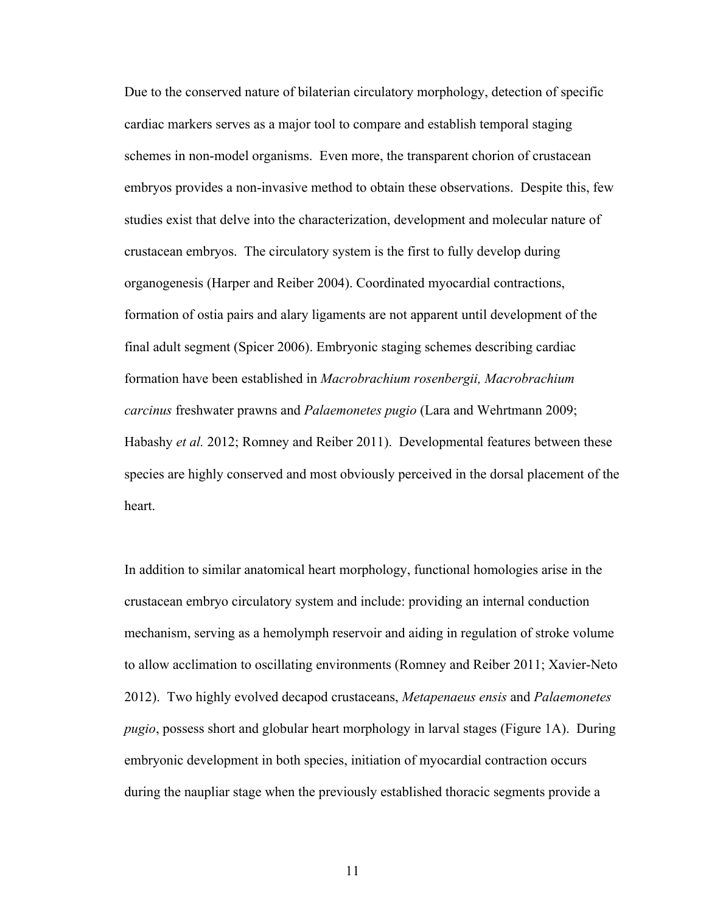Due to the conserved nature of bilaterian circulatory morphology, detection of specific cardiac markers serves as a major tool to compare and establish temporal staging schemes in non-model organisms. Even more, the transparent chorion of crustacean embryos provides a non-invasive method to obtain these observations. Despite this, few studies exist that delve into the characterization, development and molecular nature of crustacean embryos. The circulatory system is the first to fully develop during organogenesis (Harper and Reiber 2004). Coordinated myocardial contractions, formation of ostia pairs and alary ligaments are not apparent until development of the final adult segment (Spicer 2006). Embryonic staging schemes describing cardiac formation have been established in *Macrobrachium rosenbergii, Macrobrachium carcinus* freshwater prawns and *Palaemonetes pugio* (Lara and Wehrtmann 2009; Habashy *et al.* 2012; Romney and Reiber 2011). Developmental features between these species are highly conserved and most obviously perceived in the dorsal placement of the heart.

In addition to similar anatomical heart morphology, functional homologies arise in the crustacean embryo circulatory system and include: providing an internal conduction mechanism, serving as a hemolymph reservoir and aiding in regulation of stroke volume to allow acclimation to oscillating environments (Romney and Reiber 2011; Xavier-Neto 2012). Two highly evolved decapod crustaceans, *Metapenaeus ensis* and *Palaemonetes pugio*, possess short and globular heart morphology in larval stages (Figure 1A). During embryonic development in both species, initiation of myocardial contraction occurs during the naupliar stage when the previously established thoracic segments provide a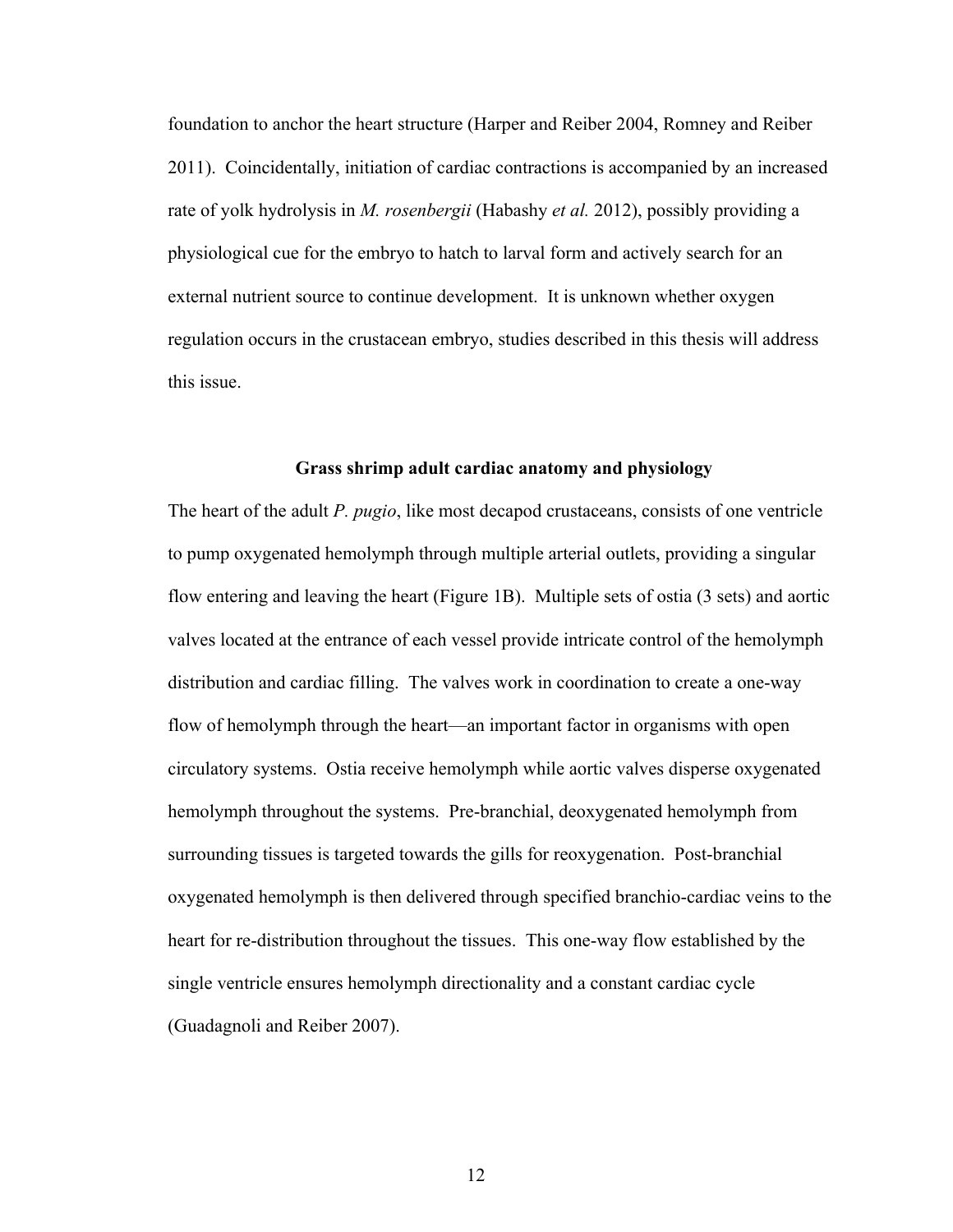foundation to anchor the heart structure (Harper and Reiber 2004, Romney and Reiber 2011). Coincidentally, initiation of cardiac contractions is accompanied by an increased rate of yolk hydrolysis in *M. rosenbergii* (Habashy *et al.* 2012), possibly providing a physiological cue for the embryo to hatch to larval form and actively search for an external nutrient source to continue development. It is unknown whether oxygen regulation occurs in the crustacean embryo, studies described in this thesis will address this issue.

## Grass shrimp adult cardiac anatomy and physiology

The heart of the adult *P. pugio*, like most decapod crustaceans, consists of one ventricle to pump oxygenated hemolymph through multiple arterial outlets, providing a singular flow entering and leaving the heart (Figure 1B). Multiple sets of ostia (3 sets) and aortic valves located at the entrance of each vessel provide intricate control of the hemolymph distribution and cardiac filling. The valves work in coordination to create a one-way flow of hemolymph through the heart—an important factor in organisms with open circulatory systems. Ostia receive hemolymph while aortic valves disperse oxygenated hemolymph throughout the systems. Pre-branchial, deoxygenated hemolymph from surrounding tissues is targeted towards the gills for reoxygenation. Post-branchial oxygenated hemolymph is then delivered through specified branchio-cardiac veins to the heart for re-distribution throughout the tissues. This one-way flow established by the single ventricle ensures hemolymph directionality and a constant cardiac cycle (Guadagnoli and Reiber 2007).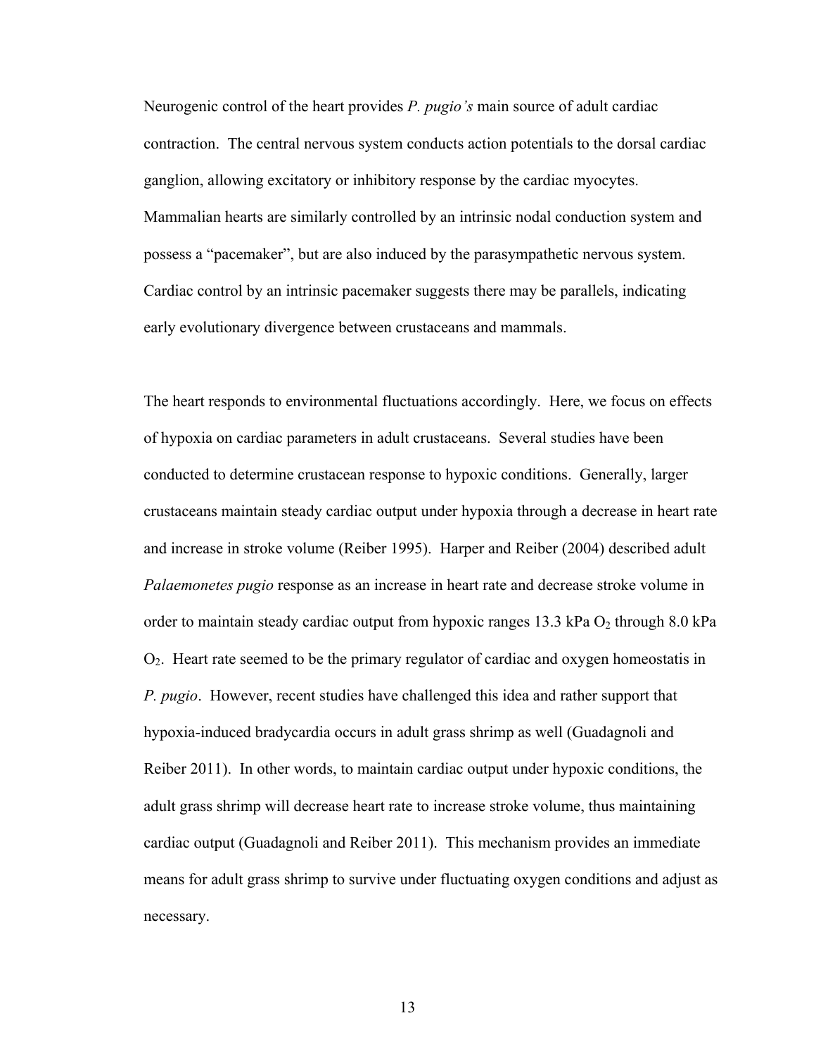Neurogenic control of the heart provides *P. pugio's* main source of adult cardiac contraction. The central nervous system conducts action potentials to the dorsal cardiac ganglion, allowing excitatory or inhibitory response by the cardiac myocytes. Mammalian hearts are similarly controlled by an intrinsic nodal conduction system and possess a "pacemaker", but are also induced by the parasympathetic nervous system. Cardiac control by an intrinsic pacemaker suggests there may be parallels, indicating early evolutionary divergence between crustaceans and mammals.

The heart responds to environmental fluctuations accordingly. Here, we focus on effects of hypoxia on cardiac parameters in adult crustaceans. Several studies have been conducted to determine crustacean response to hypoxic conditions. Generally, larger crustaceans maintain steady cardiac output under hypoxia through a decrease in heart rate and increase in stroke volume (Reiber 1995). Harper and Reiber (2004) described adult *Palaemonetes pugio* response as an increase in heart rate and decrease stroke volume in order to maintain steady cardiac output from hypoxic ranges 13.3 kPa $O_2$ through 8.0 kPa $O_2$. Heart rate seemed to be the primary regulator of cardiac and oxygen homeostatis in *P. pugio*. However, recent studies have challenged this idea and rather support that hypoxia-induced bradycardia occurs in adult grass shrimp as well (Guadagnoli and Reiber 2011). In other words, to maintain cardiac output under hypoxic conditions, the adult grass shrimp will decrease heart rate to increase stroke volume, thus maintaining cardiac output (Guadagnoli and Reiber 2011). This mechanism provides an immediate means for adult grass shrimp to survive under fluctuating oxygen conditions and adjust as necessary.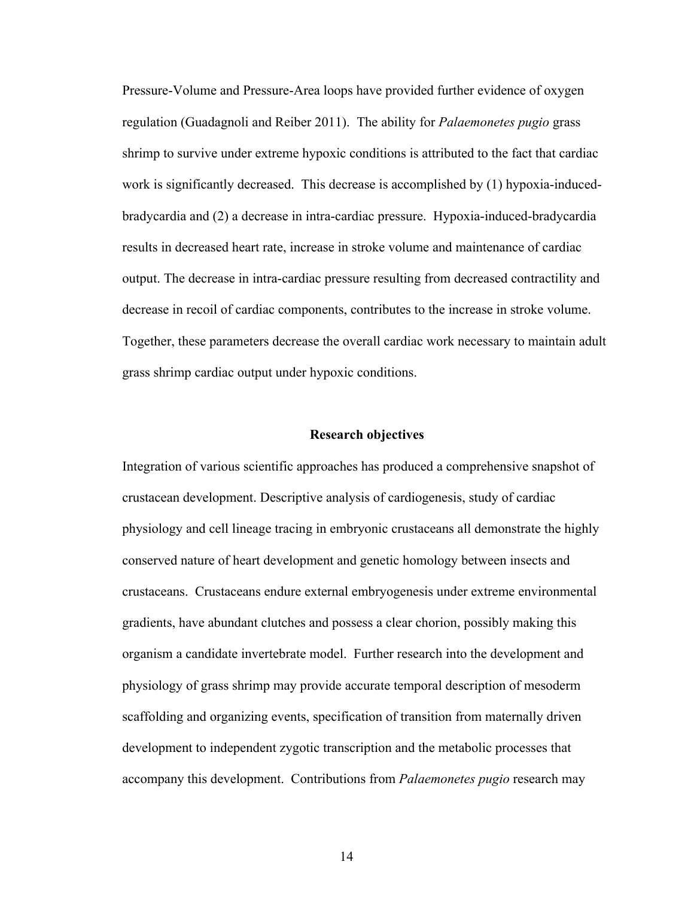Pressure-Volume and Pressure-Area loops have provided further evidence of oxygen regulation (Guadagnoli and Reiber 2011). The ability for *Palaemonetes pugio* grass shrimp to survive under extreme hypoxic conditions is attributed to the fact that cardiac work is significantly decreased. This decrease is accomplished by (1) hypoxia-induced-bradycardia and (2) a decrease in intra-cardiac pressure. Hypoxia-induced-bradycardia results in decreased heart rate, increase in stroke volume and maintenance of cardiac output. The decrease in intra-cardiac pressure resulting from decreased contractility and decrease in recoil of cardiac components, contributes to the increase in stroke volume. Together, these parameters decrease the overall cardiac work necessary to maintain adult grass shrimp cardiac output under hypoxic conditions.

## Research objectives

Integration of various scientific approaches has produced a comprehensive snapshot of crustacean development. Descriptive analysis of cardiogenesis, study of cardiac physiology and cell lineage tracing in embryonic crustaceans all demonstrate the highly conserved nature of heart development and genetic homology between insects and crustaceans. Crustaceans endure external embryogenesis under extreme environmental gradients, have abundant clutches and possess a clear chorion, possibly making this organism a candidate invertebrate model. Further research into the development and physiology of grass shrimp may provide accurate temporal description of mesoderm scaffolding and organizing events, specification of transition from maternally driven development to independent zygotic transcription and the metabolic processes that accompany this development. Contributions from *Palaemonetes pugio* research may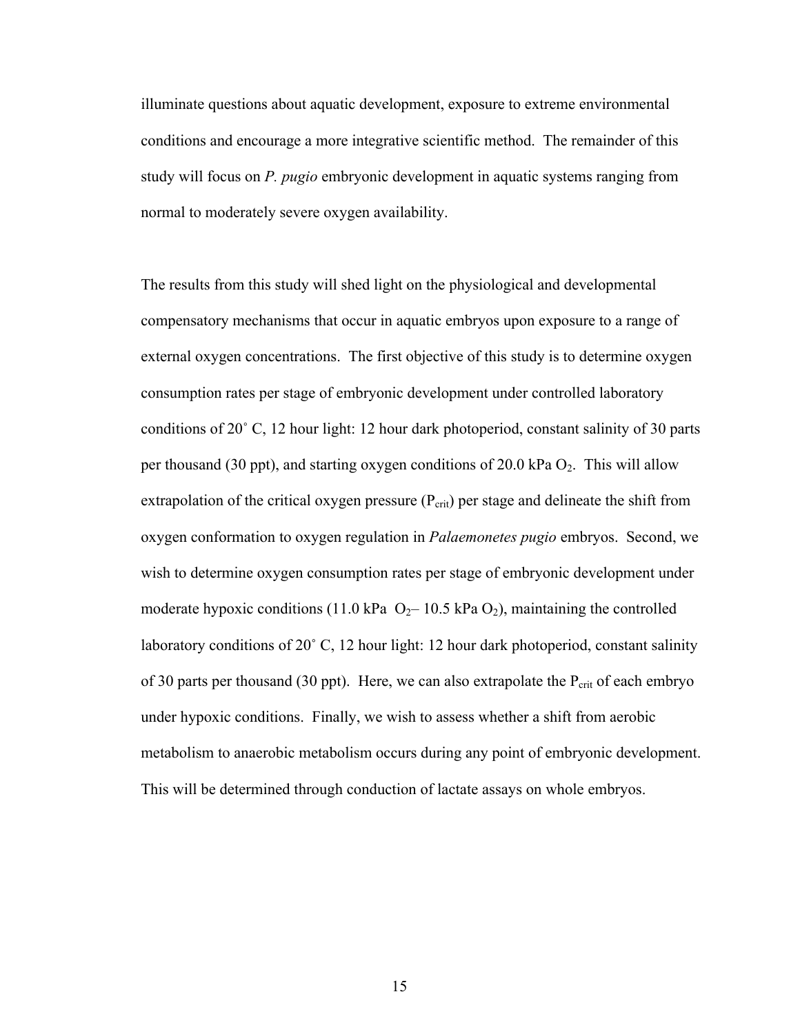illuminate questions about aquatic development, exposure to extreme environmental conditions and encourage a more integrative scientific method. The remainder of this study will focus on *P. pugio* embryonic development in aquatic systems ranging from normal to moderately severe oxygen availability.

The results from this study will shed light on the physiological and developmental compensatory mechanisms that occur in aquatic embryos upon exposure to a range of external oxygen concentrations. The first objective of this study is to determine oxygen consumption rates per stage of embryonic development under controlled laboratory conditions of 20˚ C, 12 hour light: 12 hour dark photoperiod, constant salinity of 30 parts per thousand (30 ppt), and starting oxygen conditions of 20.0 kPa $O_2$. This will allow extrapolation of the critical oxygen pressure ($P_{crit}$) per stage and delineate the shift from oxygen conformation to oxygen regulation in *Palaemonetes pugio* embryos. Second, we wish to determine oxygen consumption rates per stage of embryonic development under moderate hypoxic conditions (11.0 kPa $O_2$– 10.5 kPa $O_2$), maintaining the controlled laboratory conditions of 20˚ C, 12 hour light: 12 hour dark photoperiod, constant salinity of 30 parts per thousand (30 ppt). Here, we can also extrapolate the $P_{crit}$ of each embryo under hypoxic conditions. Finally, we wish to assess whether a shift from aerobic metabolism to anaerobic metabolism occurs during any point of embryonic development. This will be determined through conduction of lactate assays on whole embryos.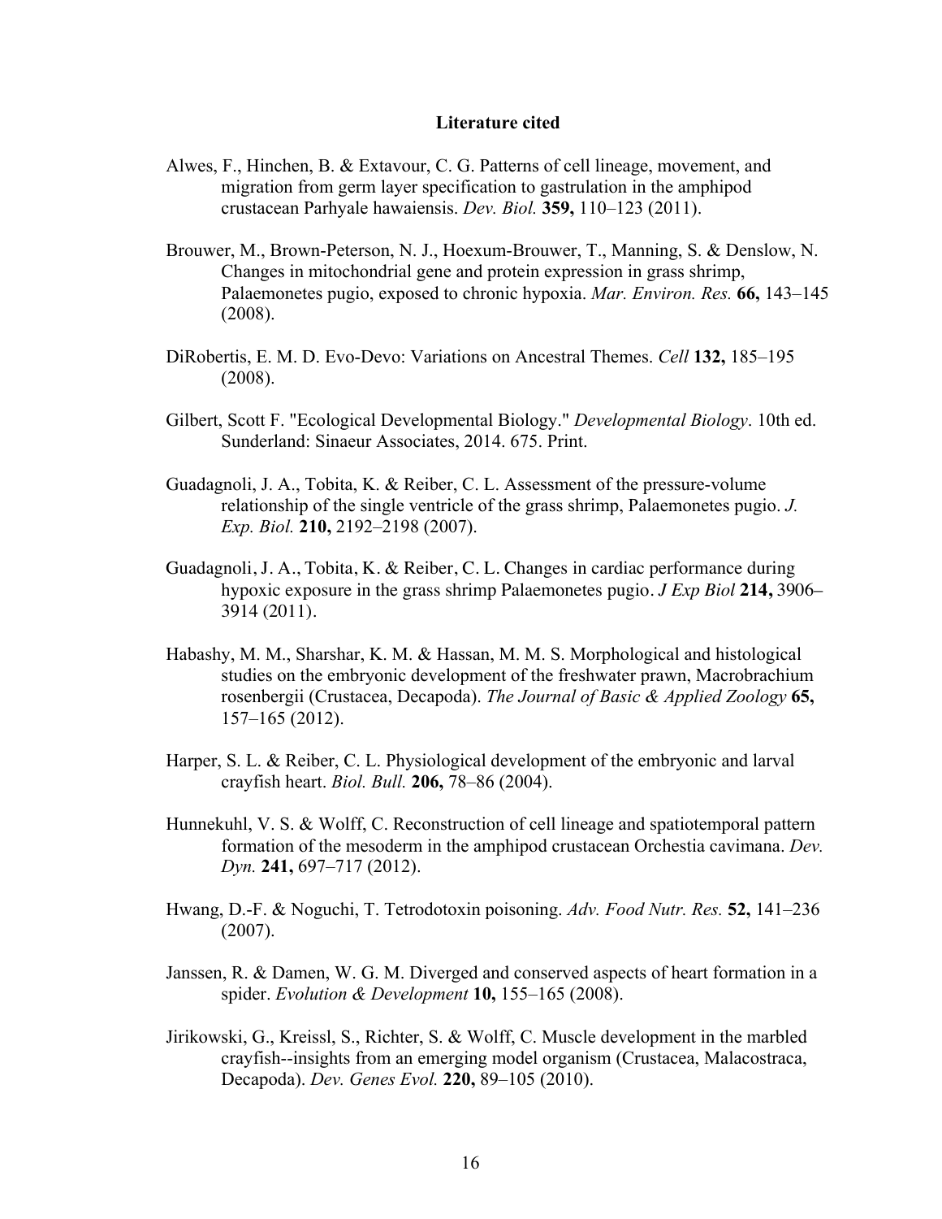## Literature cited

Alwes, F., Hinchen, B. & Extavour, C. G. Patterns of cell lineage, movement, and migration from germ layer specification to gastrulation in the amphipod crustacean Parhyale hawaiensis. *Dev. Biol.* **359,** 110–123 (2011).

Brouwer, M., Brown-Peterson, N. J., Hoexum-Brouwer, T., Manning, S. & Denslow, N. Changes in mitochondrial gene and protein expression in grass shrimp, Palaemonetes pugio, exposed to chronic hypoxia. *Mar. Environ. Res.* **66,** 143–145 (2008).

DiRobertis, E. M. D. Evo-Devo: Variations on Ancestral Themes. *Cell* **132,** 185–195 (2008).

Gilbert, Scott F. "Ecological Developmental Biology." *Developmental Biology*. 10th ed. Sunderland: Sinaeur Associates, 2014. 675. Print.

Guadagnoli, J. A., Tobita, K. & Reiber, C. L. Assessment of the pressure-volume relationship of the single ventricle of the grass shrimp, Palaemonetes pugio. *J. Exp. Biol.* **210,** 2192–2198 (2007).

Guadagnoli, J. A., Tobita, K. & Reiber, C. L. Changes in cardiac performance during hypoxic exposure in the grass shrimp Palaemonetes pugio. *J Exp Biol* **214,** 3906–3914 (2011).

Habashy, M. M., Sharshar, K. M. & Hassan, M. M. S. Morphological and histological studies on the embryonic development of the freshwater prawn, Macrobrachium rosenbergii (Crustacea, Decapoda). *The Journal of Basic & Applied Zoology* **65,** 157–165 (2012).

Harper, S. L. & Reiber, C. L. Physiological development of the embryonic and larval crayfish heart. *Biol. Bull.* **206,** 78–86 (2004).

Hunnekuhl, V. S. & Wolff, C. Reconstruction of cell lineage and spatiotemporal pattern formation of the mesoderm in the amphipod crustacean Orchestia cavimana. *Dev. Dyn.* **241,** 697–717 (2012).

Hwang, D.-F. & Noguchi, T. Tetrodotoxin poisoning. *Adv. Food Nutr. Res.* **52,** 141–236 (2007).

Janssen, R. & Damen, W. G. M. Diverged and conserved aspects of heart formation in a spider. *Evolution & Development* **10,** 155–165 (2008).

Jirikowski, G., Kreissl, S., Richter, S. & Wolff, C. Muscle development in the marbled crayfish--insights from an emerging model organism (Crustacea, Malacostraca, Decapoda). *Dev. Genes Evol.* **220,** 89–105 (2010).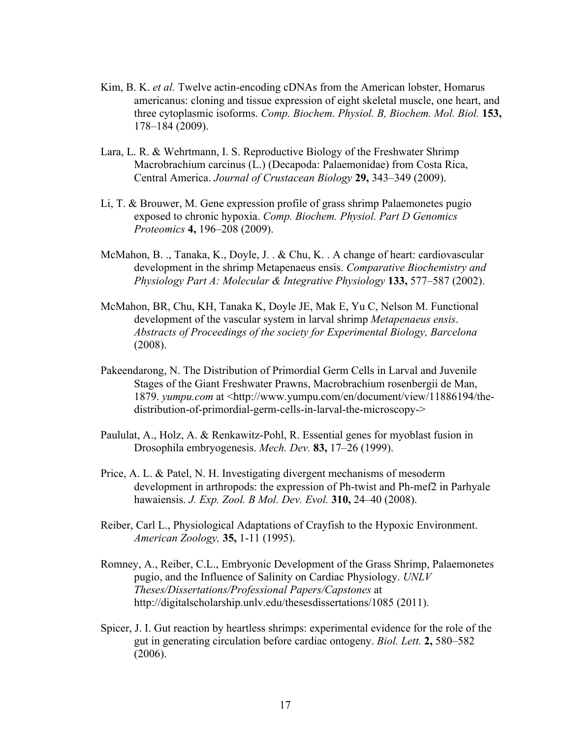Kim, B. K. *et al.* Twelve actin-encoding cDNAs from the American lobster, Homarus americanus: cloning and tissue expression of eight skeletal muscle, one heart, and three cytoplasmic isoforms. *Comp. Biochem. Physiol. B, Biochem. Mol. Biol.* **153,** 178–184 (2009).

Lara, L. R. & Wehrtmann, I. S. Reproductive Biology of the Freshwater Shrimp Macrobrachium carcinus (L.) (Decapoda: Palaemonidae) from Costa Rica, Central America. *Journal of Crustacean Biology* **29,** 343–349 (2009).

Li, T. & Brouwer, M. Gene expression profile of grass shrimp Palaemonetes pugio exposed to chronic hypoxia. *Comp. Biochem. Physiol. Part D Genomics Proteomics* **4,** 196–208 (2009).

McMahon, B. ., Tanaka, K., Doyle, J. . & Chu, K. . A change of heart: cardiovascular development in the shrimp Metapenaeus ensis. *Comparative Biochemistry and Physiology Part A: Molecular & Integrative Physiology* **133,** 577–587 (2002).

McMahon, BR, Chu, KH, Tanaka K, Doyle JE, Mak E, Yu C, Nelson M. Functional development of the vascular system in larval shrimp *Metapenaeus ensis*. *Abstracts of Proceedings of the society for Experimental Biology, Barcelona* (2008).

Pakeendarong, N. The Distribution of Primordial Germ Cells in Larval and Juvenile Stages of the Giant Freshwater Prawns, Macrobrachium rosenbergii de Man, 1879. *yumpu.com* at <http://www.yumpu.com/en/document/view/11886194/the-distribution-of-primordial-germ-cells-in-larval-the-microscopy->

Paululat, A., Holz, A. & Renkawitz-Pohl, R. Essential genes for myoblast fusion in Drosophila embryogenesis. *Mech. Dev.* **83,** 17–26 (1999).

Price, A. L. & Patel, N. H. Investigating divergent mechanisms of mesoderm development in arthropods: the expression of Ph-twist and Ph-mef2 in Parhyale hawaiensis. *J. Exp. Zool. B Mol. Dev. Evol.* **310,** 24–40 (2008).

Reiber, Carl L., Physiological Adaptations of Crayfish to the Hypoxic Environment. *American Zoology,* **35,** 1-11 (1995).

Romney, A., Reiber, C.L., Embryonic Development of the Grass Shrimp, Palaemonetes pugio, and the Influence of Salinity on Cardiac Physiology. *UNLV Theses/Dissertations/Professional Papers/Capstones* at http://digitalscholarship.unlv.edu/thesesdissertations/1085 (2011).

Spicer, J. I. Gut reaction by heartless shrimps: experimental evidence for the role of the gut in generating circulation before cardiac ontogeny. *Biol. Lett.* **2,** 580–582 (2006).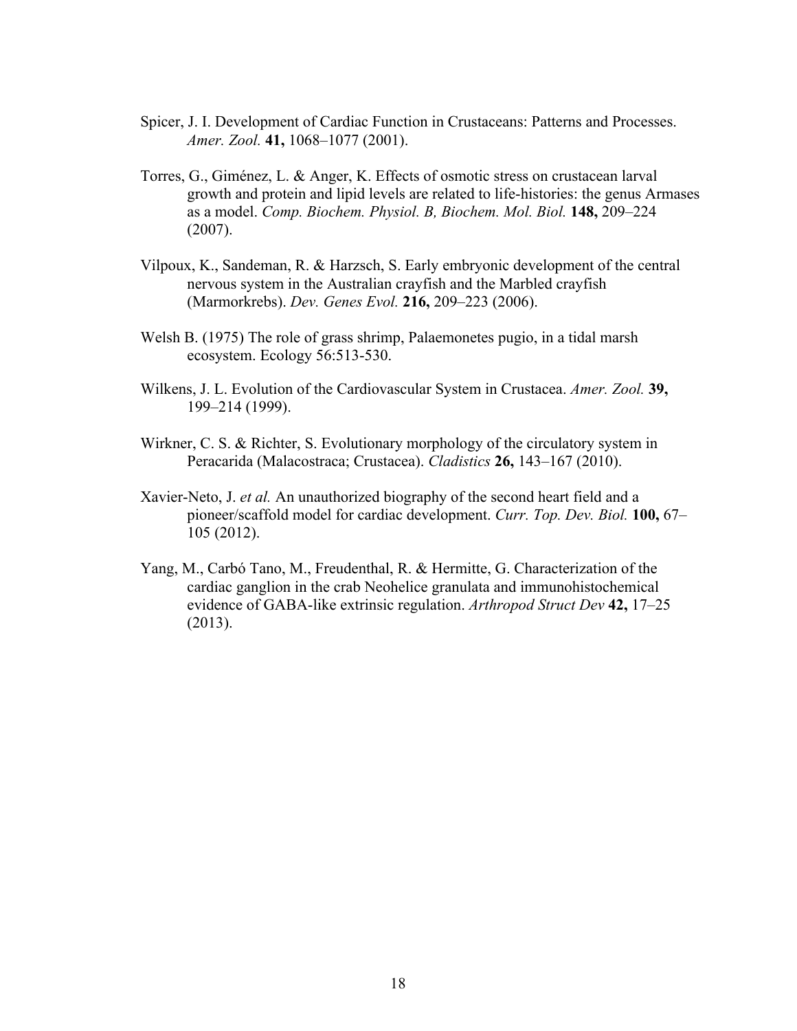Spicer, J. I. Development of Cardiac Function in Crustaceans: Patterns and Processes. *Amer. Zool.* **41,** 1068–1077 (2001).

Torres, G., Giménez, L. & Anger, K. Effects of osmotic stress on crustacean larval growth and protein and lipid levels are related to life-histories: the genus Armases as a model. *Comp. Biochem. Physiol. B, Biochem. Mol. Biol.* **148,** 209–224 (2007).

Vilpoux, K., Sandeman, R. & Harzsch, S. Early embryonic development of the central nervous system in the Australian crayfish and the Marbled crayfish (Marmorkrebs). *Dev. Genes Evol.* **216,** 209–223 (2006).

Welsh B. (1975) The role of grass shrimp, Palaemonetes pugio, in a tidal marsh ecosystem. Ecology 56:513-530.

Wilkens, J. L. Evolution of the Cardiovascular System in Crustacea. *Amer. Zool.* **39,** 199–214 (1999).

Wirkner, C. S. & Richter, S. Evolutionary morphology of the circulatory system in Peracarida (Malacostraca; Crustacea). *Cladistics* **26,** 143–167 (2010).

Xavier-Neto, J. *et al.* An unauthorized biography of the second heart field and a pioneer/scaffold model for cardiac development. *Curr. Top. Dev. Biol.* **100,** 67–105 (2012).

Yang, M., Carbó Tano, M., Freudenthal, R. & Hermitte, G. Characterization of the cardiac ganglion in the crab Neohelice granulata and immunohistochemical evidence of GABA-like extrinsic regulation. *Arthropod Struct Dev* **42,** 17–25 (2013).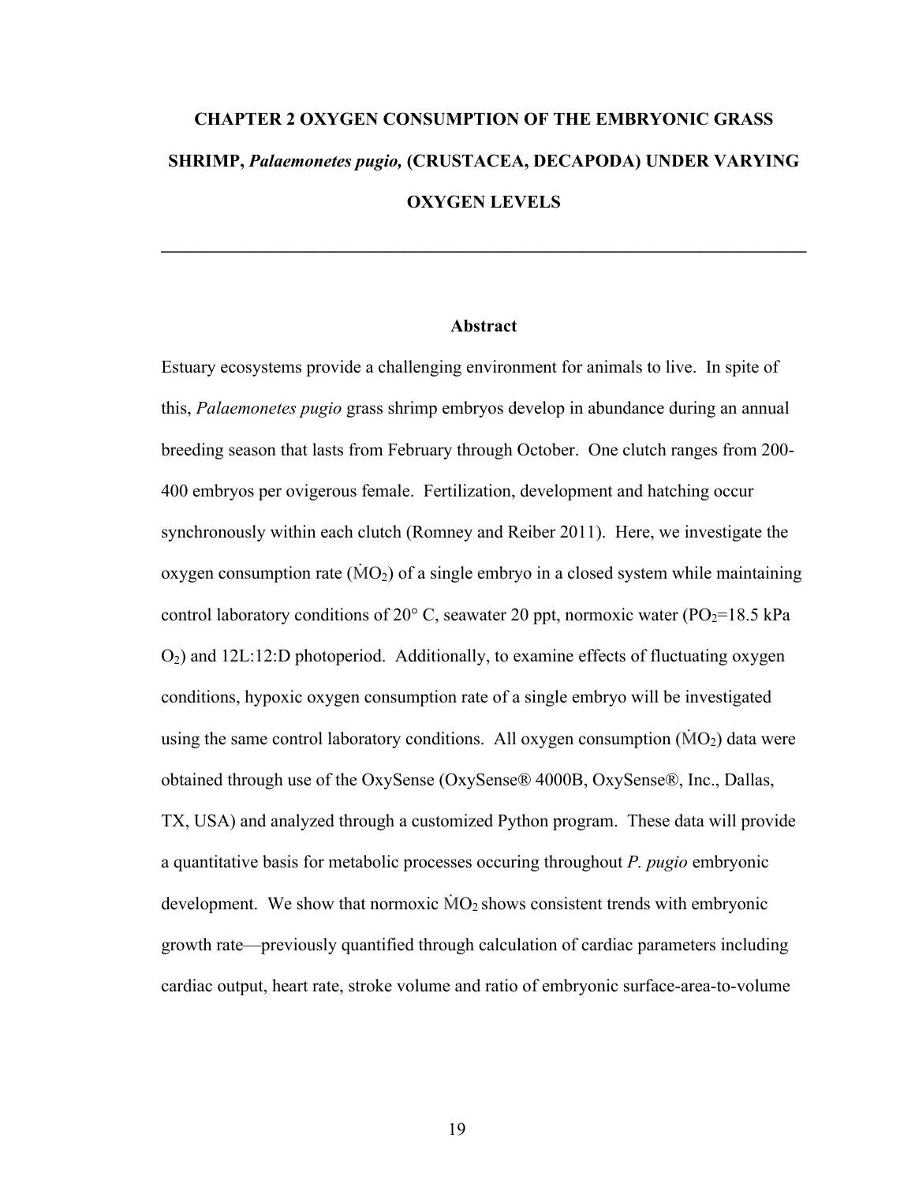# CHAPTER 2 OXYGEN CONSUMPTION OF THE EMBRYONIC GRASS SHRIMP, *Palaemonetes pugio,* (CRUSTACEA, DECAPODA) UNDER VARYING OXYGEN LEVELS

---

## Abstract

Estuary ecosystems provide a challenging environment for animals to live. In spite of this, *Palaemonetes pugio* grass shrimp embryos develop in abundance during an annual breeding season that lasts from February through October. One clutch ranges from 200-400 embryos per ovigerous female. Fertilization, development and hatching occur synchronously within each clutch (Romney and Reiber 2011). Here, we investigate the oxygen consumption rate ($\dot{M}O_2$) of a single embryo in a closed system while maintaining control laboratory conditions of 20° C, seawater 20 ppt, normoxic water ($PO_2$=18.5 kPa $O_2$) and 12L:12:D photoperiod. Additionally, to examine effects of fluctuating oxygen conditions, hypoxic oxygen consumption rate of a single embryo will be investigated using the same control laboratory conditions. All oxygen consumption ($\dot{M}O_2$) data were obtained through use of the OxySense (OxySense® 4000B, OxySense®, Inc., Dallas, TX, USA) and analyzed through a customized Python program. These data will provide a quantitative basis for metabolic processes occuring throughout *P. pugio* embryonic development. We show that normoxic $\dot{M}O_2$ shows consistent trends with embryonic growth rate—previously quantified through calculation of cardiac parameters including cardiac output, heart rate, stroke volume and ratio of embryonic surface-area-to-volume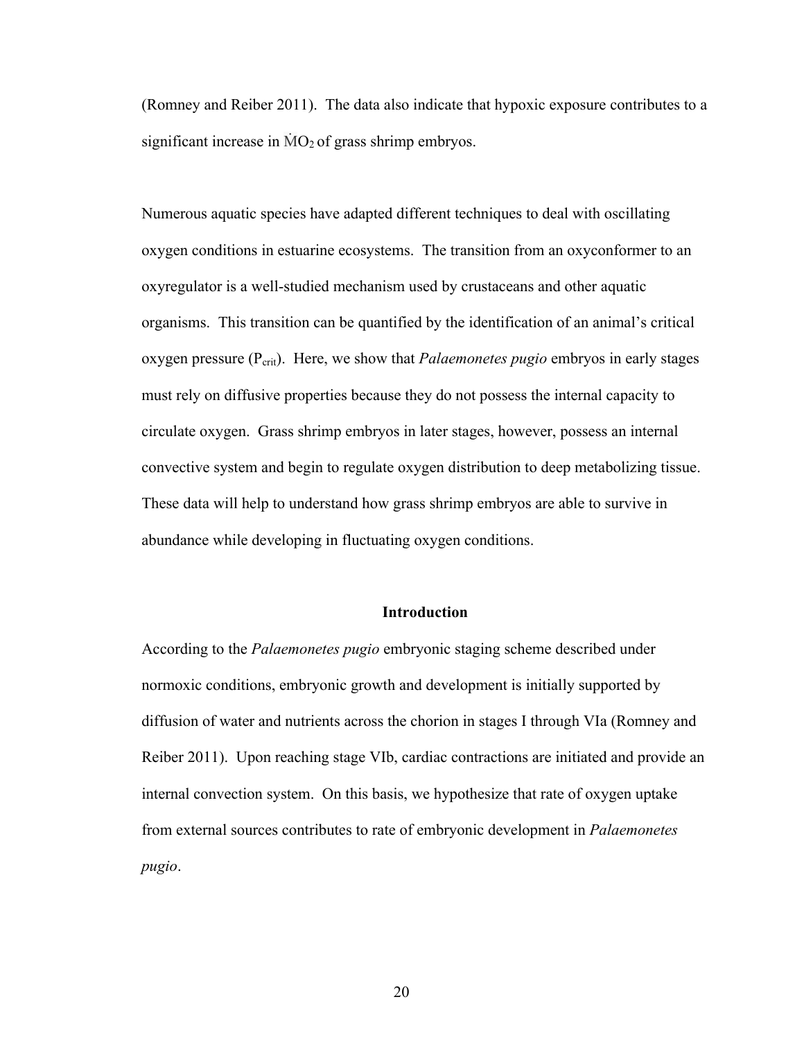(Romney and Reiber 2011). The data also indicate that hypoxic exposure contributes to a significant increase in $\dot{M}O_2$ of grass shrimp embryos.

Numerous aquatic species have adapted different techniques to deal with oscillating oxygen conditions in estuarine ecosystems. The transition from an oxyconformer to an oxyregulator is a well-studied mechanism used by crustaceans and other aquatic organisms. This transition can be quantified by the identification of an animal's critical oxygen pressure ($P_{crit}$). Here, we show that *Palaemonetes pugio* embryos in early stages must rely on diffusive properties because they do not possess the internal capacity to circulate oxygen. Grass shrimp embryos in later stages, however, possess an internal convective system and begin to regulate oxygen distribution to deep metabolizing tissue. These data will help to understand how grass shrimp embryos are able to survive in abundance while developing in fluctuating oxygen conditions.

## Introduction

According to the *Palaemonetes pugio* embryonic staging scheme described under normoxic conditions, embryonic growth and development is initially supported by diffusion of water and nutrients across the chorion in stages I through VIa (Romney and Reiber 2011). Upon reaching stage VIb, cardiac contractions are initiated and provide an internal convection system. On this basis, we hypothesize that rate of oxygen uptake from external sources contributes to rate of embryonic development in *Palaemonetes pugio*.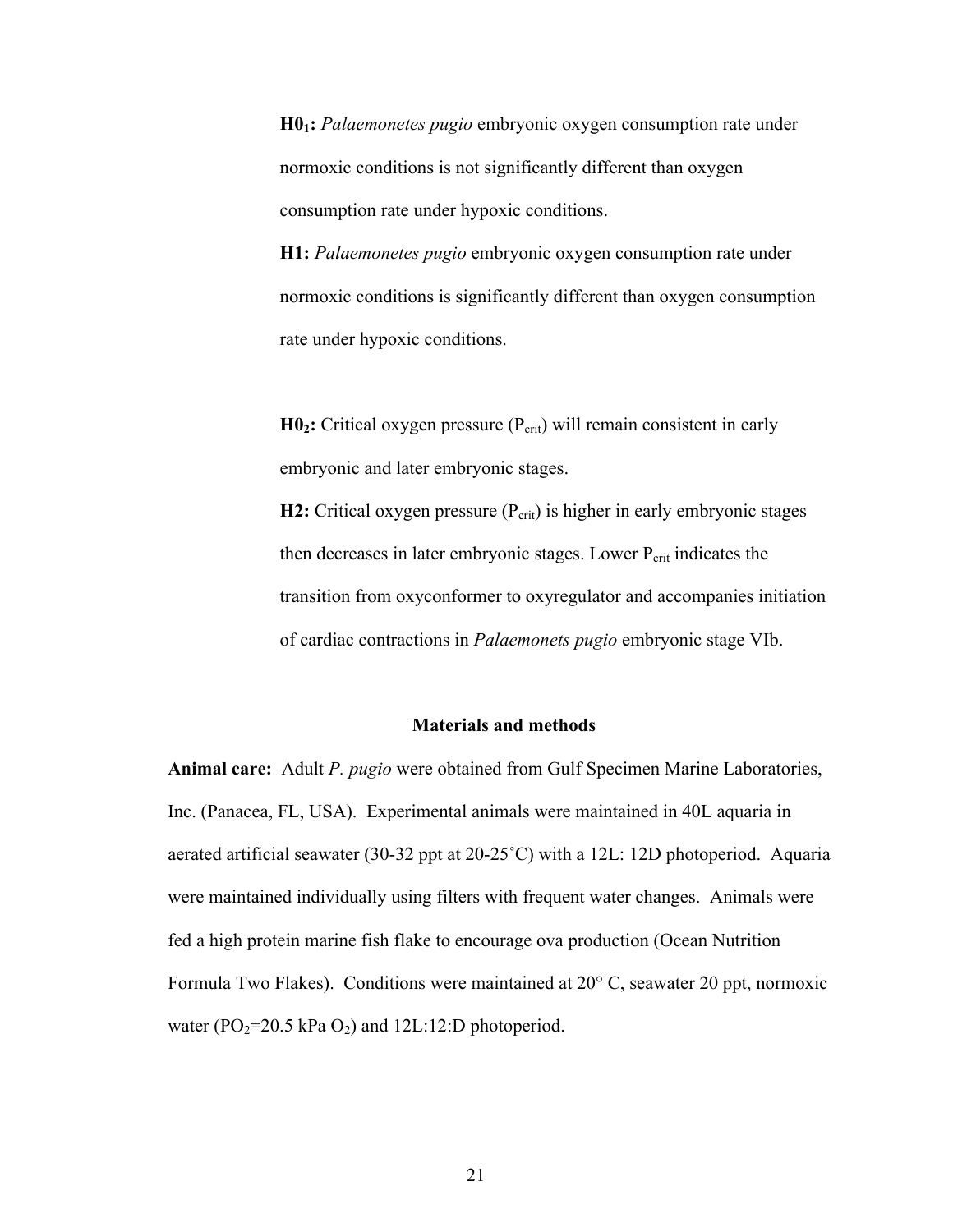**$H0_1$:** *Palaemonetes pugio* embryonic oxygen consumption rate under normoxic conditions is not significantly different than oxygen consumption rate under hypoxic conditions.

**H1:** *Palaemonetes pugio* embryonic oxygen consumption rate under normoxic conditions is significantly different than oxygen consumption rate under hypoxic conditions.

**$H0_2$:** Critical oxygen pressure ($P_{crit}$) will remain consistent in early embryonic and later embryonic stages.

**H2:** Critical oxygen pressure ($P_{crit}$) is higher in early embryonic stages then decreases in later embryonic stages. Lower $P_{crit}$ indicates the transition from oxyconformer to oxyregulator and accompanies initiation of cardiac contractions in *Palaemonets pugio* embryonic stage VIb.

## Materials and methods

**Animal care:** Adult *P. pugio* were obtained from Gulf Specimen Marine Laboratories, Inc. (Panacea, FL, USA). Experimental animals were maintained in 40L aquaria in aerated artificial seawater (30-32 ppt at 20-25˚C) with a 12L: 12D photoperiod. Aquaria were maintained individually using filters with frequent water changes. Animals were fed a high protein marine fish flake to encourage ova production (Ocean Nutrition Formula Two Flakes). Conditions were maintained at 20° C, seawater 20 ppt, normoxic water ($PO_2$=20.5 kPa $O_2$) and 12L:12:D photoperiod.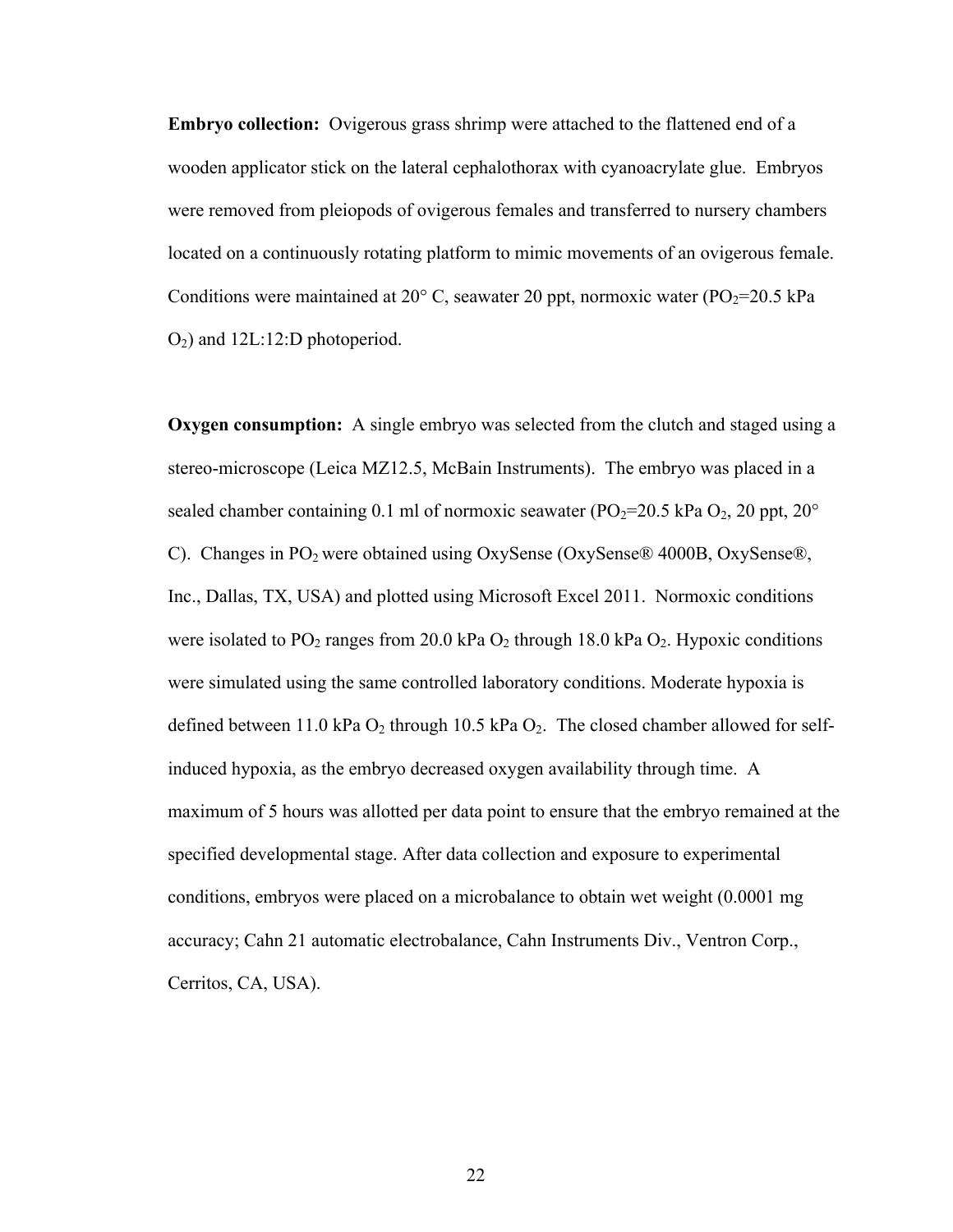**Embryo collection:** Ovigerous grass shrimp were attached to the flattened end of a wooden applicator stick on the lateral cephalothorax with cyanoacrylate glue. Embryos were removed from pleiopods of ovigerous females and transferred to nursery chambers located on a continuously rotating platform to mimic movements of an ovigerous female. Conditions were maintained at 20° C, seawater 20 ppt, normoxic water ($PO_2$=20.5 kPa $O_2$) and 12L:12:D photoperiod.

**Oxygen consumption:** A single embryo was selected from the clutch and staged using a stereo-microscope (Leica MZ12.5, McBain Instruments). The embryo was placed in a sealed chamber containing 0.1 ml of normoxic seawater ($PO_2$=20.5 kPa $O_2$, 20 ppt, 20° C). Changes in $PO_2$ were obtained using OxySense (OxySense® 4000B, OxySense®, Inc., Dallas, TX, USA) and plotted using Microsoft Excel 2011. Normoxic conditions were isolated to $PO_2$ ranges from 20.0 kPa $O_2$ through 18.0 kPa $O_2$. Hypoxic conditions were simulated using the same controlled laboratory conditions. Moderate hypoxia is defined between 11.0 kPa $O_2$ through 10.5 kPa $O_2$. The closed chamber allowed for self-induced hypoxia, as the embryo decreased oxygen availability through time. A maximum of 5 hours was allotted per data point to ensure that the embryo remained at the specified developmental stage. After data collection and exposure to experimental conditions, embryos were placed on a microbalance to obtain wet weight (0.0001 mg accuracy; Cahn 21 automatic electrobalance, Cahn Instruments Div., Ventron Corp., Cerritos, CA, USA).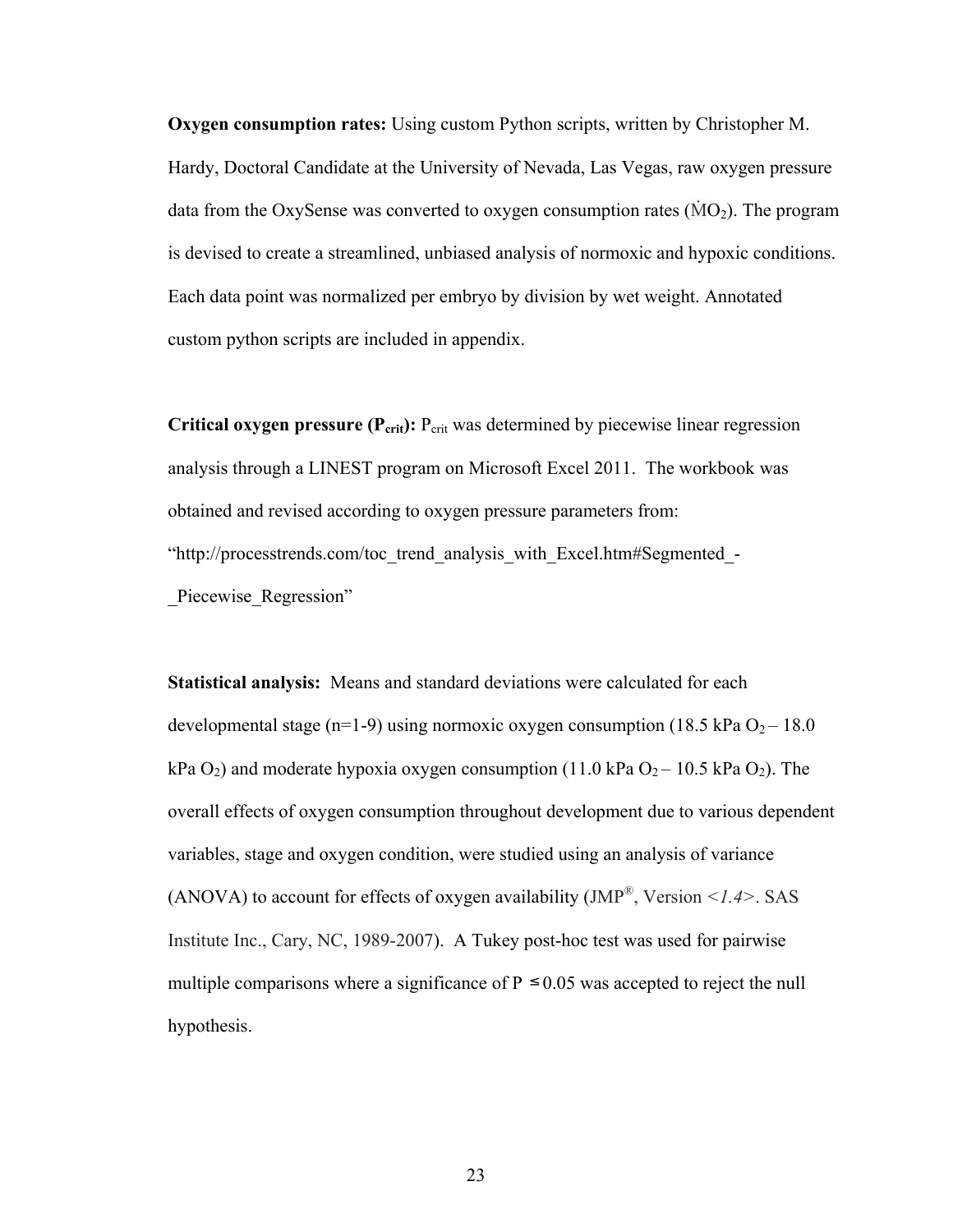**Oxygen consumption rates:** Using custom Python scripts, written by Christopher M. Hardy, Doctoral Candidate at the University of Nevada, Las Vegas, raw oxygen pressure data from the OxySense was converted to oxygen consumption rates ($\dot{M}O_2$). The program is devised to create a streamlined, unbiased analysis of normoxic and hypoxic conditions. Each data point was normalized per embryo by division by wet weight. Annotated custom python scripts are included in appendix.

**Critical oxygen pressure ($P_{crit}$):** $P_{crit}$ was determined by piecewise linear regression analysis through a LINEST program on Microsoft Excel 2011. The workbook was obtained and revised according to oxygen pressure parameters from: "http://processtrends.com/toc_trend_analysis_with_Excel.htm#Segmented_-_Piecewise_Regression"

**Statistical analysis:** Means and standard deviations were calculated for each developmental stage (n=1-9) using normoxic oxygen consumption (18.5 kPa $O_2$ – 18.0 kPa $O_2$) and moderate hypoxia oxygen consumption (11.0 kPa $O_2$ – 10.5 kPa $O_2$). The overall effects of oxygen consumption throughout development due to various dependent variables, stage and oxygen condition, were studied using an analysis of variance (ANOVA) to account for effects of oxygen availability (JMP®, Version <*1.4*>. SAS Institute Inc., Cary, NC, 1989-2007). A Tukey post-hoc test was used for pairwise multiple comparisons where a significance of $P \leq 0.05$ was accepted to reject the null hypothesis.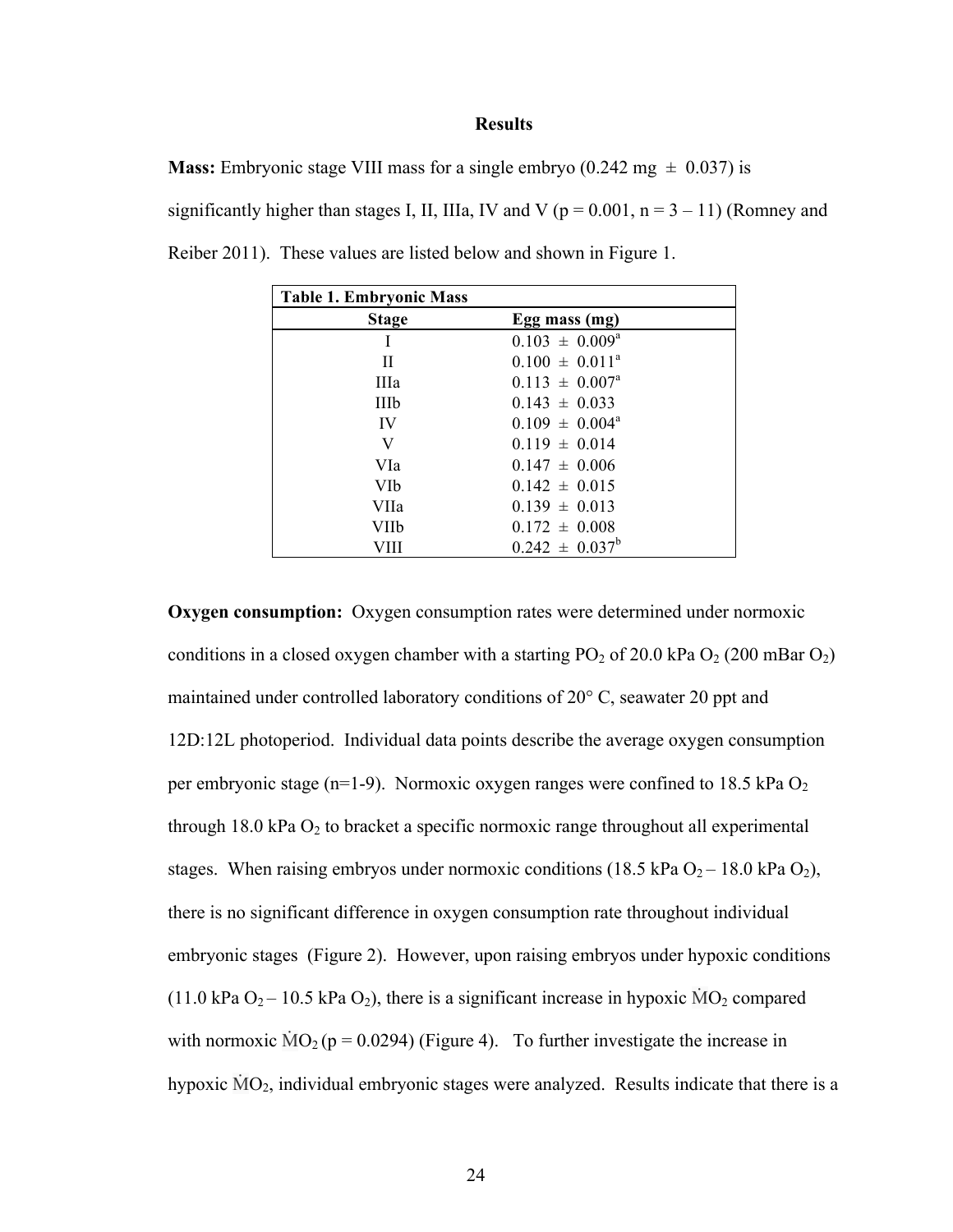# Results

**Mass:** Embryonic stage VIII mass for a single embryo (0.242 mg ± 0.037) is significantly higher than stages I, II, IIIa, IV and V ($p = 0.001$, $n = 3 – 11$) (Romney and Reiber 2011). These values are listed below and shown in Figure 1.

**Table 1. Embryonic Mass**

| Stage | Egg mass (mg) |
| --- | --- |
| I | 0.103 ± 0.009[a] |
| II | 0.100 ± 0.011[a] |
| IIIa | 0.113 ± 0.007[a] |
| IIIb | 0.143 ± 0.033 |
| IV | 0.109 ± 0.004[a] |
| V | 0.119 ± 0.014 |
| VIa | 0.147 ± 0.006 |
| VIb | 0.142 ± 0.015 |
| VIIa | 0.139 ± 0.013 |
| VIIb | 0.172 ± 0.008 |
| VIII | 0.242 ± 0.037[b] |

**Oxygen consumption:** Oxygen consumption rates were determined under normoxic conditions in a closed oxygen chamber with a starting $PO_2$ of 20.0 kPa $O_2$ (200 mBar $O_2$) maintained under controlled laboratory conditions of 20° C, seawater 20 ppt and 12D:12L photoperiod. Individual data points describe the average oxygen consumption per embryonic stage (n=1-9). Normoxic oxygen ranges were confined to 18.5 kPa $O_2$ through 18.0 kPa $O_2$ to bracket a specific normoxic range throughout all experimental stages. When raising embryos under normoxic conditions (18.5 kPa $O_2$ – 18.0 kPa $O_2$), there is no significant difference in oxygen consumption rate throughout individual embryonic stages (Figure 2). However, upon raising embryos under hypoxic conditions (11.0 kPa $O_2$ – 10.5 kPa $O_2$), there is a significant increase in hypoxic $\dot{M}O_2$ compared with normoxic $\dot{M}O_2$ ($p = 0.0294$) (Figure 4). To further investigate the increase in hypoxic $\dot{M}O_2$, individual embryonic stages were analyzed. Results indicate that there is a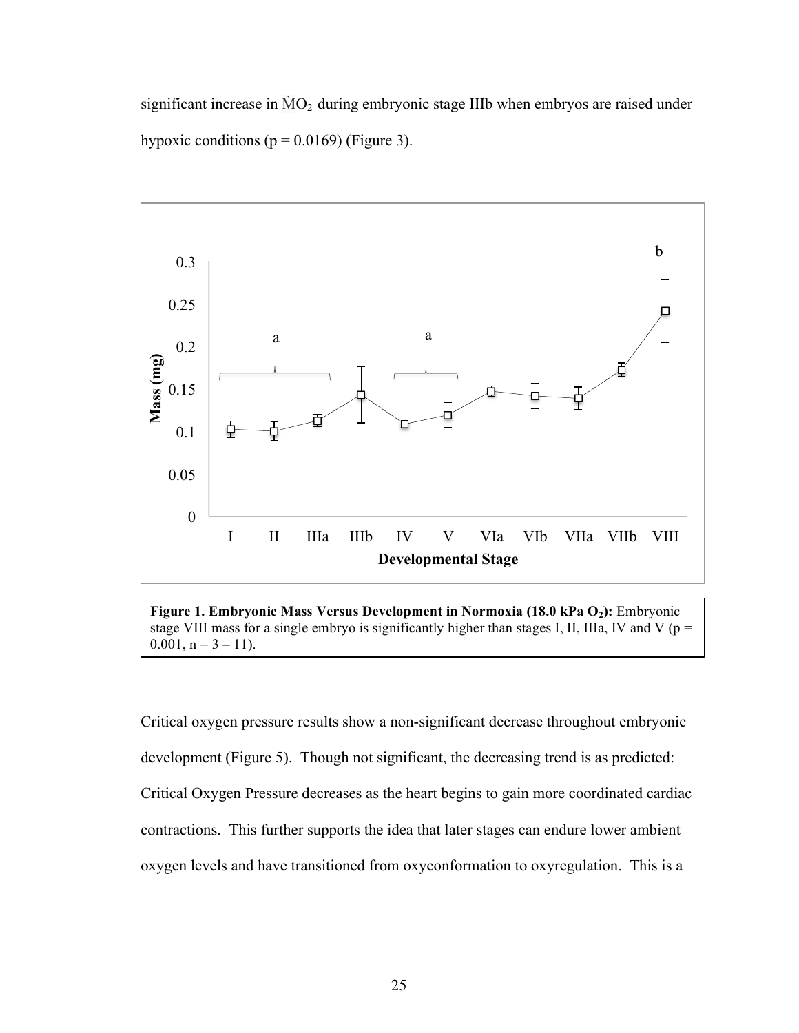significant increase in $\dot{M}O_2$ during embryonic stage IIIb when embryos are raised under hypoxic conditions ($p = 0.0169$) (Figure 3).

**Figure 1. Embryonic Mass Versus Development in Normoxia (18.0 kPa $O_2$):** Embryonic stage VIII mass for a single embryo is significantly higher than stages I, II, IIIa, IV and V ($p = 0.001$, $n = 3 – 11$).

Critical oxygen pressure results show a non-significant decrease throughout embryonic development (Figure 5). Though not significant, the decreasing trend is as predicted: Critical Oxygen Pressure decreases as the heart begins to gain more coordinated cardiac contractions. This further supports the idea that later stages can endure lower ambient oxygen levels and have transitioned from oxyconformation to oxyregulation. This is a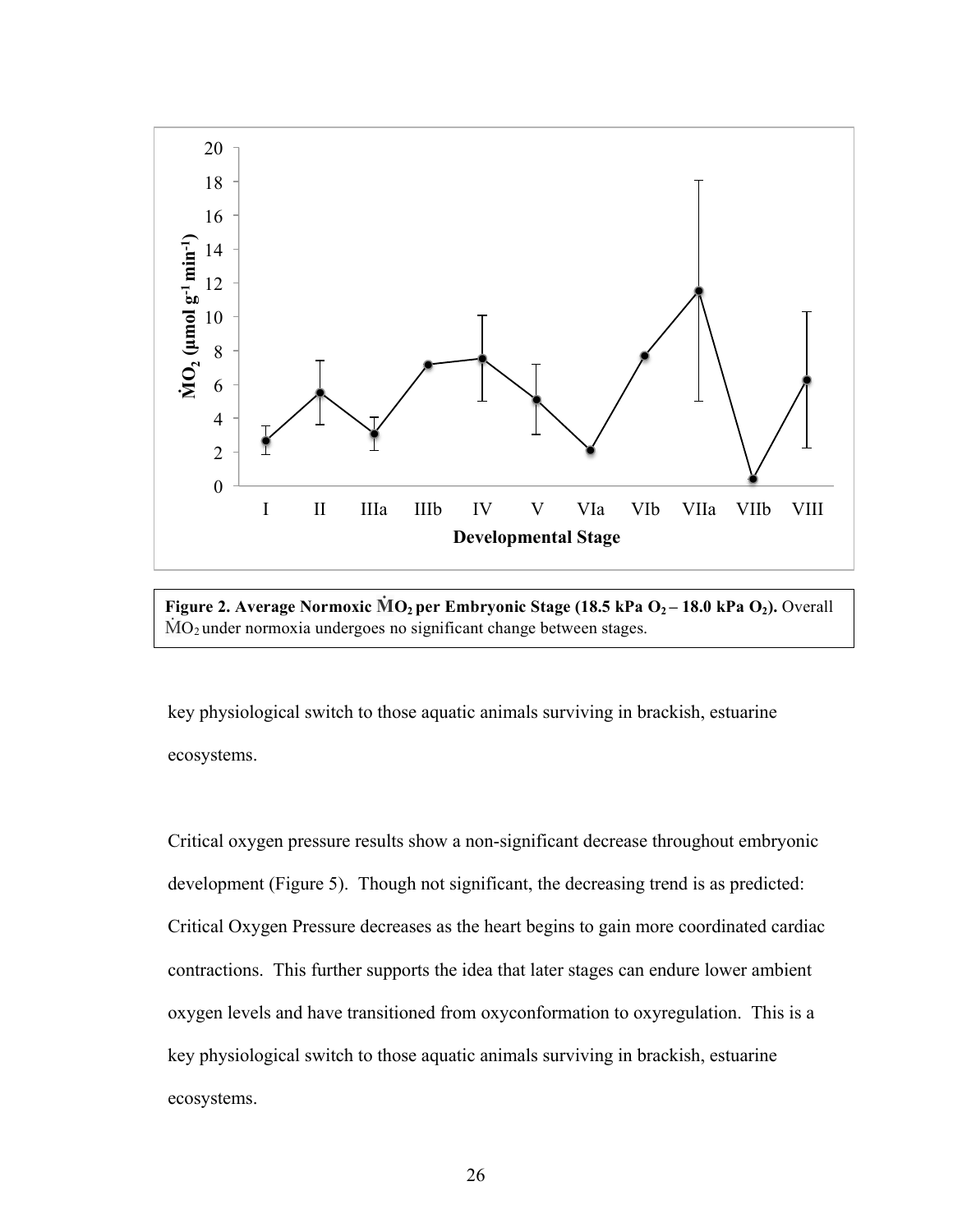**Figure 2. Average Normoxic $\dot{M}O_2$ per Embryonic Stage (18.5 kPa $O_2$ – 18.0 kPa $O_2$).** Overall $\dot{M}O_2$ under normoxia undergoes no significant change between stages.

key physiological switch to those aquatic animals surviving in brackish, estuarine ecosystems.

Critical oxygen pressure results show a non-significant decrease throughout embryonic development (Figure 5). Though not significant, the decreasing trend is as predicted: Critical Oxygen Pressure decreases as the heart begins to gain more coordinated cardiac contractions. This further supports the idea that later stages can endure lower ambient oxygen levels and have transitioned from oxyconformation to oxyregulation. This is a key physiological switch to those aquatic animals surviving in brackish, estuarine ecosystems.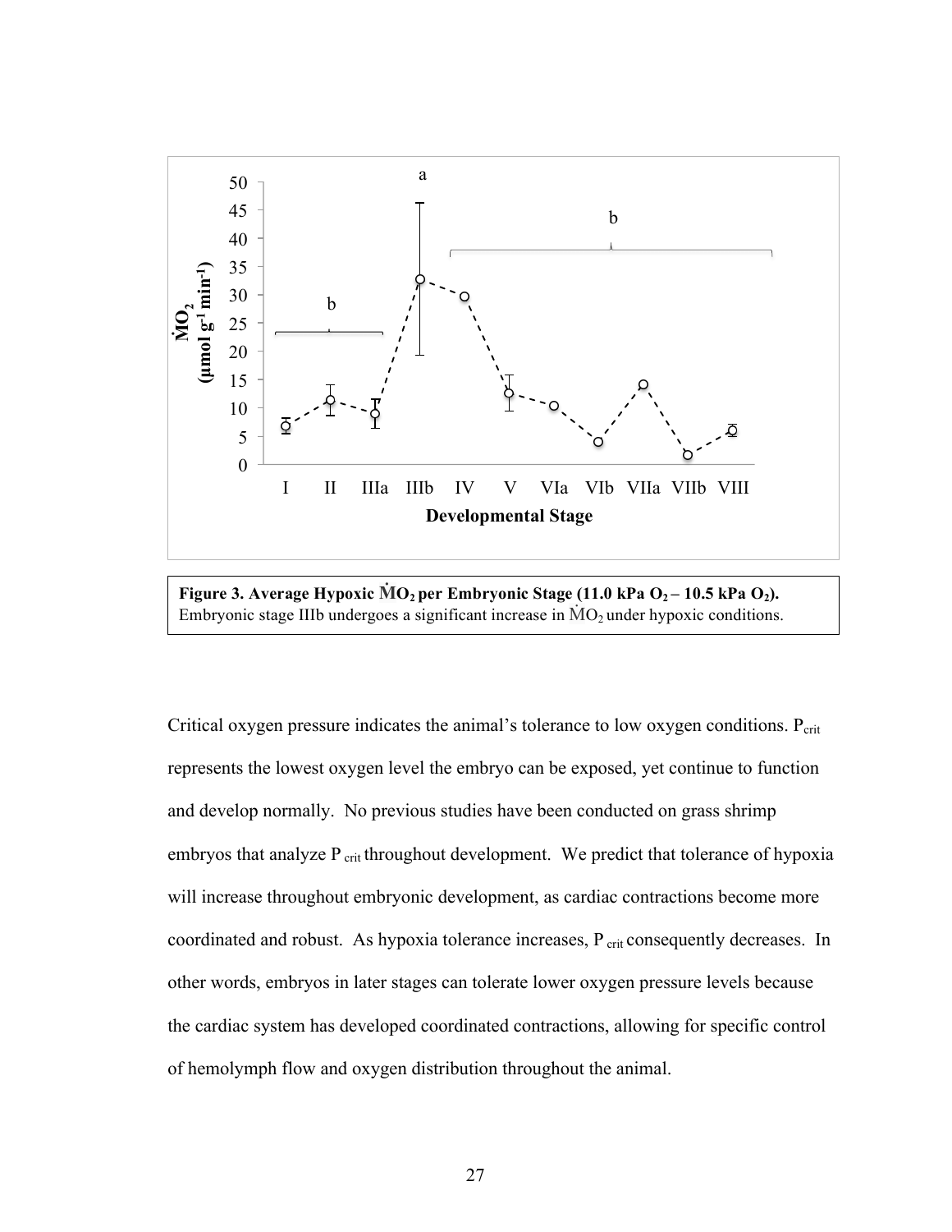**Figure 3. Average Hypoxic $\dot{M}O_2$ per Embryonic Stage (11.0 kPa $O_2$ – 10.5 kPa $O_2$).** Embryonic stage IIIb undergoes a significant increase in $\dot{M}O_2$ under hypoxic conditions.

Critical oxygen pressure indicates the animal's tolerance to low oxygen conditions. $P_{crit}$ represents the lowest oxygen level the embryo can be exposed, yet continue to function and develop normally. No previous studies have been conducted on grass shrimp embryos that analyze $P_{crit}$ throughout development. We predict that tolerance of hypoxia will increase throughout embryonic development, as cardiac contractions become more coordinated and robust. As hypoxia tolerance increases, $P_{crit}$ consequently decreases. In other words, embryos in later stages can tolerate lower oxygen pressure levels because the cardiac system has developed coordinated contractions, allowing for specific control of hemolymph flow and oxygen distribution throughout the animal.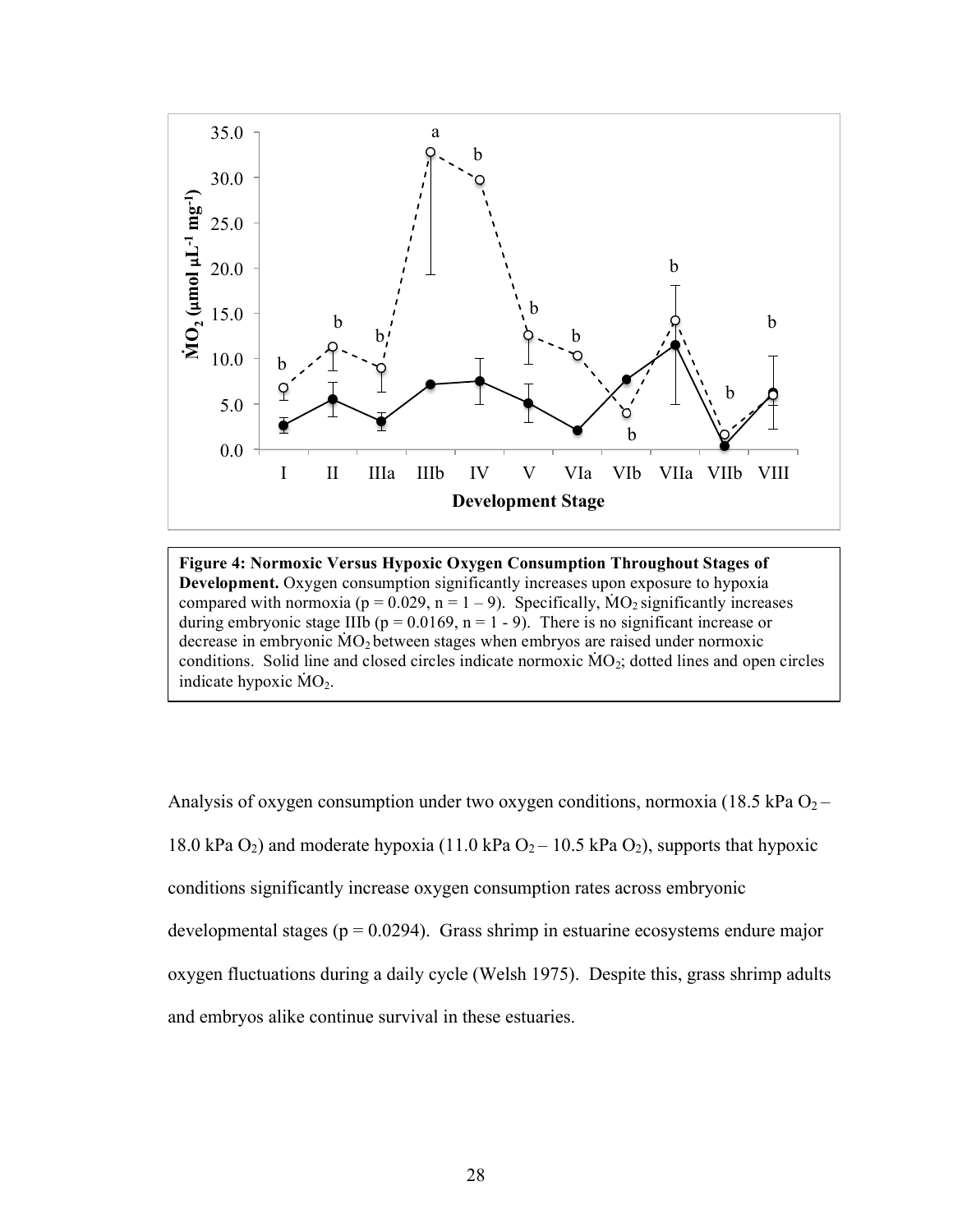**Figure 4: Normoxic Versus Hypoxic Oxygen Consumption Throughout Stages of Development.** Oxygen consumption significantly increases upon exposure to hypoxia compared with normoxia ($p = 0.029$, $n = 1 – 9$). Specifically, $\dot{M}O_2$ significantly increases during embryonic stage IIIb ($p = 0.0169$, $n = 1 - 9$). There is no significant increase or decrease in embryonic $\dot{M}O_2$ between stages when embryos are raised under normoxic conditions. Solid line and closed circles indicate normoxic $\dot{M}O_2$; dotted lines and open circles indicate hypoxic $\dot{M}O_2$.

Analysis of oxygen consumption under two oxygen conditions, normoxia (18.5 kPa $O_2$ – 18.0 kPa $O_2$) and moderate hypoxia (11.0 kPa $O_2$ – 10.5 kPa $O_2$), supports that hypoxic conditions significantly increase oxygen consumption rates across embryonic developmental stages ($p = 0.0294$). Grass shrimp in estuarine ecosystems endure major oxygen fluctuations during a daily cycle (Welsh 1975). Despite this, grass shrimp adults and embryos alike continue survival in these estuaries.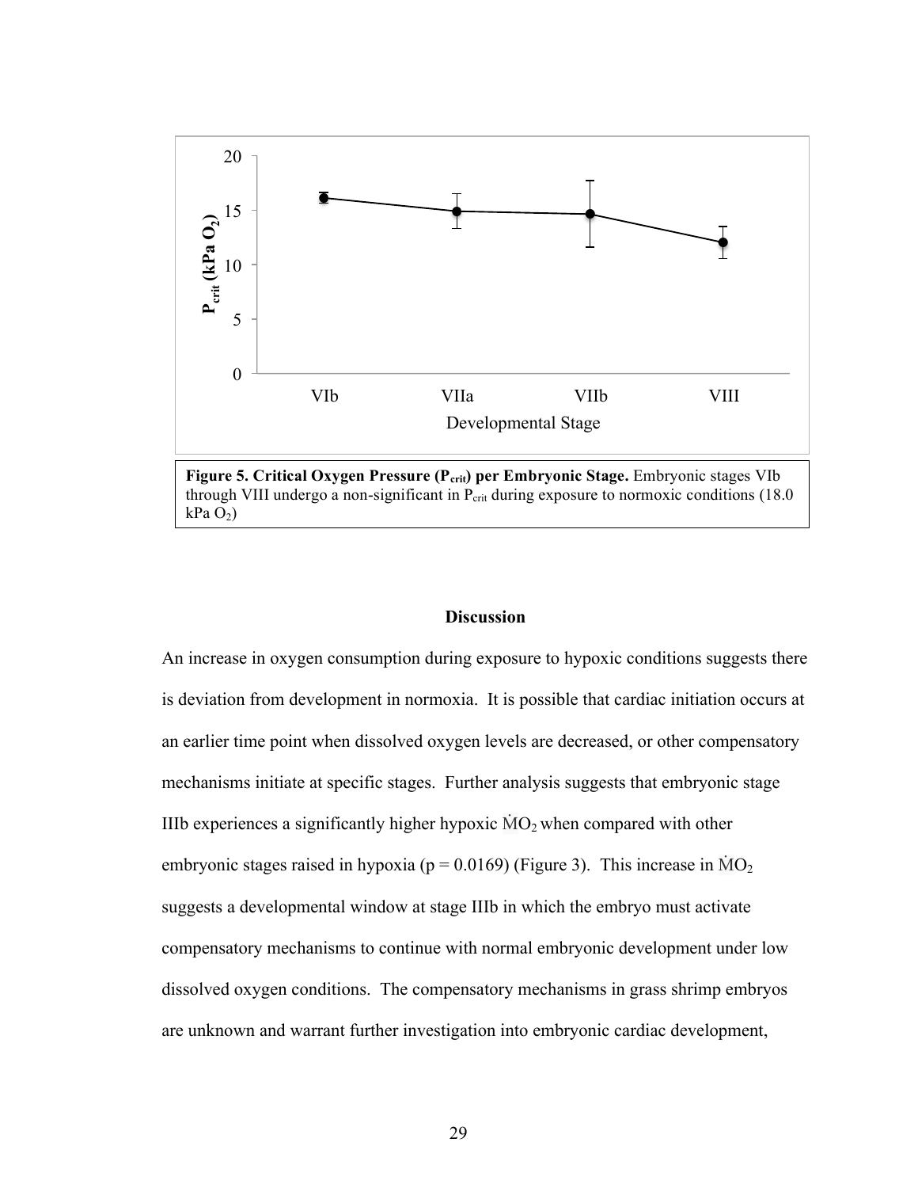**Figure 5. Critical Oxygen Pressure ($P_{crit}$) per Embryonic Stage.** Embryonic stages VIb through VIII undergo a non-significant in $P_{crit}$ during exposure to normoxic conditions (18.0 kPa $O_2$)

## Discussion

An increase in oxygen consumption during exposure to hypoxic conditions suggests there is deviation from development in normoxia. It is possible that cardiac initiation occurs at an earlier time point when dissolved oxygen levels are decreased, or other compensatory mechanisms initiate at specific stages. Further analysis suggests that embryonic stage IIIb experiences a significantly higher hypoxic $\dot{M}O_2$ when compared with other embryonic stages raised in hypoxia ($p = 0.0169$) (Figure 3). This increase in $\dot{M}O_2$ suggests a developmental window at stage IIIb in which the embryo must activate compensatory mechanisms to continue with normal embryonic development under low dissolved oxygen conditions. The compensatory mechanisms in grass shrimp embryos are unknown and warrant further investigation into embryonic cardiac development,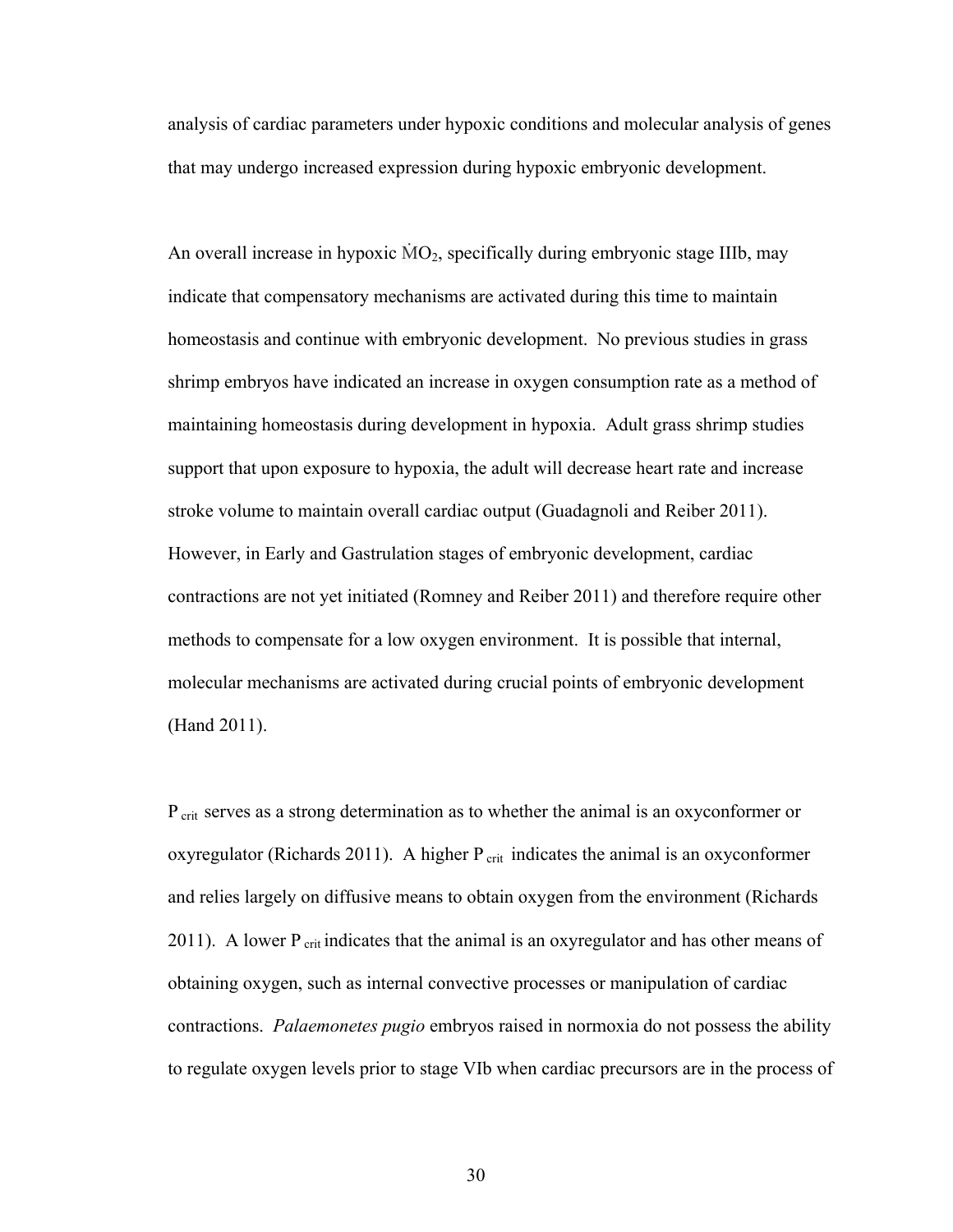analysis of cardiac parameters under hypoxic conditions and molecular analysis of genes that may undergo increased expression during hypoxic embryonic development.

An overall increase in hypoxic $\dot{M}O_2$, specifically during embryonic stage IIIb, may indicate that compensatory mechanisms are activated during this time to maintain homeostasis and continue with embryonic development. No previous studies in grass shrimp embryos have indicated an increase in oxygen consumption rate as a method of maintaining homeostasis during development in hypoxia. Adult grass shrimp studies support that upon exposure to hypoxia, the adult will decrease heart rate and increase stroke volume to maintain overall cardiac output (Guadagnoli and Reiber 2011). However, in Early and Gastrulation stages of embryonic development, cardiac contractions are not yet initiated (Romney and Reiber 2011) and therefore require other methods to compensate for a low oxygen environment. It is possible that internal, molecular mechanisms are activated during crucial points of embryonic development (Hand 2011).

$P_{crit}$ serves as a strong determination as to whether the animal is an oxyconformer or oxyregulator (Richards 2011). A higher $P_{crit}$ indicates the animal is an oxyconformer and relies largely on diffusive means to obtain oxygen from the environment (Richards 2011). A lower $P_{crit}$ indicates that the animal is an oxyregulator and has other means of obtaining oxygen, such as internal convective processes or manipulation of cardiac contractions. *Palaemonetes pugio* embryos raised in normoxia do not possess the ability to regulate oxygen levels prior to stage VIb when cardiac precursors are in the process of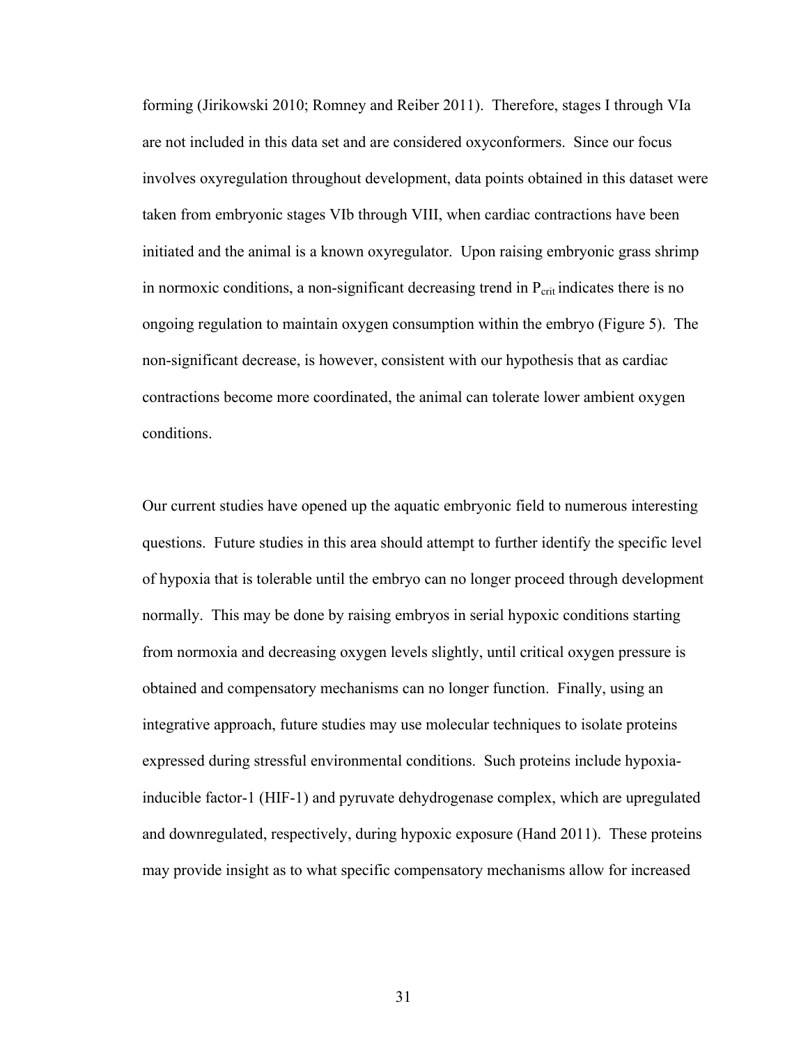forming (Jirikowski 2010; Romney and Reiber 2011). Therefore, stages I through VIa are not included in this data set and are considered oxyconformers. Since our focus involves oxyregulation throughout development, data points obtained in this dataset were taken from embryonic stages VIb through VIII, when cardiac contractions have been initiated and the animal is a known oxyregulator. Upon raising embryonic grass shrimp in normoxic conditions, a non-significant decreasing trend in $P_{crit}$ indicates there is no ongoing regulation to maintain oxygen consumption within the embryo (Figure 5). The non-significant decrease, is however, consistent with our hypothesis that as cardiac contractions become more coordinated, the animal can tolerate lower ambient oxygen conditions.

Our current studies have opened up the aquatic embryonic field to numerous interesting questions. Future studies in this area should attempt to further identify the specific level of hypoxia that is tolerable until the embryo can no longer proceed through development normally. This may be done by raising embryos in serial hypoxic conditions starting from normoxia and decreasing oxygen levels slightly, until critical oxygen pressure is obtained and compensatory mechanisms can no longer function. Finally, using an integrative approach, future studies may use molecular techniques to isolate proteins expressed during stressful environmental conditions. Such proteins include hypoxia-inducible factor-1 (HIF-1) and pyruvate dehydrogenase complex, which are upregulated and downregulated, respectively, during hypoxic exposure (Hand 2011). These proteins may provide insight as to what specific compensatory mechanisms allow for increased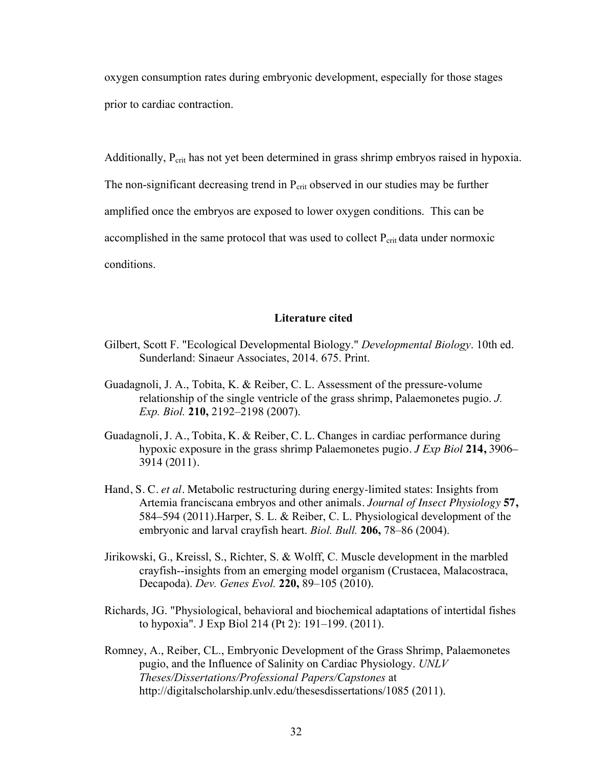oxygen consumption rates during embryonic development, especially for those stages prior to cardiac contraction.

Additionally, $P_{crit}$ has not yet been determined in grass shrimp embryos raised in hypoxia. The non-significant decreasing trend in $P_{crit}$ observed in our studies may be further amplified once the embryos are exposed to lower oxygen conditions. This can be accomplished in the same protocol that was used to collect $P_{crit}$ data under normoxic conditions.

## Literature cited

Gilbert, Scott F. "Ecological Developmental Biology." *Developmental Biology*. 10th ed. Sunderland: Sinaeur Associates, 2014. 675. Print.

Guadagnoli, J. A., Tobita, K. & Reiber, C. L. Assessment of the pressure-volume relationship of the single ventricle of the grass shrimp, Palaemonetes pugio. *J. Exp. Biol.* **210,** 2192–2198 (2007).

Guadagnoli, J. A., Tobita, K. & Reiber, C. L. Changes in cardiac performance during hypoxic exposure in the grass shrimp Palaemonetes pugio. *J Exp Biol* **214,** 3906–3914 (2011).

Hand, S. C. *et al*. Metabolic restructuring during energy-limited states: Insights from Artemia franciscana embryos and other animals. *Journal of Insect Physiology* **57,** 584–594 (2011).Harper, S. L. & Reiber, C. L. Physiological development of the embryonic and larval crayfish heart. *Biol. Bull.* **206,** 78–86 (2004).

Jirikowski, G., Kreissl, S., Richter, S. & Wolff, C. Muscle development in the marbled crayfish--insights from an emerging model organism (Crustacea, Malacostraca, Decapoda). *Dev. Genes Evol.* **220,** 89–105 (2010).

Richards, JG. "Physiological, behavioral and biochemical adaptations of intertidal fishes to hypoxia". J Exp Biol 214 (Pt 2): 191–199. (2011).

Romney, A., Reiber, CL., Embryonic Development of the Grass Shrimp, Palaemonetes pugio, and the Influence of Salinity on Cardiac Physiology. *UNLV Theses/Dissertations/Professional Papers/Capstones* at http://digitalscholarship.unlv.edu/thesesdissertations/1085 (2011).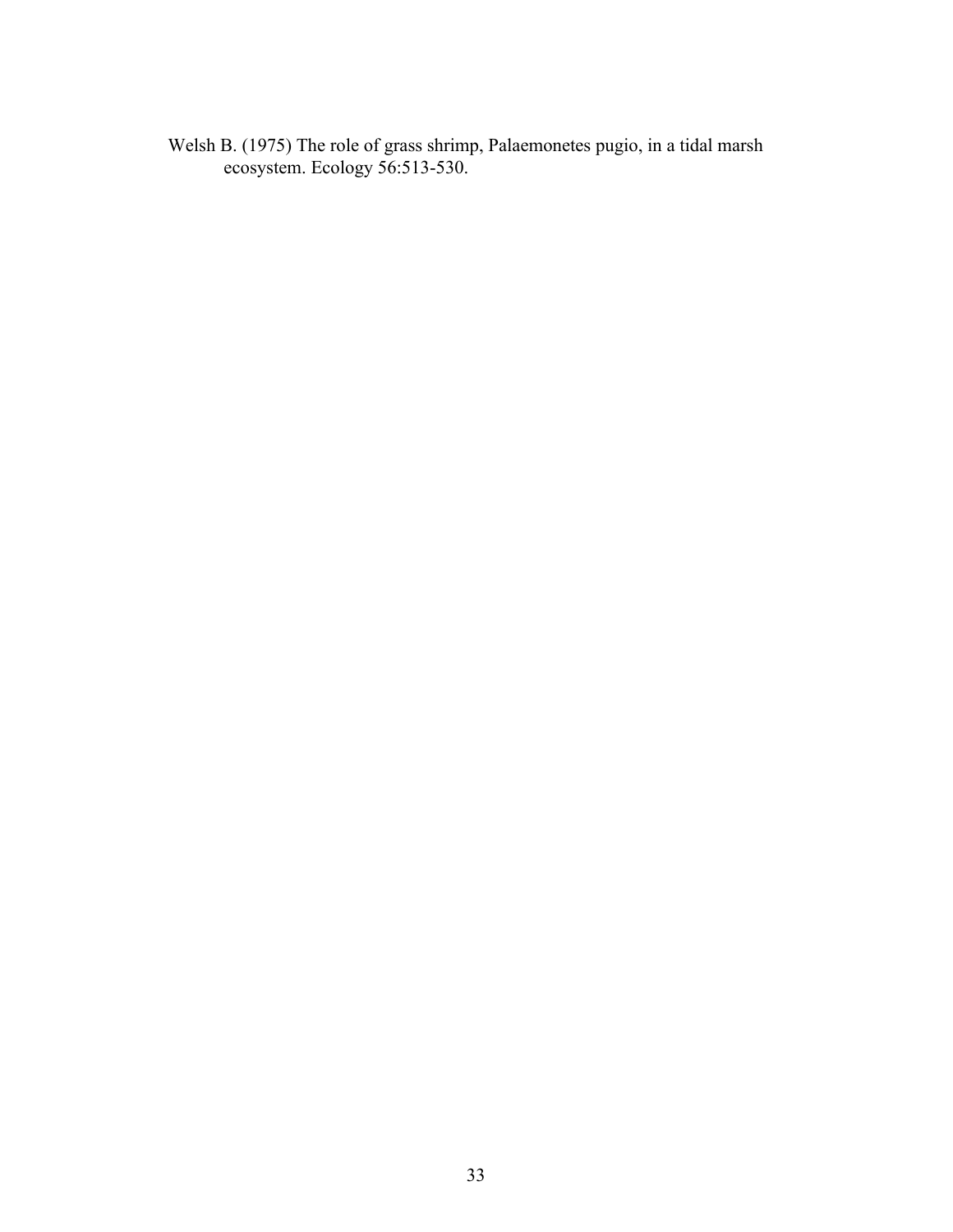Welsh B. (1975) The role of grass shrimp, Palaemonetes pugio, in a tidal marsh ecosystem. Ecology 56:513-530.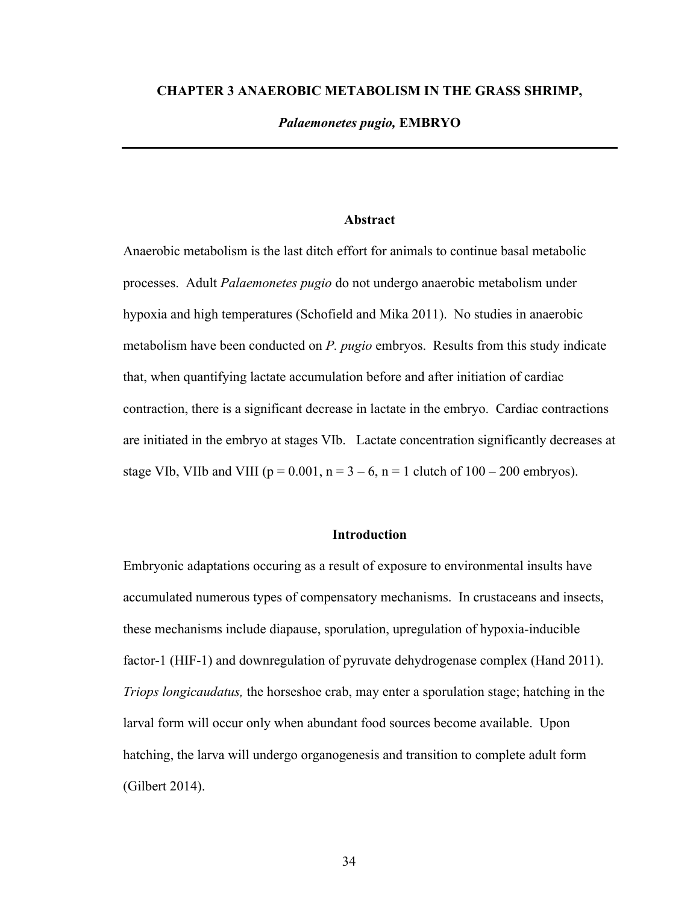# CHAPTER 3 ANAEROBIC METABOLISM IN THE GRASS SHRIMP, *Palaemonetes pugio,* EMBRYO

## Abstract

Anaerobic metabolism is the last ditch effort for animals to continue basal metabolic processes. Adult *Palaemonetes pugio* do not undergo anaerobic metabolism under hypoxia and high temperatures (Schofield and Mika 2011). No studies in anaerobic metabolism have been conducted on *P. pugio* embryos. Results from this study indicate that, when quantifying lactate accumulation before and after initiation of cardiac contraction, there is a significant decrease in lactate in the embryo. Cardiac contractions are initiated in the embryo at stages VIb. Lactate concentration significantly decreases at stage VIb, VIIb and VIII ($p = 0.001$, $n = 3 – 6$, $n = 1$ clutch of 100 – 200 embryos).

## Introduction

Embryonic adaptations occuring as a result of exposure to environmental insults have accumulated numerous types of compensatory mechanisms. In crustaceans and insects, these mechanisms include diapause, sporulation, upregulation of hypoxia-inducible factor-1 (HIF-1) and downregulation of pyruvate dehydrogenase complex (Hand 2011). *Triops longicaudatus,* the horseshoe crab, may enter a sporulation stage; hatching in the larval form will occur only when abundant food sources become available. Upon hatching, the larva will undergo organogenesis and transition to complete adult form (Gilbert 2014).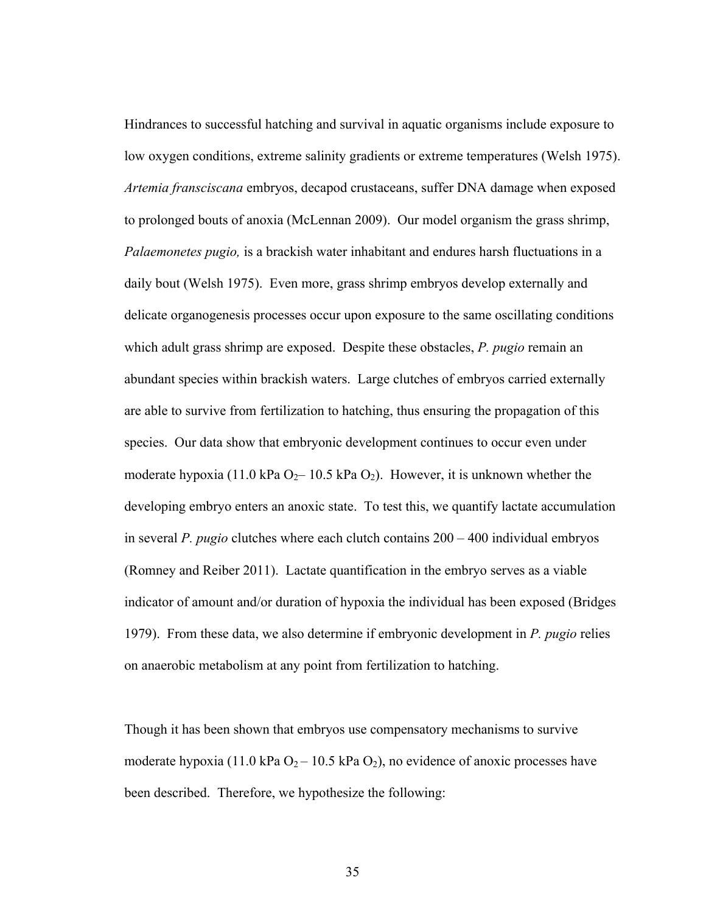Hindrances to successful hatching and survival in aquatic organisms include exposure to low oxygen conditions, extreme salinity gradients or extreme temperatures (Welsh 1975). *Artemia fransciscana* embryos, decapod crustaceans, suffer DNA damage when exposed to prolonged bouts of anoxia (McLennan 2009). Our model organism the grass shrimp, *Palaemonetes pugio,* is a brackish water inhabitant and endures harsh fluctuations in a daily bout (Welsh 1975). Even more, grass shrimp embryos develop externally and delicate organogenesis processes occur upon exposure to the same oscillating conditions which adult grass shrimp are exposed. Despite these obstacles, *P. pugio* remain an abundant species within brackish waters. Large clutches of embryos carried externally are able to survive from fertilization to hatching, thus ensuring the propagation of this species. Our data show that embryonic development continues to occur even under moderate hypoxia (11.0 kPa $O_2$– 10.5 kPa $O_2$). However, it is unknown whether the developing embryo enters an anoxic state. To test this, we quantify lactate accumulation in several *P. pugio* clutches where each clutch contains 200 – 400 individual embryos (Romney and Reiber 2011). Lactate quantification in the embryo serves as a viable indicator of amount and/or duration of hypoxia the individual has been exposed (Bridges 1979). From these data, we also determine if embryonic development in *P. pugio* relies on anaerobic metabolism at any point from fertilization to hatching.

Though it has been shown that embryos use compensatory mechanisms to survive moderate hypoxia (11.0 kPa $O_2$ – 10.5 kPa $O_2$), no evidence of anoxic processes have been described. Therefore, we hypothesize the following: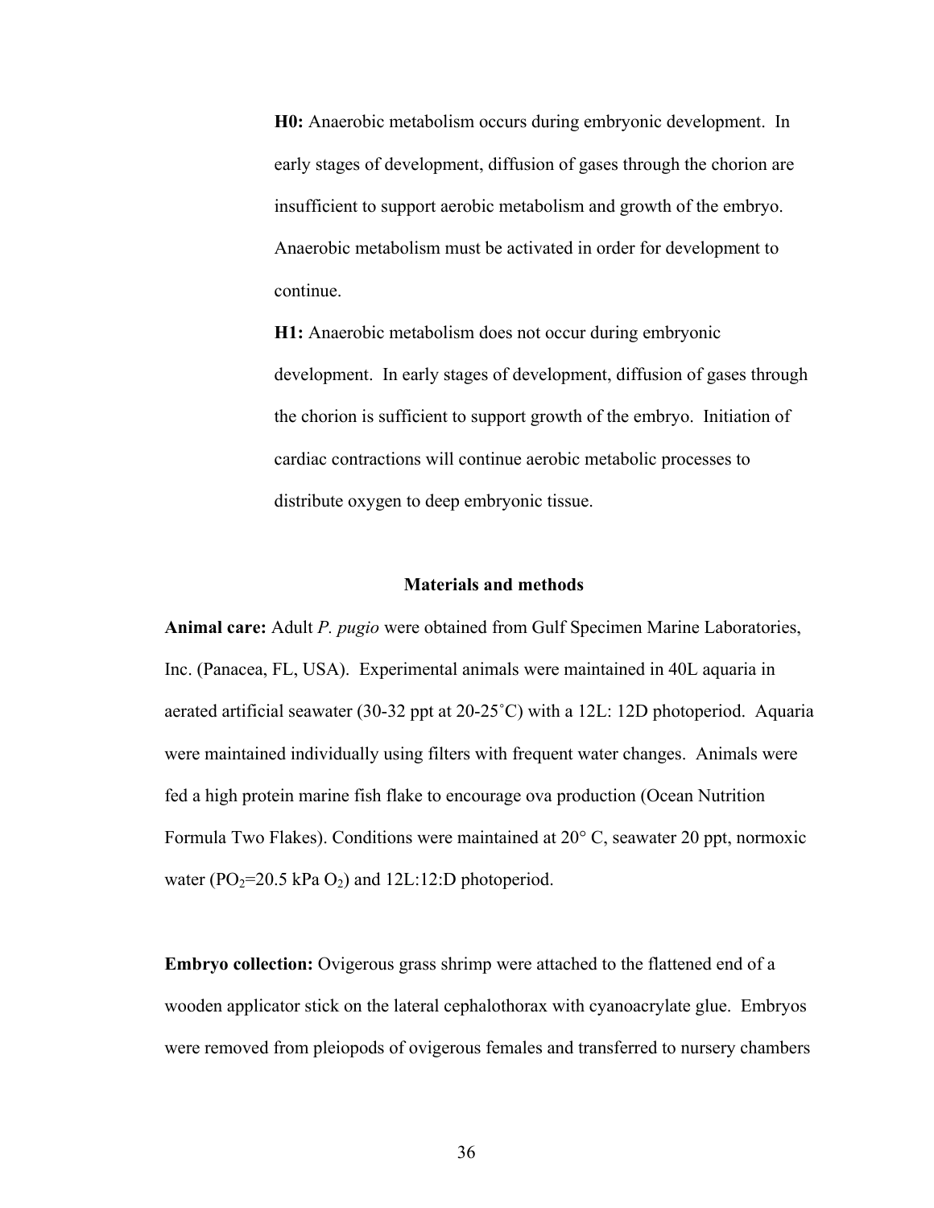**H0:** Anaerobic metabolism occurs during embryonic development. In early stages of development, diffusion of gases through the chorion are insufficient to support aerobic metabolism and growth of the embryo. Anaerobic metabolism must be activated in order for development to continue.

**H1:** Anaerobic metabolism does not occur during embryonic development. In early stages of development, diffusion of gases through the chorion is sufficient to support growth of the embryo. Initiation of cardiac contractions will continue aerobic metabolic processes to distribute oxygen to deep embryonic tissue.

## Materials and methods

**Animal care:** Adult *P. pugio* were obtained from Gulf Specimen Marine Laboratories, Inc. (Panacea, FL, USA). Experimental animals were maintained in 40L aquaria in aerated artificial seawater (30-32 ppt at 20-25˚C) with a 12L: 12D photoperiod. Aquaria were maintained individually using filters with frequent water changes. Animals were fed a high protein marine fish flake to encourage ova production (Ocean Nutrition Formula Two Flakes). Conditions were maintained at 20° C, seawater 20 ppt, normoxic water ($PO_2$=20.5 kPa $O_2$) and 12L:12:D photoperiod.

**Embryo collection:** Ovigerous grass shrimp were attached to the flattened end of a wooden applicator stick on the lateral cephalothorax with cyanoacrylate glue. Embryos were removed from pleiopods of ovigerous females and transferred to nursery chambers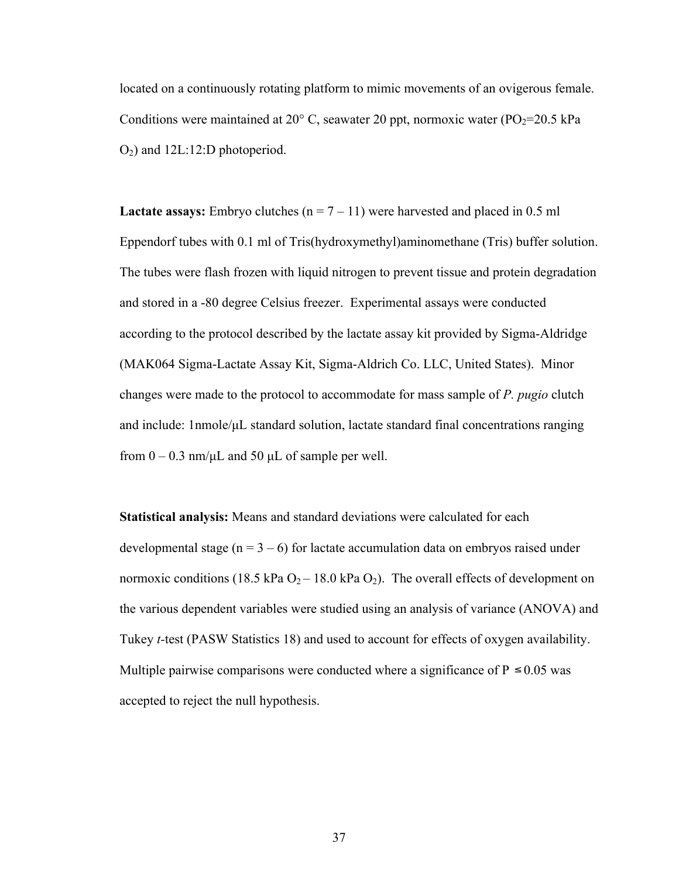located on a continuously rotating platform to mimic movements of an ovigerous female. Conditions were maintained at 20° C, seawater 20 ppt, normoxic water ($PO_2$=20.5 kPa $O_2$) and 12L:12:D photoperiod.

**Lactate assays:** Embryo clutches (n = 7 – 11) were harvested and placed in 0.5 ml Eppendorf tubes with 0.1 ml of Tris(hydroxymethyl)aminomethane (Tris) buffer solution. The tubes were flash frozen with liquid nitrogen to prevent tissue and protein degradation and stored in a -80 degree Celsius freezer. Experimental assays were conducted according to the protocol described by the lactate assay kit provided by Sigma-Aldridge (MAK064 Sigma-Lactate Assay Kit, Sigma-Aldrich Co. LLC, United States). Minor changes were made to the protocol to accommodate for mass sample of *P. pugio* clutch and include: 1nmole/µL standard solution, lactate standard final concentrations ranging from 0 – 0.3 nm/µL and 50 µL of sample per well.

**Statistical analysis:** Means and standard deviations were calculated for each developmental stage (n = 3 – 6) for lactate accumulation data on embryos raised under normoxic conditions (18.5 kPa $O_2$ – 18.0 kPa $O_2$). The overall effects of development on the various dependent variables were studied using an analysis of variance (ANOVA) and Tukey *t*-test (PASW Statistics 18) and used to account for effects of oxygen availability. Multiple pairwise comparisons were conducted where a significance of $P \leq 0.05$ was accepted to reject the null hypothesis.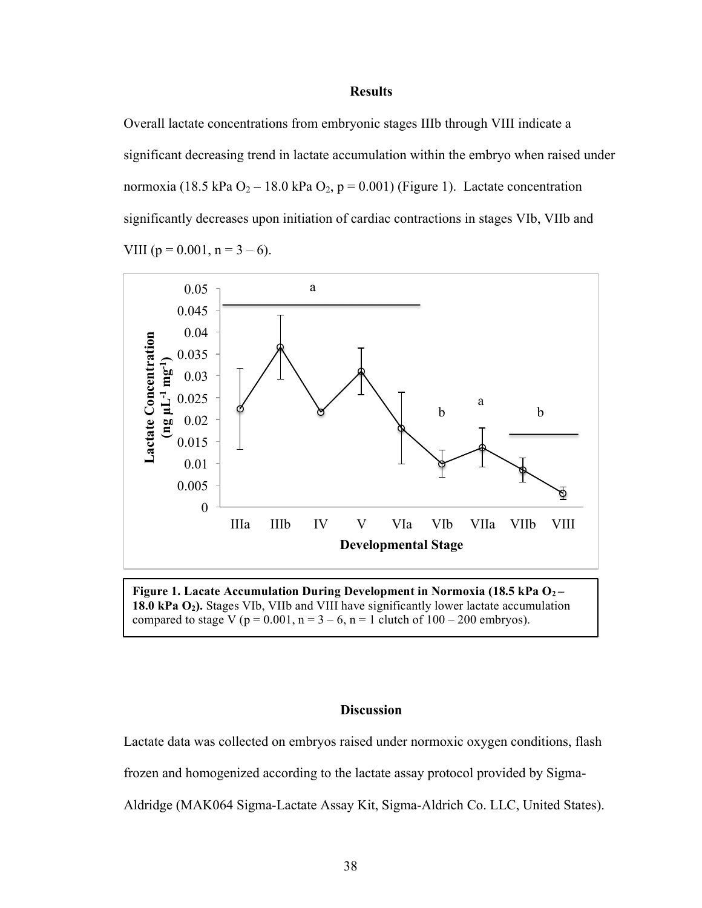## Results

Overall lactate concentrations from embryonic stages IIIb through VIII indicate a significant decreasing trend in lactate accumulation within the embryo when raised under normoxia (18.5 kPa $O_2$ – 18.0 kPa $O_2$, $p = 0.001$) (Figure 1). Lactate concentration significantly decreases upon initiation of cardiac contractions in stages VIb, VIIb and VIII ($p = 0.001$, $n = 3 – 6$).

**Figure 1. Lacate Accumulation During Development in Normoxia (18.5 kPa $O_2$ – 18.0 kPa $O_2$).** Stages VIb, VIIb and VIII have significantly lower lactate accumulation compared to stage V ($p = 0.001$, $n = 3 – 6$, $n = 1$ clutch of 100 – 200 embryos).

## Discussion

Lactate data was collected on embryos raised under normoxic oxygen conditions, flash frozen and homogenized according to the lactate assay protocol provided by Sigma-Aldridge (MAK064 Sigma-Lactate Assay Kit, Sigma-Aldrich Co. LLC, United States).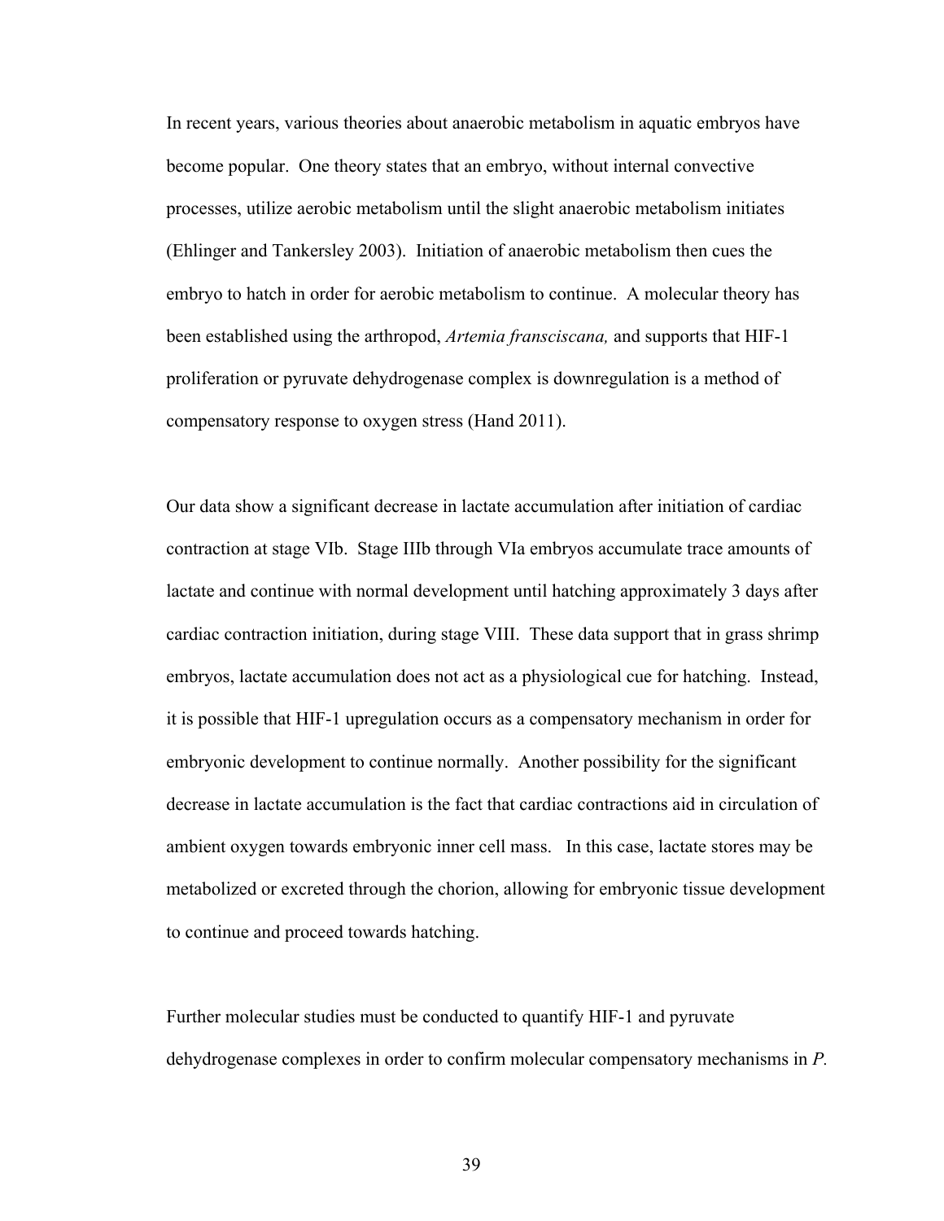In recent years, various theories about anaerobic metabolism in aquatic embryos have become popular. One theory states that an embryo, without internal convective processes, utilize aerobic metabolism until the slight anaerobic metabolism initiates (Ehlinger and Tankersley 2003). Initiation of anaerobic metabolism then cues the embryo to hatch in order for aerobic metabolism to continue. A molecular theory has been established using the arthropod, *Artemia fransciscana,* and supports that HIF-1 proliferation or pyruvate dehydrogenase complex is downregulation is a method of compensatory response to oxygen stress (Hand 2011).

Our data show a significant decrease in lactate accumulation after initiation of cardiac contraction at stage VIb. Stage IIIb through VIa embryos accumulate trace amounts of lactate and continue with normal development until hatching approximately 3 days after cardiac contraction initiation, during stage VIII. These data support that in grass shrimp embryos, lactate accumulation does not act as a physiological cue for hatching. Instead, it is possible that HIF-1 upregulation occurs as a compensatory mechanism in order for embryonic development to continue normally. Another possibility for the significant decrease in lactate accumulation is the fact that cardiac contractions aid in circulation of ambient oxygen towards embryonic inner cell mass. In this case, lactate stores may be metabolized or excreted through the chorion, allowing for embryonic tissue development to continue and proceed towards hatching.

Further molecular studies must be conducted to quantify HIF-1 and pyruvate dehydrogenase complexes in order to confirm molecular compensatory mechanisms in *P.*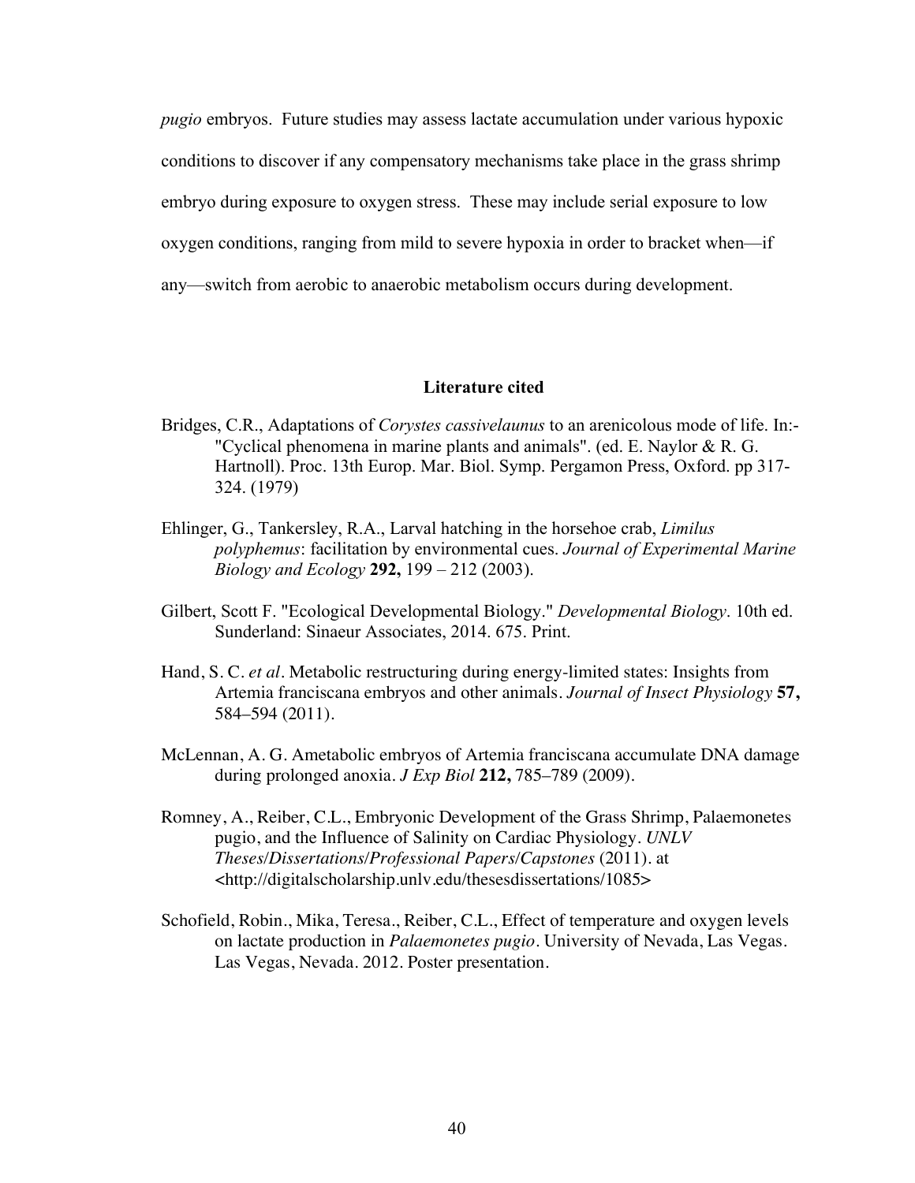*pugio* embryos. Future studies may assess lactate accumulation under various hypoxic conditions to discover if any compensatory mechanisms take place in the grass shrimp embryo during exposure to oxygen stress. These may include serial exposure to low oxygen conditions, ranging from mild to severe hypoxia in order to bracket when—if any—switch from aerobic to anaerobic metabolism occurs during development.

## Literature cited

Bridges, C.R., Adaptations of *Corystes cassivelaunus* to an arenicolous mode of life. In:- "Cyclical phenomena in marine plants and animals". (ed. E. Naylor & R. G. Hartnoll). Proc. 13th Europ. Mar. Biol. Symp. Pergamon Press, Oxford. pp 317-324. (1979)

Ehlinger, G., Tankersley, R.A., Larval hatching in the horsehoe crab, *Limilus polyphemus*: facilitation by environmental cues. *Journal of Experimental Marine Biology and Ecology* **292,** 199 – 212 (2003).

Gilbert, Scott F. "Ecological Developmental Biology." *Developmental Biology*. 10th ed. Sunderland: Sinaeur Associates, 2014. 675. Print.

Hand, S. C. *et al*. Metabolic restructuring during energy-limited states: Insights from Artemia franciscana embryos and other animals. *Journal of Insect Physiology* **57,** 584–594 (2011).

McLennan, A. G. Ametabolic embryos of Artemia franciscana accumulate DNA damage during prolonged anoxia. *J Exp Biol* **212,** 785–789 (2009).

Romney, A., Reiber, C.L., Embryonic Development of the Grass Shrimp, Palaemonetes pugio, and the Influence of Salinity on Cardiac Physiology. *UNLV Theses/Dissertations/Professional Papers/Capstones* (2011). at <http://digitalscholarship.unlv.edu/thesesdissertations/1085>

Schofield, Robin., Mika, Teresa., Reiber, C.L., Effect of temperature and oxygen levels on lactate production in *Palaemonetes pugio*. University of Nevada, Las Vegas. Las Vegas, Nevada. 2012. Poster presentation.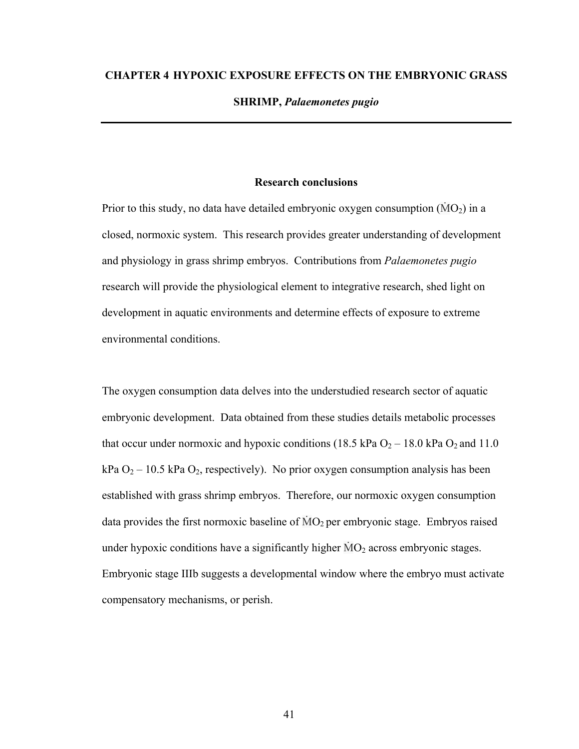# CHAPTER 4 HYPOXIC EXPOSURE EFFECTS ON THE EMBRYONIC GRASS SHRIMP, *Palaemonetes pugio*

## Research conclusions

Prior to this study, no data have detailed embryonic oxygen consumption ($\dot{M}O_2$) in a closed, normoxic system. This research provides greater understanding of development and physiology in grass shrimp embryos. Contributions from *Palaemonetes pugio* research will provide the physiological element to integrative research, shed light on development in aquatic environments and determine effects of exposure to extreme environmental conditions.

The oxygen consumption data delves into the understudied research sector of aquatic embryonic development. Data obtained from these studies details metabolic processes that occur under normoxic and hypoxic conditions (18.5 kPa $O_2$ – 18.0 kPa $O_2$ and 11.0 kPa $O_2$ – 10.5 kPa $O_2$, respectively). No prior oxygen consumption analysis has been established with grass shrimp embryos. Therefore, our normoxic oxygen consumption data provides the first normoxic baseline of $\dot{M}O_2$ per embryonic stage. Embryos raised under hypoxic conditions have a significantly higher $\dot{M}O_2$ across embryonic stages. Embryonic stage IIIb suggests a developmental window where the embryo must activate compensatory mechanisms, or perish.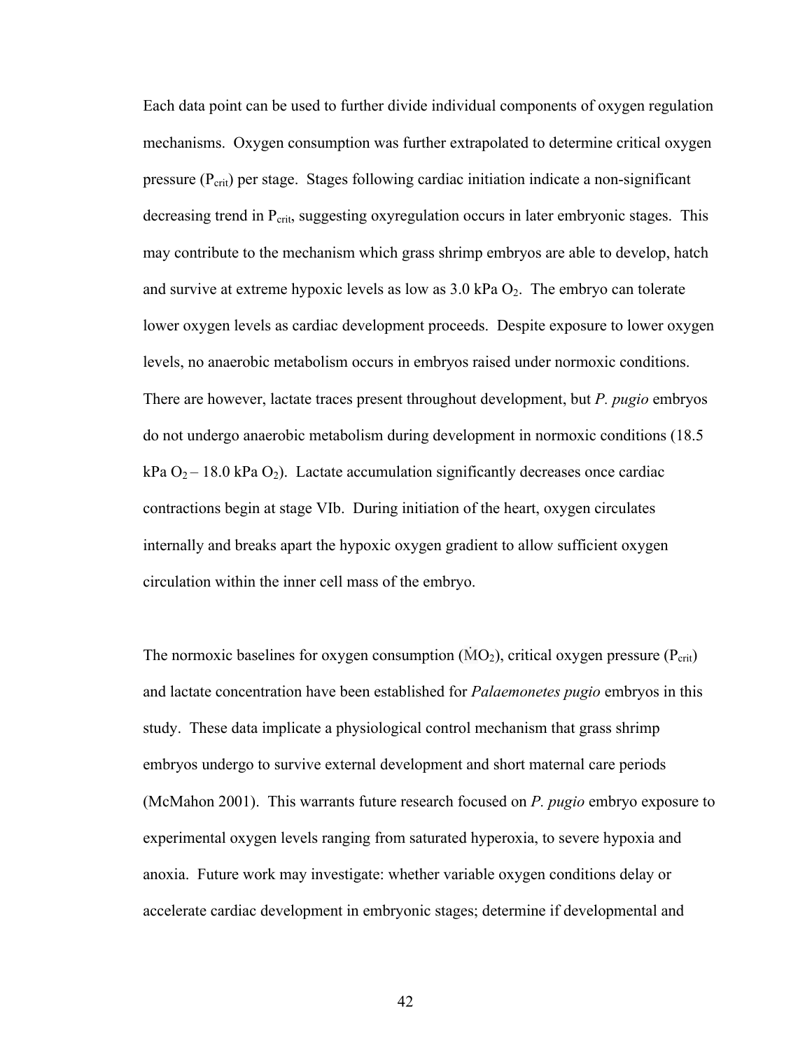Each data point can be used to further divide individual components of oxygen regulation mechanisms. Oxygen consumption was further extrapolated to determine critical oxygen pressure ($P_{crit}$) per stage. Stages following cardiac initiation indicate a non-significant decreasing trend in $P_{crit}$, suggesting oxyregulation occurs in later embryonic stages. This may contribute to the mechanism which grass shrimp embryos are able to develop, hatch and survive at extreme hypoxic levels as low as 3.0 kPa $O_2$. The embryo can tolerate lower oxygen levels as cardiac development proceeds. Despite exposure to lower oxygen levels, no anaerobic metabolism occurs in embryos raised under normoxic conditions. There are however, lactate traces present throughout development, but *P. pugio* embryos do not undergo anaerobic metabolism during development in normoxic conditions (18.5 kPa $O_2$ – 18.0 kPa $O_2$). Lactate accumulation significantly decreases once cardiac contractions begin at stage VIb. During initiation of the heart, oxygen circulates internally and breaks apart the hypoxic oxygen gradient to allow sufficient oxygen circulation within the inner cell mass of the embryo.

The normoxic baselines for oxygen consumption ($\dot{M}O_2$), critical oxygen pressure ($P_{crit}$) and lactate concentration have been established for *Palaemonetes pugio* embryos in this study. These data implicate a physiological control mechanism that grass shrimp embryos undergo to survive external development and short maternal care periods (McMahon 2001). This warrants future research focused on *P. pugio* embryo exposure to experimental oxygen levels ranging from saturated hyperoxia, to severe hypoxia and anoxia. Future work may investigate: whether variable oxygen conditions delay or accelerate cardiac development in embryonic stages; determine if developmental and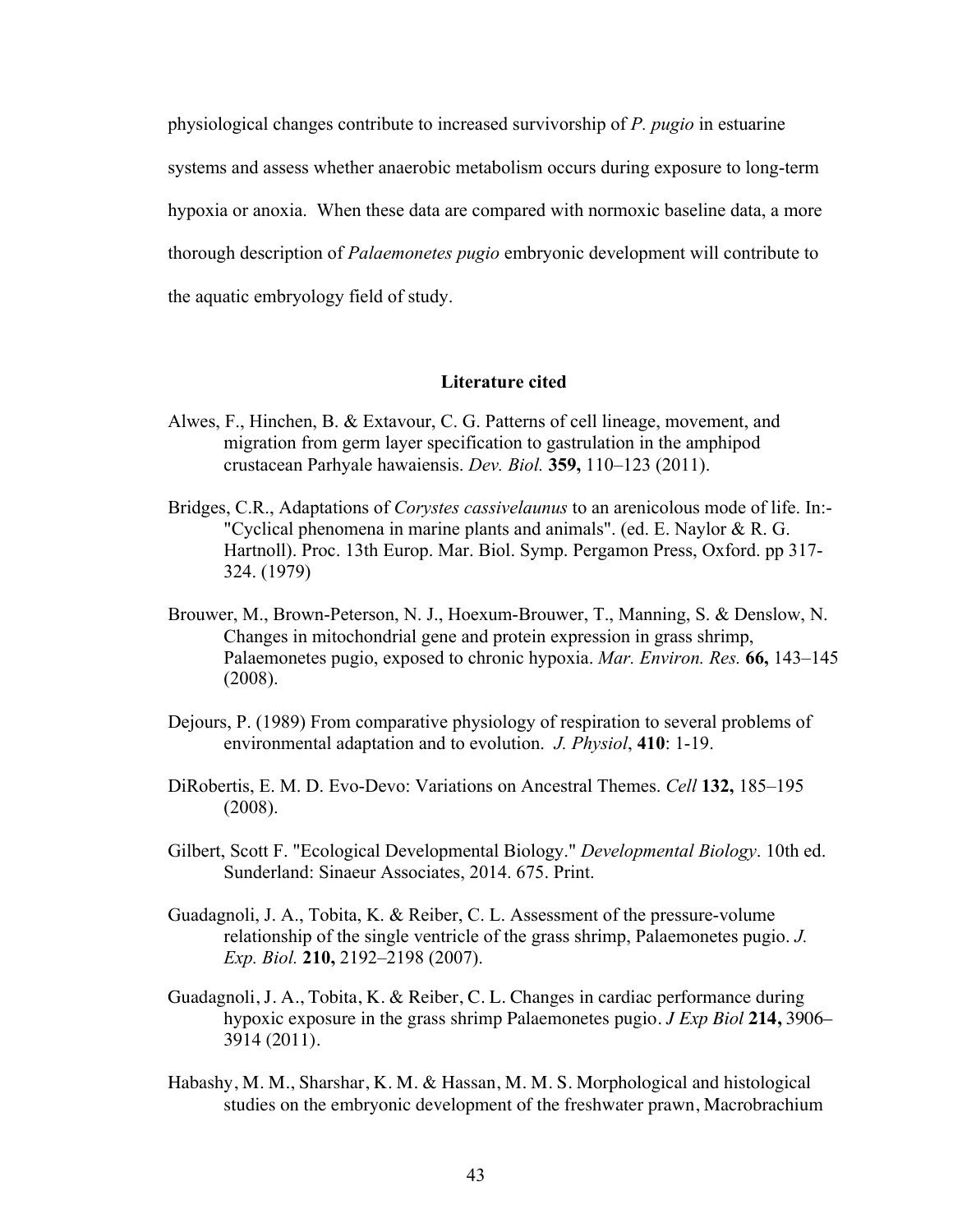physiological changes contribute to increased survivorship of *P. pugio* in estuarine systems and assess whether anaerobic metabolism occurs during exposure to long-term hypoxia or anoxia. When these data are compared with normoxic baseline data, a more thorough description of *Palaemonetes pugio* embryonic development will contribute to the aquatic embryology field of study.

## Literature cited

Alwes, F., Hinchen, B. & Extavour, C. G. Patterns of cell lineage, movement, and migration from germ layer specification to gastrulation in the amphipod crustacean Parhyale hawaiensis. *Dev. Biol.* **359,** 110–123 (2011).

Bridges, C.R., Adaptations of *Corystes cassivelaunus* to an arenicolous mode of life. In:- "Cyclical phenomena in marine plants and animals". (ed. E. Naylor & R. G. Hartnoll). Proc. 13th Europ. Mar. Biol. Symp. Pergamon Press, Oxford. pp 317-324. (1979)

Brouwer, M., Brown-Peterson, N. J., Hoexum-Brouwer, T., Manning, S. & Denslow, N. Changes in mitochondrial gene and protein expression in grass shrimp, Palaemonetes pugio, exposed to chronic hypoxia. *Mar. Environ. Res.* **66,** 143–145 (2008).

Dejours, P. (1989) From comparative physiology of respiration to several problems of environmental adaptation and to evolution. *J. Physiol*, **410**: 1-19.

DiRobertis, E. M. D. Evo-Devo: Variations on Ancestral Themes. *Cell* **132,** 185–195 (2008).

Gilbert, Scott F. "Ecological Developmental Biology." *Developmental Biology*. 10th ed. Sunderland: Sinaeur Associates, 2014. 675. Print.

Guadagnoli, J. A., Tobita, K. & Reiber, C. L. Assessment of the pressure-volume relationship of the single ventricle of the grass shrimp, Palaemonetes pugio. *J. Exp. Biol.* **210,** 2192–2198 (2007).

Guadagnoli, J. A., Tobita, K. & Reiber, C. L. Changes in cardiac performance during hypoxic exposure in the grass shrimp Palaemonetes pugio. *J Exp Biol* **214,** 3906–3914 (2011).

Habashy, M. M., Sharshar, K. M. & Hassan, M. M. S. Morphological and histological studies on the embryonic development of the freshwater prawn, Macrobrachium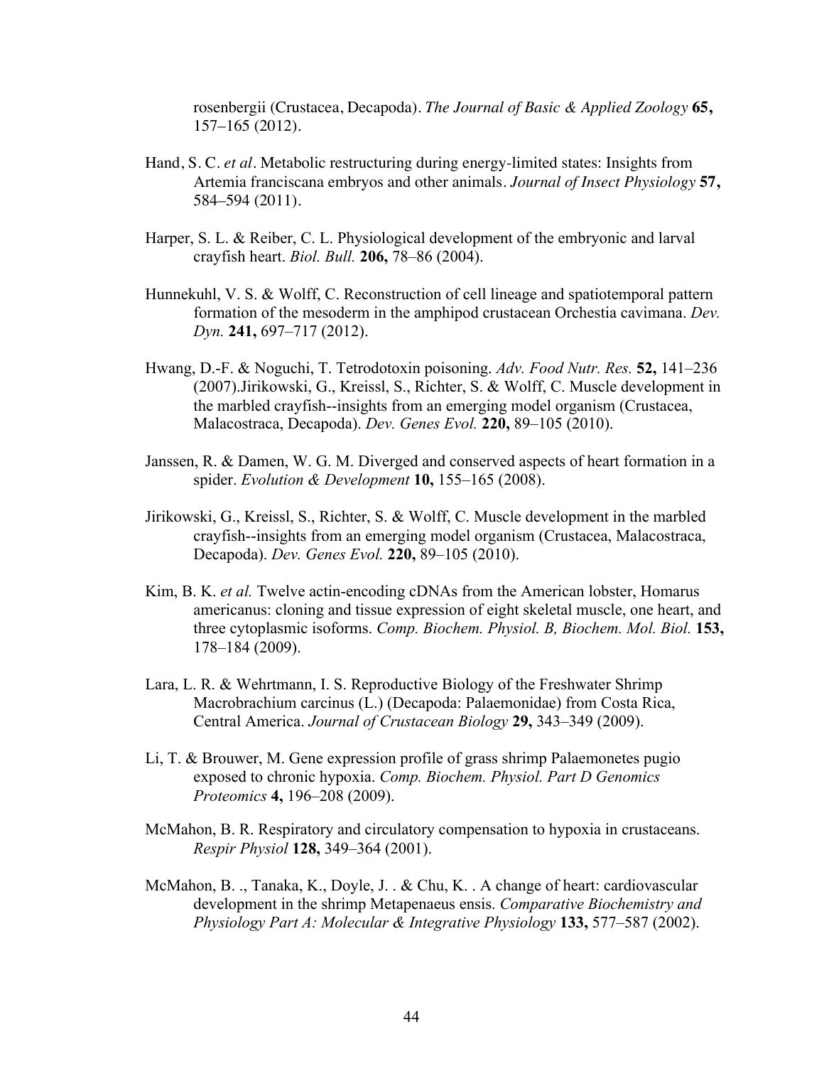rosenbergii (Crustacea, Decapoda). *The Journal of Basic & Applied Zoology* **65,** 157–165 (2012).

Hand, S. C. *et al*. Metabolic restructuring during energy-limited states: Insights from Artemia franciscana embryos and other animals. *Journal of Insect Physiology* **57,** 584–594 (2011).

Harper, S. L. & Reiber, C. L. Physiological development of the embryonic and larval crayfish heart. *Biol. Bull.* **206,** 78–86 (2004).

Hunnekuhl, V. S. & Wolff, C. Reconstruction of cell lineage and spatiotemporal pattern formation of the mesoderm in the amphipod crustacean Orchestia cavimana. *Dev. Dyn.* **241,** 697–717 (2012).

Hwang, D.-F. & Noguchi, T. Tetrodotoxin poisoning. *Adv. Food Nutr. Res.* **52,** 141–236 (2007).Jirikowski, G., Kreissl, S., Richter, S. & Wolff, C. Muscle development in the marbled crayfish--insights from an emerging model organism (Crustacea, Malacostraca, Decapoda). *Dev. Genes Evol.* **220,** 89–105 (2010).

Janssen, R. & Damen, W. G. M. Diverged and conserved aspects of heart formation in a spider. *Evolution & Development* **10,** 155–165 (2008).

Jirikowski, G., Kreissl, S., Richter, S. & Wolff, C. Muscle development in the marbled crayfish--insights from an emerging model organism (Crustacea, Malacostraca, Decapoda). *Dev. Genes Evol.* **220,** 89–105 (2010).

Kim, B. K. *et al.* Twelve actin-encoding cDNAs from the American lobster, Homarus americanus: cloning and tissue expression of eight skeletal muscle, one heart, and three cytoplasmic isoforms. *Comp. Biochem. Physiol. B, Biochem. Mol. Biol.* **153,** 178–184 (2009).

Lara, L. R. & Wehrtmann, I. S. Reproductive Biology of the Freshwater Shrimp Macrobrachium carcinus (L.) (Decapoda: Palaemonidae) from Costa Rica, Central America. *Journal of Crustacean Biology* **29,** 343–349 (2009).

Li, T. & Brouwer, M. Gene expression profile of grass shrimp Palaemonetes pugio exposed to chronic hypoxia. *Comp. Biochem. Physiol. Part D Genomics Proteomics* **4,** 196–208 (2009).

McMahon, B. R. Respiratory and circulatory compensation to hypoxia in crustaceans. *Respir Physiol* **128,** 349–364 (2001).

McMahon, B. ., Tanaka, K., Doyle, J. . & Chu, K. . A change of heart: cardiovascular development in the shrimp Metapenaeus ensis. *Comparative Biochemistry and Physiology Part A: Molecular & Integrative Physiology* **133,** 577–587 (2002).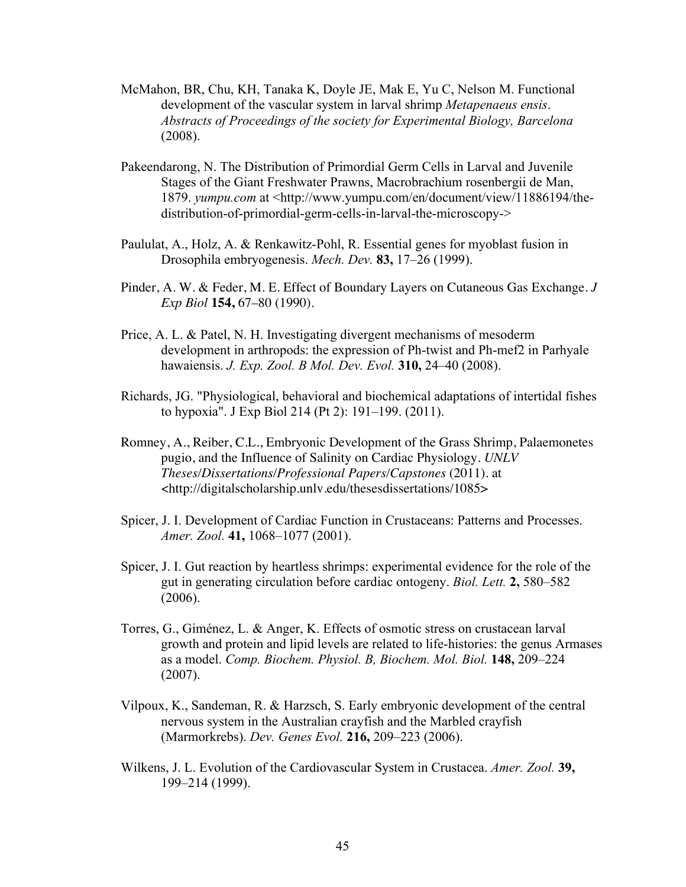McMahon, BR, Chu, KH, Tanaka K, Doyle JE, Mak E, Yu C, Nelson M. Functional development of the vascular system in larval shrimp *Metapenaeus ensis*. *Abstracts of Proceedings of the society for Experimental Biology, Barcelona* (2008).

Pakeendarong, N. The Distribution of Primordial Germ Cells in Larval and Juvenile Stages of the Giant Freshwater Prawns, Macrobrachium rosenbergii de Man, 1879. *yumpu.com* at <http://www.yumpu.com/en/document/view/11886194/the-distribution-of-primordial-germ-cells-in-larval-the-microscopy->

Paululat, A., Holz, A. & Renkawitz-Pohl, R. Essential genes for myoblast fusion in Drosophila embryogenesis. *Mech. Dev.* **83,** 17–26 (1999).

Pinder, A. W. & Feder, M. E. Effect of Boundary Layers on Cutaneous Gas Exchange. *J Exp Biol* **154,** 67–80 (1990).

Price, A. L. & Patel, N. H. Investigating divergent mechanisms of mesoderm development in arthropods: the expression of Ph-twist and Ph-mef2 in Parhyale hawaiensis. *J. Exp. Zool. B Mol. Dev. Evol.* **310,** 24–40 (2008).

Richards, JG. "Physiological, behavioral and biochemical adaptations of intertidal fishes to hypoxia". J Exp Biol 214 (Pt 2): 191–199. (2011).

Romney, A., Reiber, C.L., Embryonic Development of the Grass Shrimp, Palaemonetes pugio, and the Influence of Salinity on Cardiac Physiology. *UNLV Theses/Dissertations/Professional Papers/Capstones* (2011). at <http://digitalscholarship.unlv.edu/thesesdissertations/1085>

Spicer, J. I. Development of Cardiac Function in Crustaceans: Patterns and Processes. *Amer. Zool.* **41,** 1068–1077 (2001).

Spicer, J. I. Gut reaction by heartless shrimps: experimental evidence for the role of the gut in generating circulation before cardiac ontogeny. *Biol. Lett.* **2,** 580–582 (2006).

Torres, G., Giménez, L. & Anger, K. Effects of osmotic stress on crustacean larval growth and protein and lipid levels are related to life-histories: the genus Armases as a model. *Comp. Biochem. Physiol. B, Biochem. Mol. Biol.* **148,** 209–224 (2007).

Vilpoux, K., Sandeman, R. & Harzsch, S. Early embryonic development of the central nervous system in the Australian crayfish and the Marbled crayfish (Marmorkrebs). *Dev. Genes Evol.* **216,** 209–223 (2006).

Wilkens, J. L. Evolution of the Cardiovascular System in Crustacea. *Amer. Zool.* **39,** 199–214 (1999).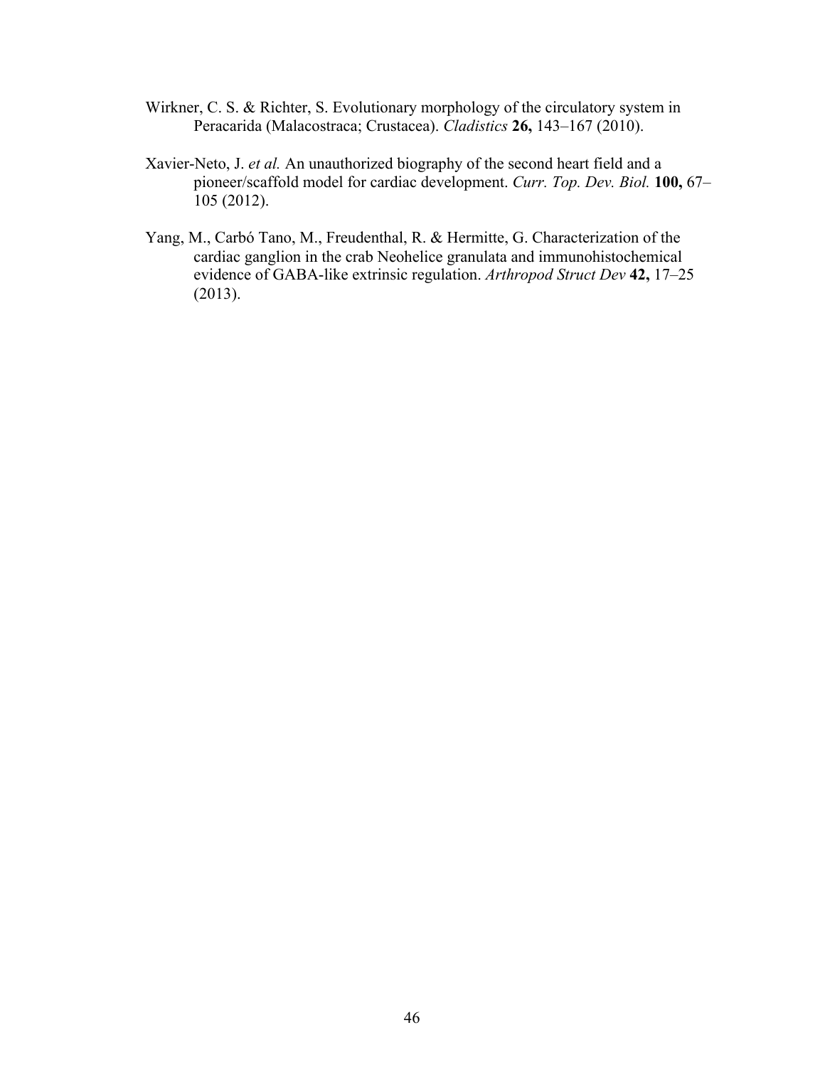Wirkner, C. S. & Richter, S. Evolutionary morphology of the circulatory system in Peracarida (Malacostraca; Crustacea). *Cladistics* **26,** 143–167 (2010).

Xavier-Neto, J. *et al.* An unauthorized biography of the second heart field and a pioneer/scaffold model for cardiac development. *Curr. Top. Dev. Biol.* **100,** 67–105 (2012).

Yang, M., Carbó Tano, M., Freudenthal, R. & Hermitte, G. Characterization of the cardiac ganglion in the crab Neohelice granulata and immunohistochemical evidence of GABA-like extrinsic regulation. *Arthropod Struct Dev* **42,** 17–25 (2013).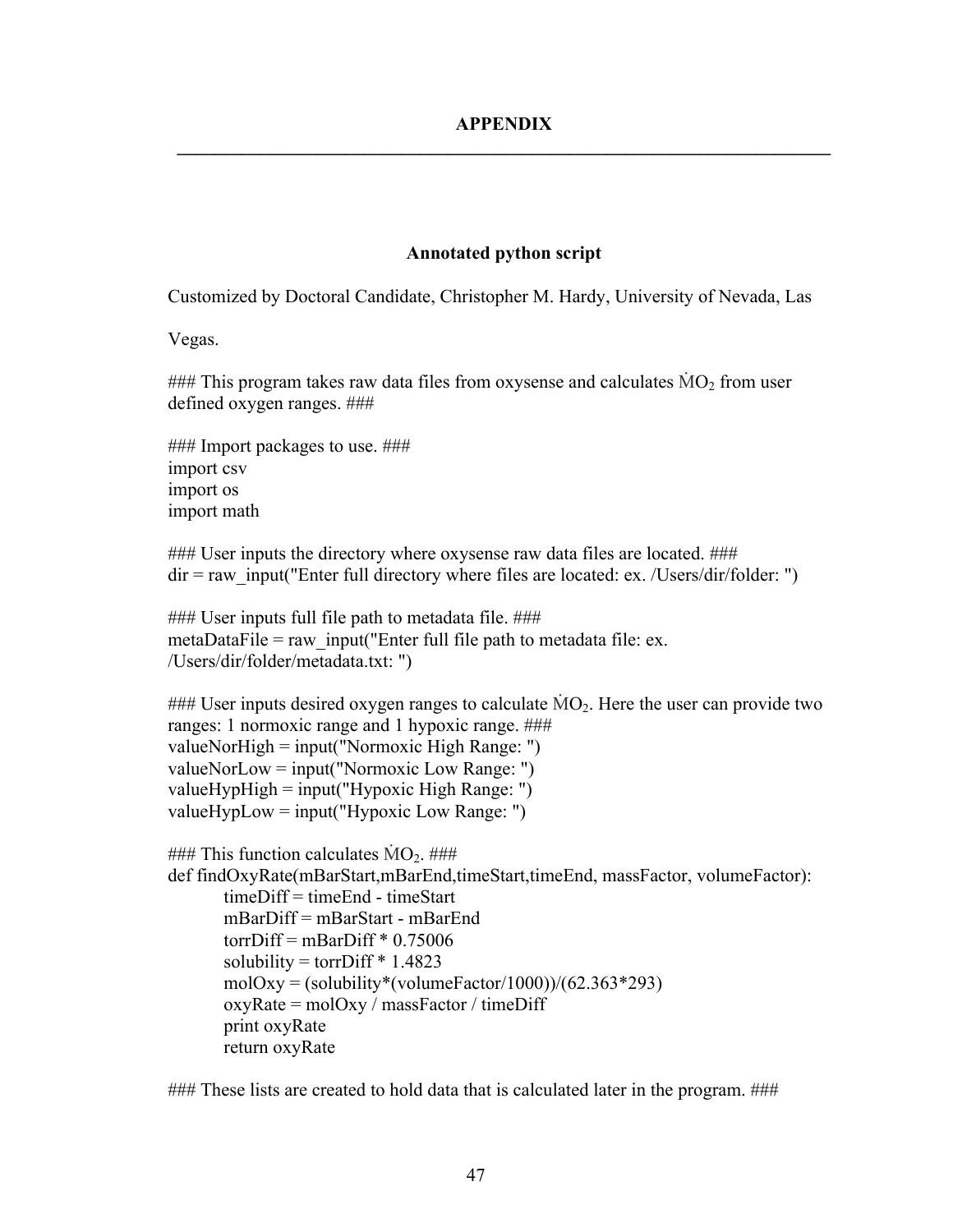# APPENDIX

## Annotated python script

Customized by Doctoral Candidate, Christopher M. Hardy, University of Nevada, Las Vegas.

```
### This program takes raw data files from oxysense and calculates ṀO2 from user
defined oxygen ranges. ###

### Import packages to use. ###
import csv
import os
import math

### User inputs the directory where oxysense raw data files are located. ###
dir = raw_input("Enter full directory where files are located: ex. /Users/dir/folder: ")

### User inputs full file path to metadata file. ###
metaDataFile = raw_input("Enter full file path to metadata file: ex.
/Users/dir/folder/metadata.txt: ")

### User inputs desired oxygen ranges to calculate ṀO2. Here the user can provide two
ranges: 1 normoxic range and 1 hypoxic range. ###
valueNorHigh = input("Normoxic High Range: ")
valueNorLow = input("Normoxic Low Range: ")
valueHypHigh = input("Hypoxic High Range: ")
valueHypLow = input("Hypoxic Low Range: ")

### This function calculates ṀO2. ###
def findOxyRate(mBarStart,mBarEnd,timeStart,timeEnd, massFactor, volumeFactor):
	timeDiff = timeEnd - timeStart
	mBarDiff = mBarStart - mBarEnd
	torrDiff = mBarDiff * 0.75006
	solubility = torrDiff * 1.4823
	molOxy = (solubility*(volumeFactor/1000))/(62.363*293)
	oxyRate = molOxy / massFactor / timeDiff
	print oxyRate
	return oxyRate

### These lists are created to hold data that is calculated later in the program. ###
```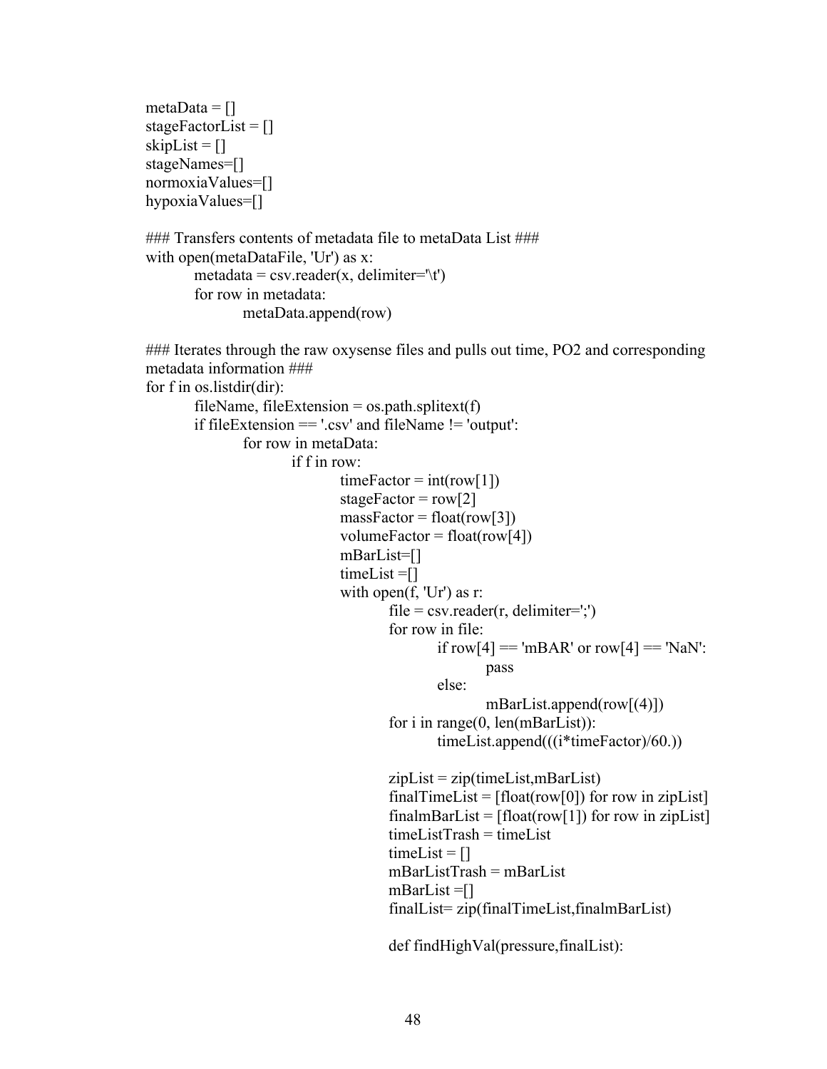```
metaData = []
stageFactorList = []
skipList = []
stageNames=[]
normoxiaValues=[]
hypoxiaValues=[]

### Transfers contents of metadata file to metaData List ###
with open(metaDataFile, 'Ur') as x:
        metadata = csv.reader(x, delimiter='\t')
        for row in metadata:
                metaData.append(row)

### Iterates through the raw oxysense files and pulls out time, PO2 and corresponding
metadata information ###
for f in os.listdir(dir):
        fileName, fileExtension = os.path.splitext(f)
        if fileExtension == '.csv' and fileName != 'output':
                for row in metaData:
                        if f in row:
                                timeFactor = int(row[1])
                                stageFactor = row[2]
                                massFactor = float(row[3])
                                volumeFactor = float(row[4])
                                mBarList=[]
                                timeList =[]
                                with open(f, 'Ur') as r:
                                        file = csv.reader(r, delimiter=';')
                                        for row in file:
                                                if row[4] == 'mBAR' or row[4] == 'NaN':
                                                        pass
                                                else:
                                                        mBarList.append(row[(4)])
                                        for i in range(0, len(mBarList)):
                                                timeList.append(((i*timeFactor)/60.))

                                        zipList = zip(timeList,mBarList)
                                        finalTimeList = [float(row[0]) for row in zipList]
                                        finalmBarList = [float(row[1]) for row in zipList]
                                        timeListTrash = timeList
                                        timeList = []
                                        mBarListTrash = mBarList
                                        mBarList =[]
                                        finalList= zip(finalTimeList,finalmBarList)

                                        def findHighVal(pressure,finalList):
```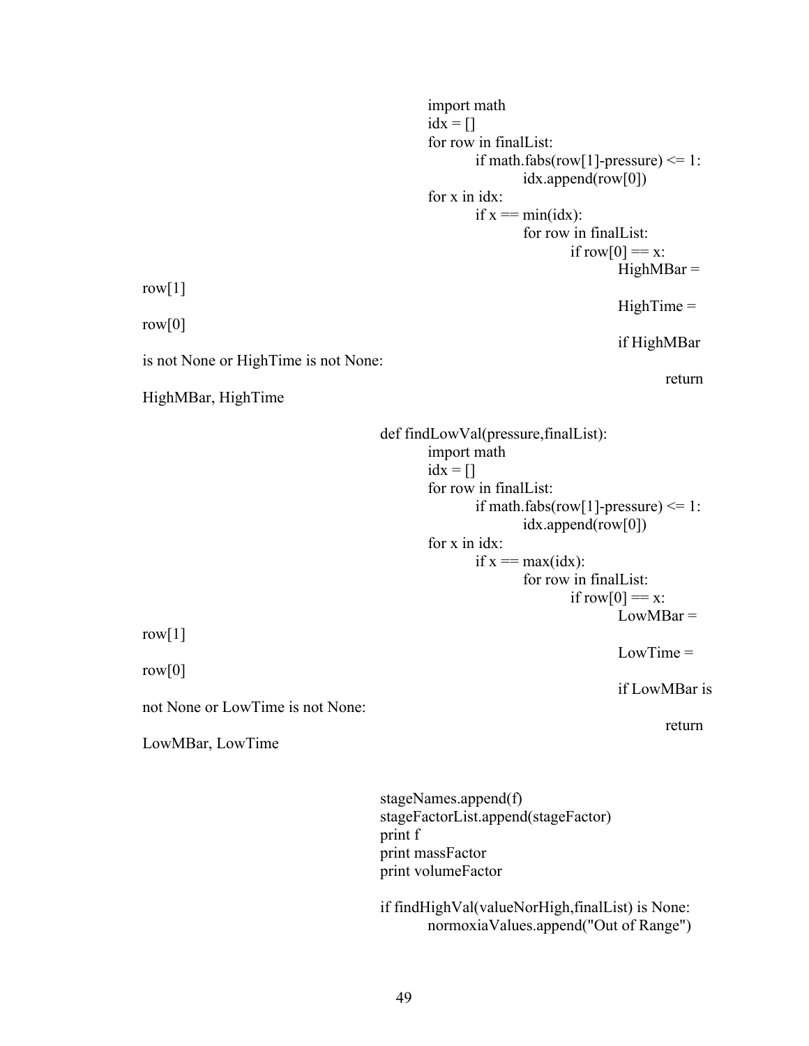```
                import math
                idx = []
                for row in finalList:
                        if math.fabs(row[1]-pressure) <= 1:
                                idx.append(row[0])
                for x in idx:
                        if x == min(idx):
                                for row in finalList:
                                        if row[0] == x:
                                                HighMBar =
row[1]
                                                HighTime =
row[0]
                                                if HighMBar
is not None or HighTime is not None:
                                                        return
HighMBar, HighTime

        def findLowVal(pressure,finalList):
                import math
                idx = []
                for row in finalList:
                        if math.fabs(row[1]-pressure) <= 1:
                                idx.append(row[0])
                for x in idx:
                        if x == max(idx):
                                for row in finalList:
                                        if row[0] == x:
                                                LowMBar =
row[1]
                                                LowTime =
row[0]
                                                if LowMBar is
not None or LowTime is not None:
                                                        return
LowMBar, LowTime


        stageNames.append(f)
        stageFactorList.append(stageFactor)
        print f
        print massFactor
        print volumeFactor

        if findHighVal(valueNorHigh,finalList) is None:
                normoxiaValues.append("Out of Range")
```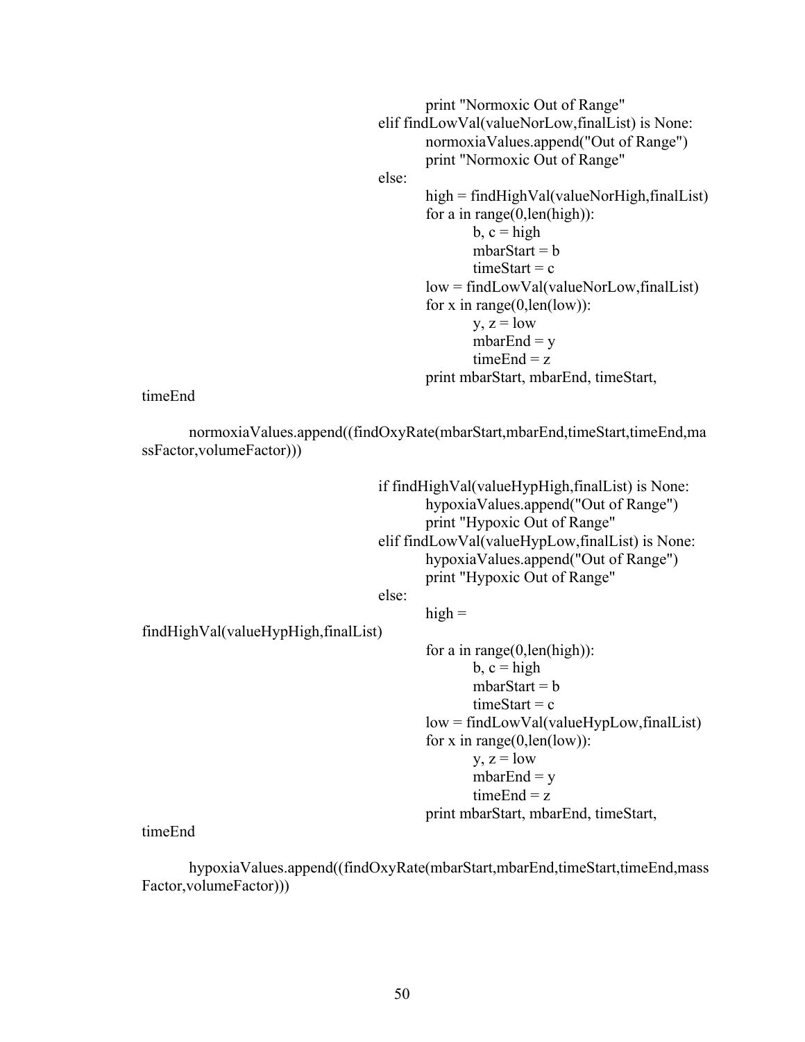```
                                        print "Normoxic Out of Range"
                                elif findLowVal(valueNorLow,finalList) is None:
                                        normoxiaValues.append("Out of Range")
                                        print "Normoxic Out of Range"
                                else:
                                        high = findHighVal(valueNorHigh,finalList)
                                        for a in range(0,len(high)):
                                                b, c = high
                                                mbarStart = b
                                                timeStart = c
                                        low = findLowVal(valueNorLow,finalList)
                                        for x in range(0,len(low)):
                                                y, z = low
                                                mbarEnd = y
                                                timeEnd = z
                                        print mbarStart, mbarEnd, timeStart,
timeEnd

        normoxiaValues.append((findOxyRate(mbarStart,mbarEnd,timeStart,timeEnd,ma
ssFactor,volumeFactor)))

                                if findHighVal(valueHypHigh,finalList) is None:
                                        hypoxiaValues.append("Out of Range")
                                        print "Hypoxic Out of Range"
                                elif findLowVal(valueHypLow,finalList) is None:
                                        hypoxiaValues.append("Out of Range")
                                        print "Hypoxic Out of Range"
                                else:
                                        high =
findHighVal(valueHypHigh,finalList)
                                        for a in range(0,len(high)):
                                                b, c = high
                                                mbarStart = b
                                                timeStart = c
                                        low = findLowVal(valueHypLow,finalList)
                                        for x in range(0,len(low)):
                                                y, z = low
                                                mbarEnd = y
                                                timeEnd = z
                                        print mbarStart, mbarEnd, timeStart,
timeEnd

        hypoxiaValues.append((findOxyRate(mbarStart,mbarEnd,timeStart,timeEnd,mass
Factor,volumeFactor)))
```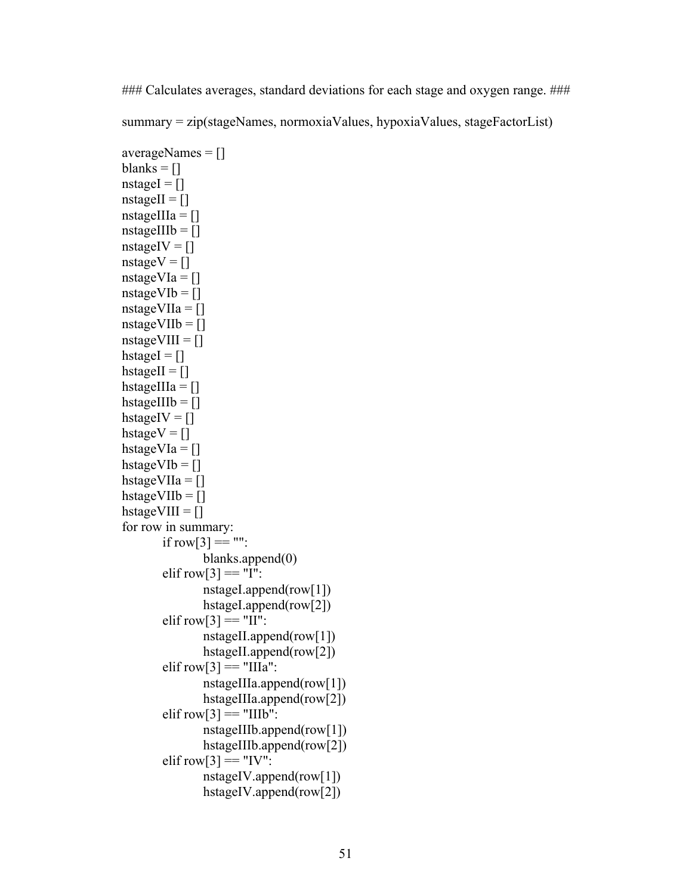```
### Calculates averages, standard deviations for each stage and oxygen range. ###

summary = zip(stageNames, normoxiaValues, hypoxiaValues, stageFactorList)

averageNames = []
blanks = []
nstageI = []
nstageII = []
nstageIIIa = []
nstageIIIb = []
nstageIV = []
nstageV = []
nstageVIa = []
nstageVIb = []
nstageVIIa = []
nstageVIIb = []
nstageVIII = []
hstageI = []
hstageII = []
hstageIIIa = []
hstageIIIb = []
hstageIV = []
hstageV = []
hstageVIa = []
hstageVIb = []
hstageVIIa = []
hstageVIIb = []
hstageVIII = []
for row in summary:
        if row[3] == "":
                blanks.append(0)
        elif row[3] == "I":
                nstageI.append(row[1])
                hstageI.append(row[2])
        elif row[3] == "II":
                nstageII.append(row[1])
                hstageII.append(row[2])
        elif row[3] == "IIIa":
                nstageIIIa.append(row[1])
                hstageIIIa.append(row[2])
        elif row[3] == "IIIb":
                nstageIIIb.append(row[1])
                hstageIIIb.append(row[2])
        elif row[3] == "IV":
                nstageIV.append(row[1])
                hstageIV.append(row[2])
```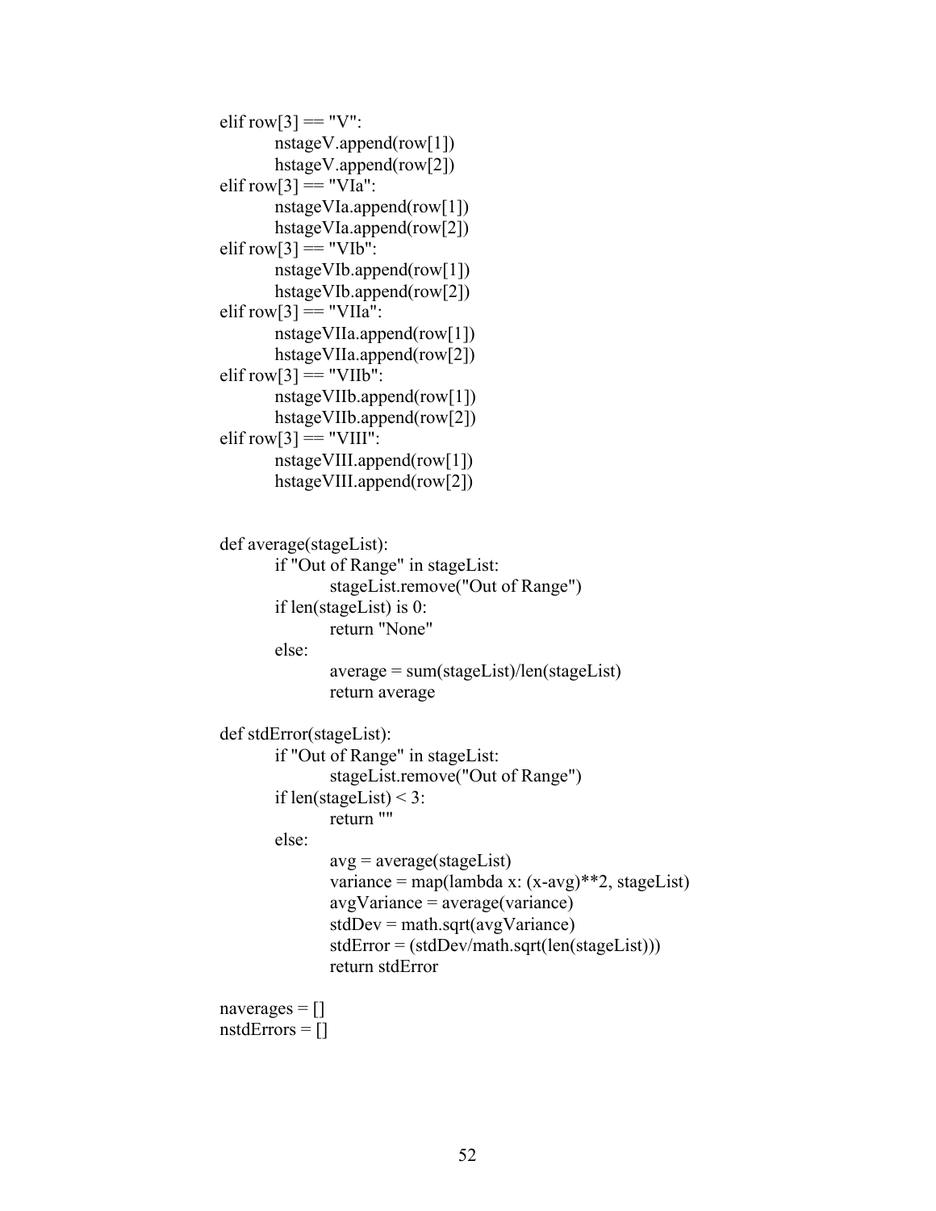```
elif row[3] == "V":
        nstageV.append(row[1])
        hstageV.append(row[2])
elif row[3] == "VIa":
        nstageVIa.append(row[1])
        hstageVIa.append(row[2])
elif row[3] == "VIb":
        nstageVIb.append(row[1])
        hstageVIb.append(row[2])
elif row[3] == "VIIa":
        nstageVIIa.append(row[1])
        hstageVIIa.append(row[2])
elif row[3] == "VIIb":
        nstageVIIb.append(row[1])
        hstageVIIb.append(row[2])
elif row[3] == "VIII":
        nstageVIII.append(row[1])
        hstageVIII.append(row[2])


def average(stageList):
        if "Out of Range" in stageList:
                stageList.remove("Out of Range")
        if len(stageList) is 0:
                return "None"
        else:
                average = sum(stageList)/len(stageList)
                return average

def stdError(stageList):
        if "Out of Range" in stageList:
                stageList.remove("Out of Range")
        if len(stageList) < 3:
                return ""
        else:
                avg = average(stageList)
                variance = map(lambda x: (x-avg)**2, stageList)
                avgVariance = average(variance)
                stdDev = math.sqrt(avgVariance)
                stdError = (stdDev/math.sqrt(len(stageList)))
                return stdError

naverages = []
nstdErrors = []
```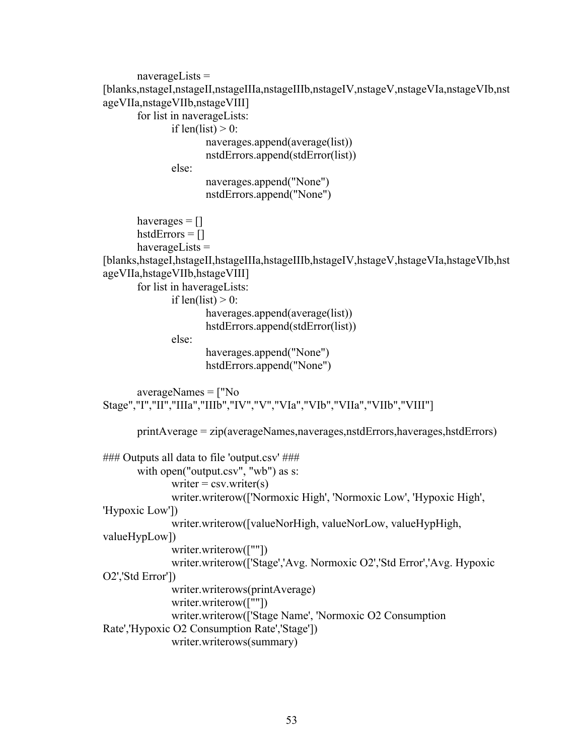```
        naverageLists = 
[blanks,nstageI,nstageII,nstageIIIa,nstageIIIb,nstageIV,nstageV,nstageVIa,nstageVIb,nst
ageVIIa,nstageVIIb,nstageVIII]
        for list in naverageLists:
                if len(list) > 0:
                        naverages.append(average(list))
                        nstdErrors.append(stdError(list))
                else:
                        naverages.append("None")
                        nstdErrors.append("None")

        haverages = []
        hstdErrors = []
        haverageLists = 
[blanks,hstageI,hstageII,hstageIIIa,hstageIIIb,hstageIV,hstageV,hstageVIa,hstageVIb,hst
ageVIIa,hstageVIIb,hstageVIII]
        for list in haverageLists:
                if len(list) > 0:
                        haverages.append(average(list))
                        hstdErrors.append(stdError(list))
                else:
                        haverages.append("None")
                        hstdErrors.append("None")

        averageNames = ["No 
Stage","I","II","IIIa","IIIb","IV","V","VIa","VIb","VIIa","VIIb","VIII"]

        printAverage = zip(averageNames,naverages,nstdErrors,haverages,hstdErrors)

### Outputs all data to file 'output.csv' ###
        with open("output.csv", "wb") as s:
                writer = csv.writer(s)
                writer.writerow(['Normoxic High', 'Normoxic Low', 'Hypoxic High', 
'Hypoxic Low'])
                writer.writerow([valueNorHigh, valueNorLow, valueHypHigh, 
valueHypLow])
                writer.writerow([""])
                writer.writerow(['Stage','Avg. Normoxic O2','Std Error','Avg. Hypoxic 
O2','Std Error'])
                writer.writerows(printAverage)
                writer.writerow([""])
                writer.writerow(['Stage Name', 'Normoxic O2 Consumption 
Rate','Hypoxic O2 Consumption Rate','Stage'])
                writer.writerows(summary)
```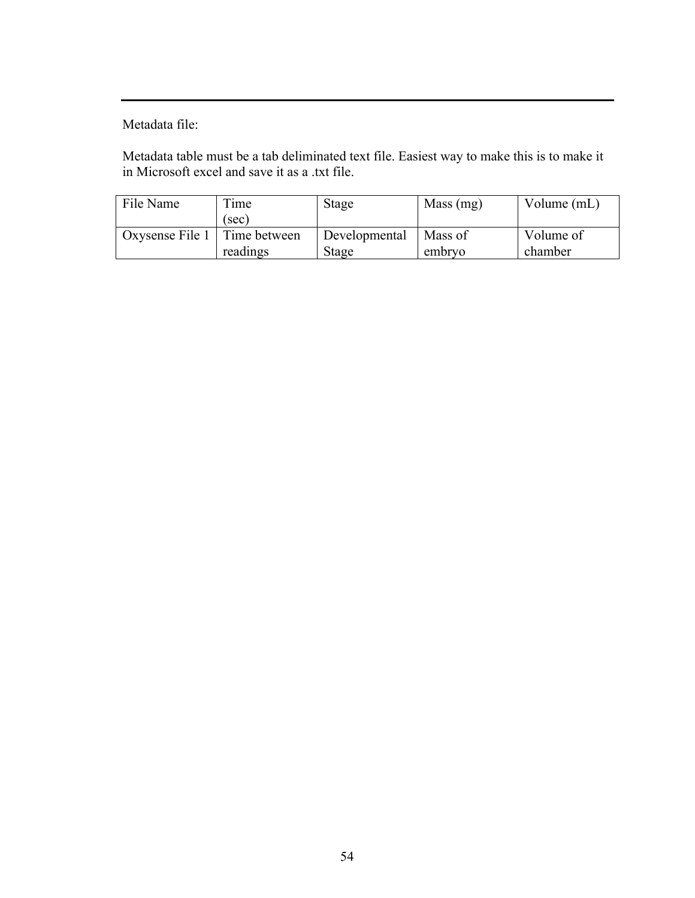---

Metadata file:

Metadata table must be a tab deliminated text file. Easiest way to make this is to make it in Microsoft excel and save it as a .txt file.

| File Name | Time (sec) | Stage | Mass (mg) | Volume (mL) |
|---|---|---|---|---|
| Oxysense File 1 | Time between readings | Developmental Stage | Mass of embryo | Volume of chamber |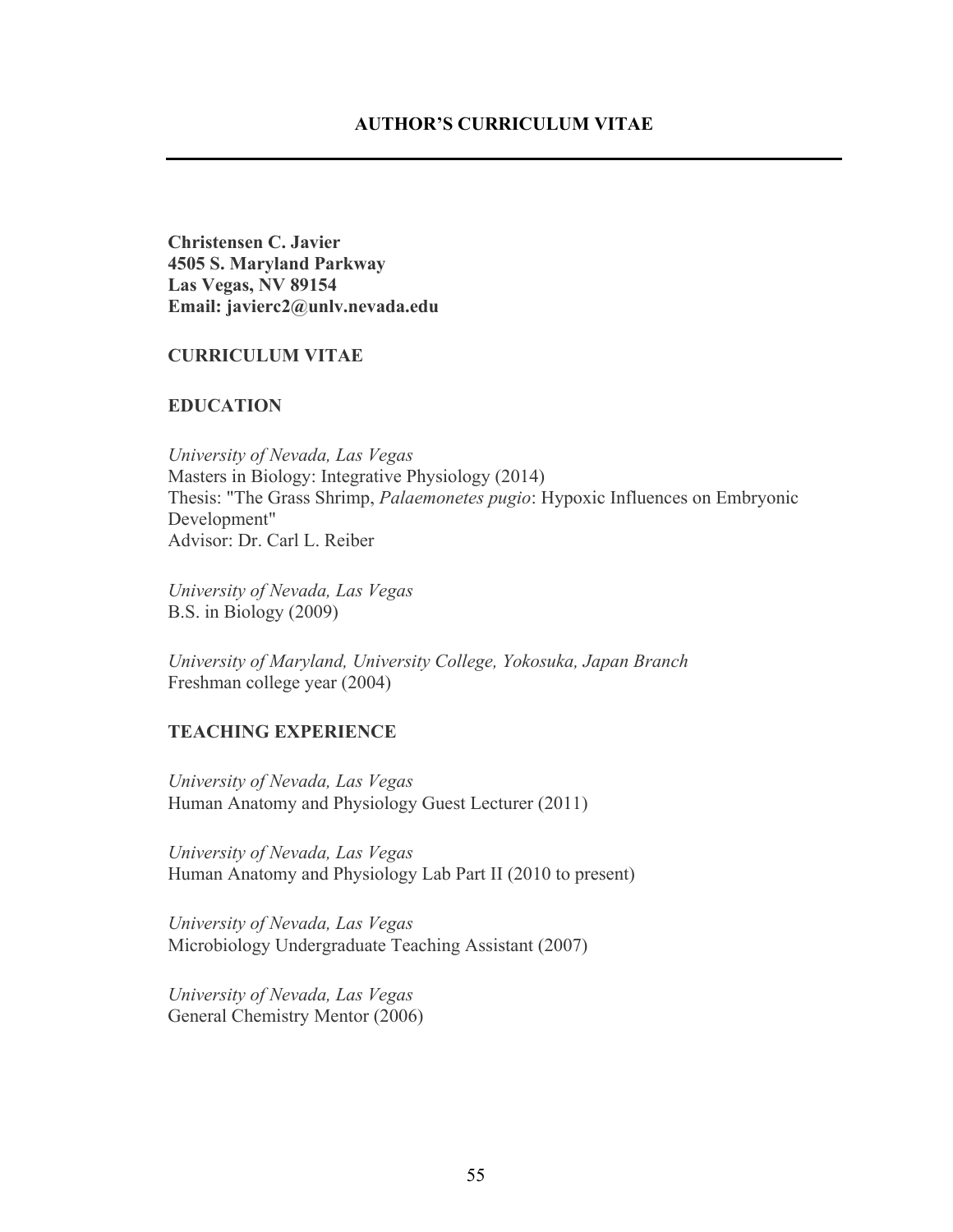# AUTHOR'S CURRICULUM VITAE

**Christensen C. Javier**
**4505 S. Maryland Parkway**
**Las Vegas, NV 89154**
**Email: javierc2@unlv.nevada.edu**

## CURRICULUM VITAE

## EDUCATION

*University of Nevada, Las Vegas*
Masters in Biology: Integrative Physiology (2014)
Thesis: "The Grass Shrimp, *Palaemonetes pugio*: Hypoxic Influences on Embryonic Development"
Advisor: Dr. Carl L. Reiber

*University of Nevada, Las Vegas*
B.S. in Biology (2009)

*University of Maryland, University College, Yokosuka, Japan Branch*
Freshman college year (2004)

## TEACHING EXPERIENCE

*University of Nevada, Las Vegas*
Human Anatomy and Physiology Guest Lecturer (2011)

*University of Nevada, Las Vegas*
Human Anatomy and Physiology Lab Part II (2010 to present)

*University of Nevada, Las Vegas*
Microbiology Undergraduate Teaching Assistant (2007)

*University of Nevada, Las Vegas*
General Chemistry Mentor (2006)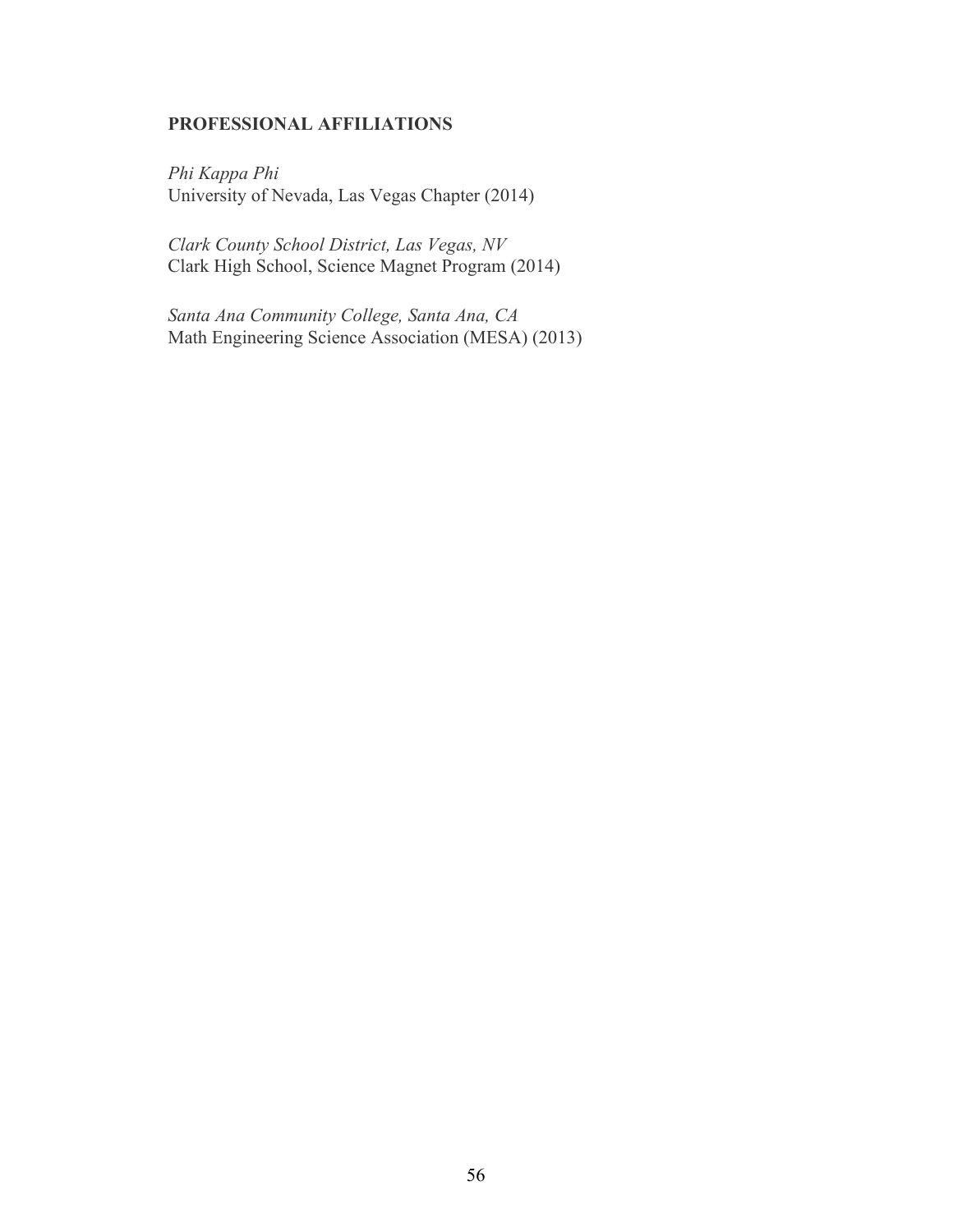**PROFESSIONAL AFFILIATIONS**

*Phi Kappa Phi*
University of Nevada, Las Vegas Chapter (2014)

*Clark County School District, Las Vegas, NV*
Clark High School, Science Magnet Program (2014)

*Santa Ana Community College, Santa Ana, CA*
Math Engineering Science Association (MESA) (2013)